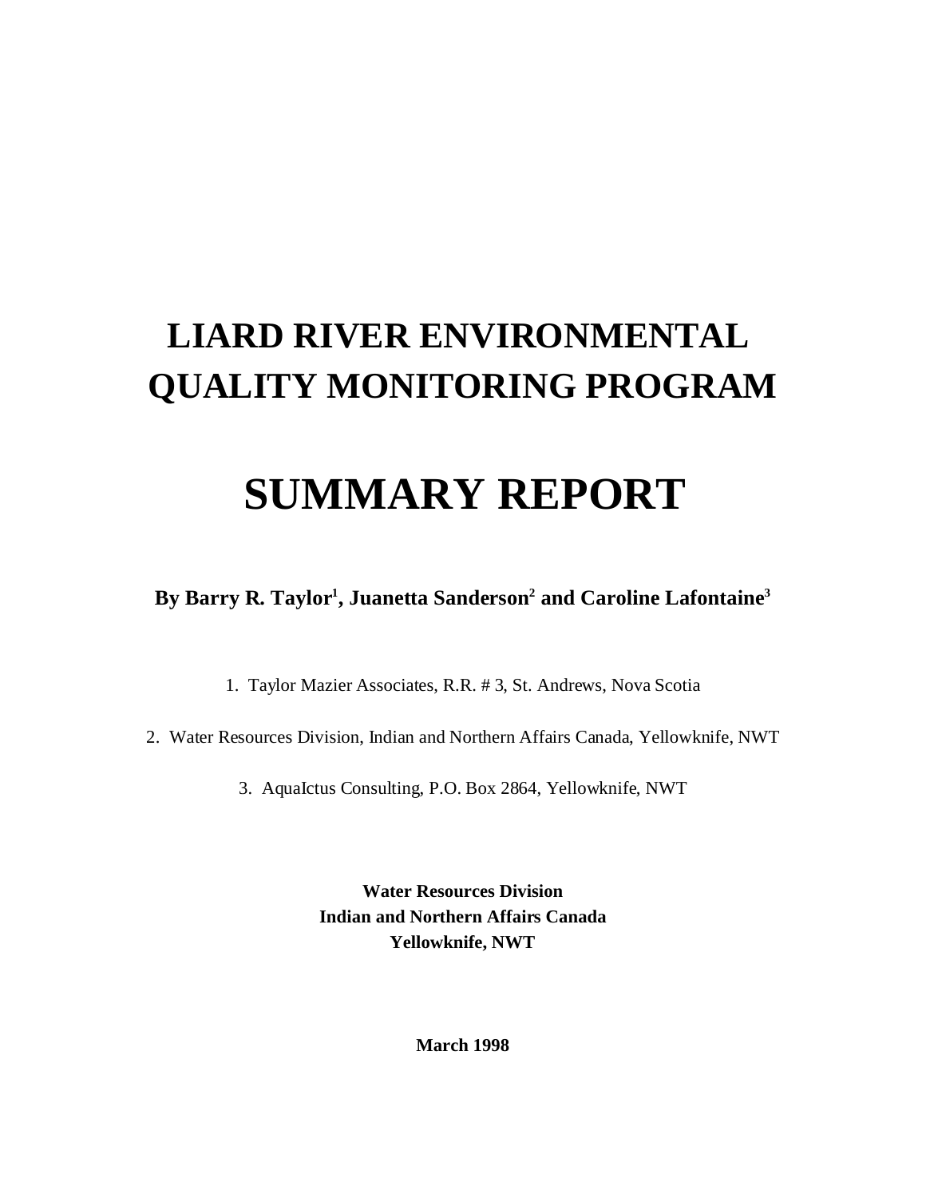# LIARD RIVER ENVIRONMENTAL QUALITY MONITORING PROGRAM

# SUMMARY REPORT

**By Barry R. Taylor[1], Juanetta Sanderson[2] and Caroline Lafontaine[3]**

1. Taylor Mazier Associates, R.R. # 3, St. Andrews, Nova Scotia

2. Water Resources Division, Indian and Northern Affairs Canada, Yellowknife, NWT

3. AquaIctus Consulting, P.O. Box 2864, Yellowknife, NWT

**Water Resources Division**
**Indian and Northern Affairs Canada**
**Yellowknife, NWT**

**March 1998**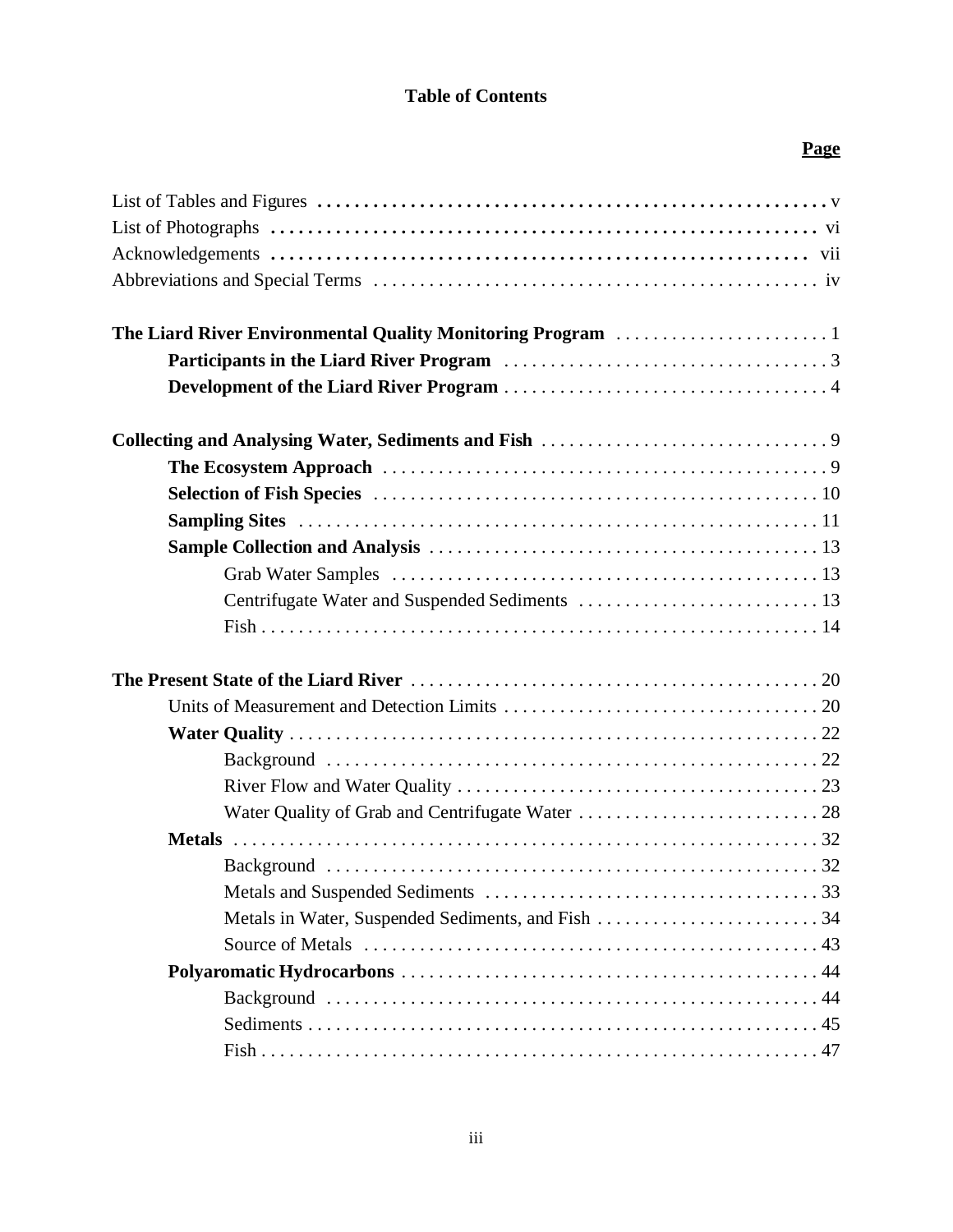**Table of Contents**

**Page**

List of Tables and Figures . . . . . . . . . . . . . . . . . . . . . . . . . . . . . . . . . . . . . . . . . . . . . . . . . . . . . . v
List of Photographs . . . . . . . . . . . . . . . . . . . . . . . . . . . . . . . . . . . . . . . . . . . . . . . . . . . . . . . vi
Acknowledgements . . . . . . . . . . . . . . . . . . . . . . . . . . . . . . . . . . . . . . . . . . . . . . . . . . . . . . . vii
Abbreviations and Special Terms . . . . . . . . . . . . . . . . . . . . . . . . . . . . . . . . . . . . . . . . . . . . . . iv

**The Liard River Environmental Quality Monitoring Program** . . . . . . . . . . . . . . . . . . . . . . . 1
- **Participants in the Liard River Program** . . . . . . . . . . . . . . . . . . . . . . . . . . . . . . . . . . . 3
- **Development of the Liard River Program** . . . . . . . . . . . . . . . . . . . . . . . . . . . . . . . . . . 4

**Collecting and Analysing Water, Sediments and Fish** . . . . . . . . . . . . . . . . . . . . . . . . . . . . . . 9
- **The Ecosystem Approach** . . . . . . . . . . . . . . . . . . . . . . . . . . . . . . . . . . . . . . . . . . . . . . . 9
- **Selection of Fish Species** . . . . . . . . . . . . . . . . . . . . . . . . . . . . . . . . . . . . . . . . . . . . . . . 10
- **Sampling Sites** . . . . . . . . . . . . . . . . . . . . . . . . . . . . . . . . . . . . . . . . . . . . . . . . . . . . . . . 11
- **Sample Collection and Analysis** . . . . . . . . . . . . . . . . . . . . . . . . . . . . . . . . . . . . . . . . . . 13
  - Grab Water Samples . . . . . . . . . . . . . . . . . . . . . . . . . . . . . . . . . . . . . . . . . . . . . . . 13
  - Centrifugate Water and Suspended Sediments . . . . . . . . . . . . . . . . . . . . . . . . . . 13
  - Fish . . . . . . . . . . . . . . . . . . . . . . . . . . . . . . . . . . . . . . . . . . . . . . . . . . . . . . . . . . . . 14

**The Present State of the Liard River** . . . . . . . . . . . . . . . . . . . . . . . . . . . . . . . . . . . . . . . . . . . 20
- Units of Measurement and Detection Limits . . . . . . . . . . . . . . . . . . . . . . . . . . . . . . . . . 20
- **Water Quality** . . . . . . . . . . . . . . . . . . . . . . . . . . . . . . . . . . . . . . . . . . . . . . . . . . . . . . . . 22
  - Background . . . . . . . . . . . . . . . . . . . . . . . . . . . . . . . . . . . . . . . . . . . . . . . . . . . . . . 22
  - River Flow and Water Quality . . . . . . . . . . . . . . . . . . . . . . . . . . . . . . . . . . . . . . . . 23
  - Water Quality of Grab and Centrifugate Water . . . . . . . . . . . . . . . . . . . . . . . . . . 28
- **Metals** . . . . . . . . . . . . . . . . . . . . . . . . . . . . . . . . . . . . . . . . . . . . . . . . . . . . . . . . . . . . . 32
  - Background . . . . . . . . . . . . . . . . . . . . . . . . . . . . . . . . . . . . . . . . . . . . . . . . . . . . . . 32
  - Metals and Suspended Sediments . . . . . . . . . . . . . . . . . . . . . . . . . . . . . . . . . . . . 33
  - Metals in Water, Suspended Sediments, and Fish . . . . . . . . . . . . . . . . . . . . . . . . 34
  - Source of Metals . . . . . . . . . . . . . . . . . . . . . . . . . . . . . . . . . . . . . . . . . . . . . . . . . . 43
- **Polyaromatic Hydrocarbons** . . . . . . . . . . . . . . . . . . . . . . . . . . . . . . . . . . . . . . . . . . . . . 44
  - Background . . . . . . . . . . . . . . . . . . . . . . . . . . . . . . . . . . . . . . . . . . . . . . . . . . . . . . 44
  - Sediments . . . . . . . . . . . . . . . . . . . . . . . . . . . . . . . . . . . . . . . . . . . . . . . . . . . . . . . 45
  - Fish . . . . . . . . . . . . . . . . . . . . . . . . . . . . . . . . . . . . . . . . . . . . . . . . . . . . . . . . . . . . 47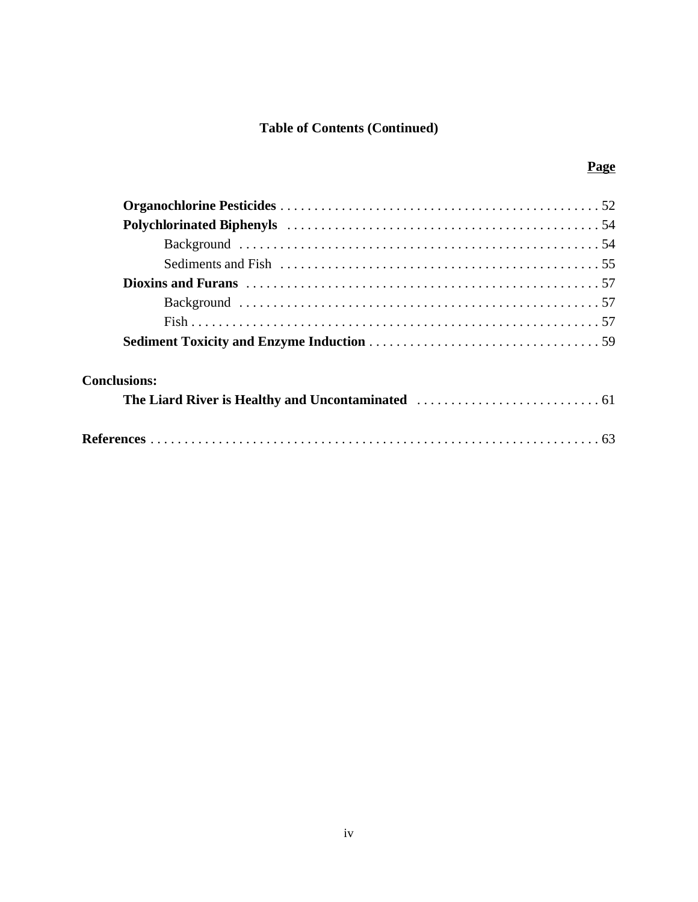**Table of Contents (Continued)**

| | Page |
|---|---|
| **Organochlorine Pesticides** | 52 |
| **Polychlorinated Biphenyls** | 54 |
| Background | 54 |
| Sediments and Fish | 55 |
| **Dioxins and Furans** | 57 |
| Background | 57 |
| Fish | 57 |
| **Sediment Toxicity and Enzyme Induction** | 59 |
| **Conclusions:** | |
| **The Liard River is Healthy and Uncontaminated** | 61 |
| **References** | 63 |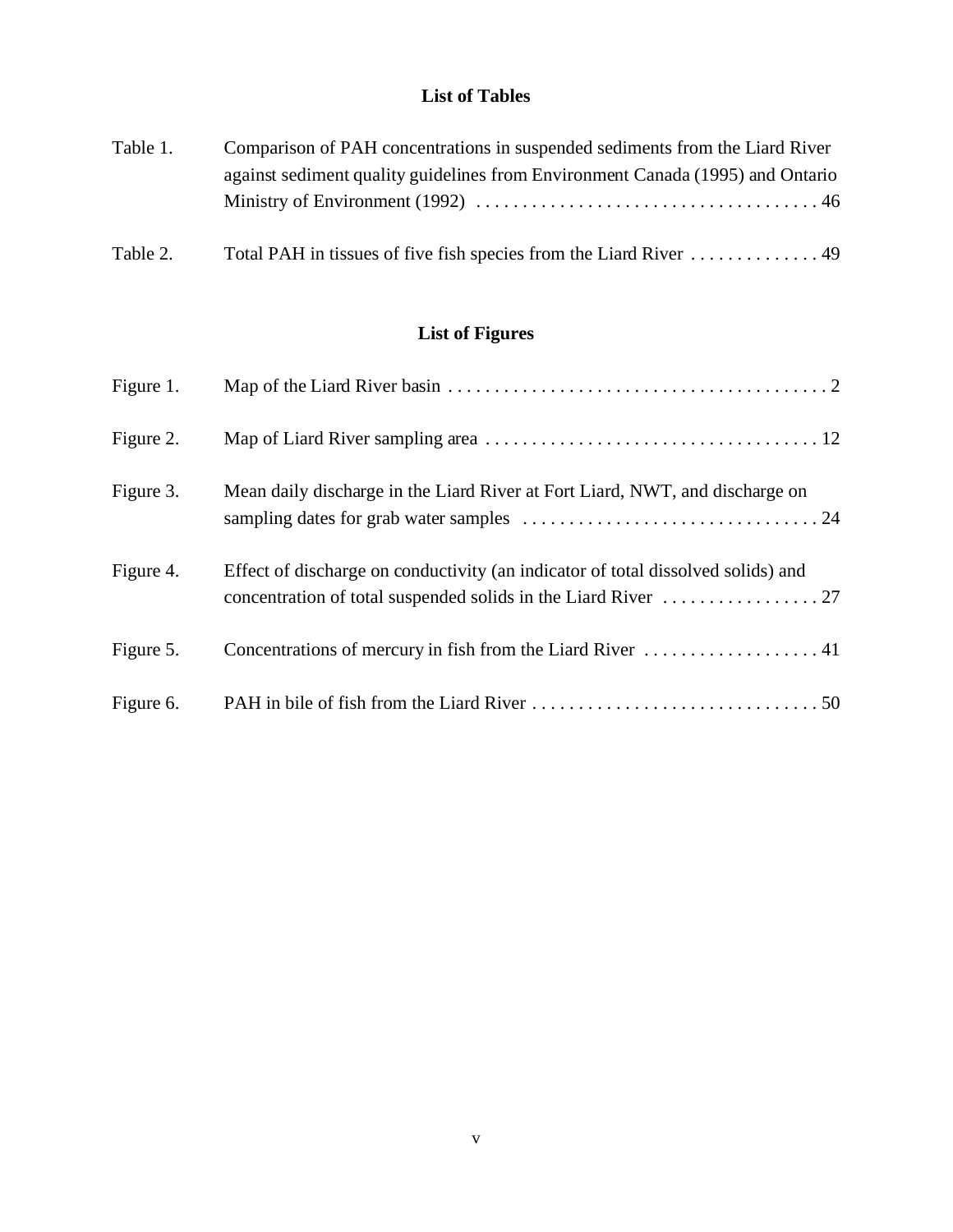## List of Tables

Table 1. Comparison of PAH concentrations in suspended sediments from the Liard River against sediment quality guidelines from Environment Canada (1995) and Ontario Ministry of Environment (1992) . . . . . . . . . . . . . . . . . . . . . . . . . . . . . . . . . . . . 46

Table 2. Total PAH in tissues of five fish species from the Liard River . . . . . . . . . . . . . . 49

## List of Figures

Figure 1. Map of the Liard River basin . . . . . . . . . . . . . . . . . . . . . . . . . . . . . . . . . . . . . . . . . . 2

Figure 2. Map of Liard River sampling area . . . . . . . . . . . . . . . . . . . . . . . . . . . . . . . . . . . . 12

Figure 3. Mean daily discharge in the Liard River at Fort Liard, NWT, and discharge on sampling dates for grab water samples . . . . . . . . . . . . . . . . . . . . . . . . . . . . . . . . 24

Figure 4. Effect of discharge on conductivity (an indicator of total dissolved solids) and concentration of total suspended solids in the Liard River . . . . . . . . . . . . . . . . . 27

Figure 5. Concentrations of mercury in fish from the Liard River . . . . . . . . . . . . . . . . . . . 41

Figure 6. PAH in bile of fish from the Liard River . . . . . . . . . . . . . . . . . . . . . . . . . . . . . . . 50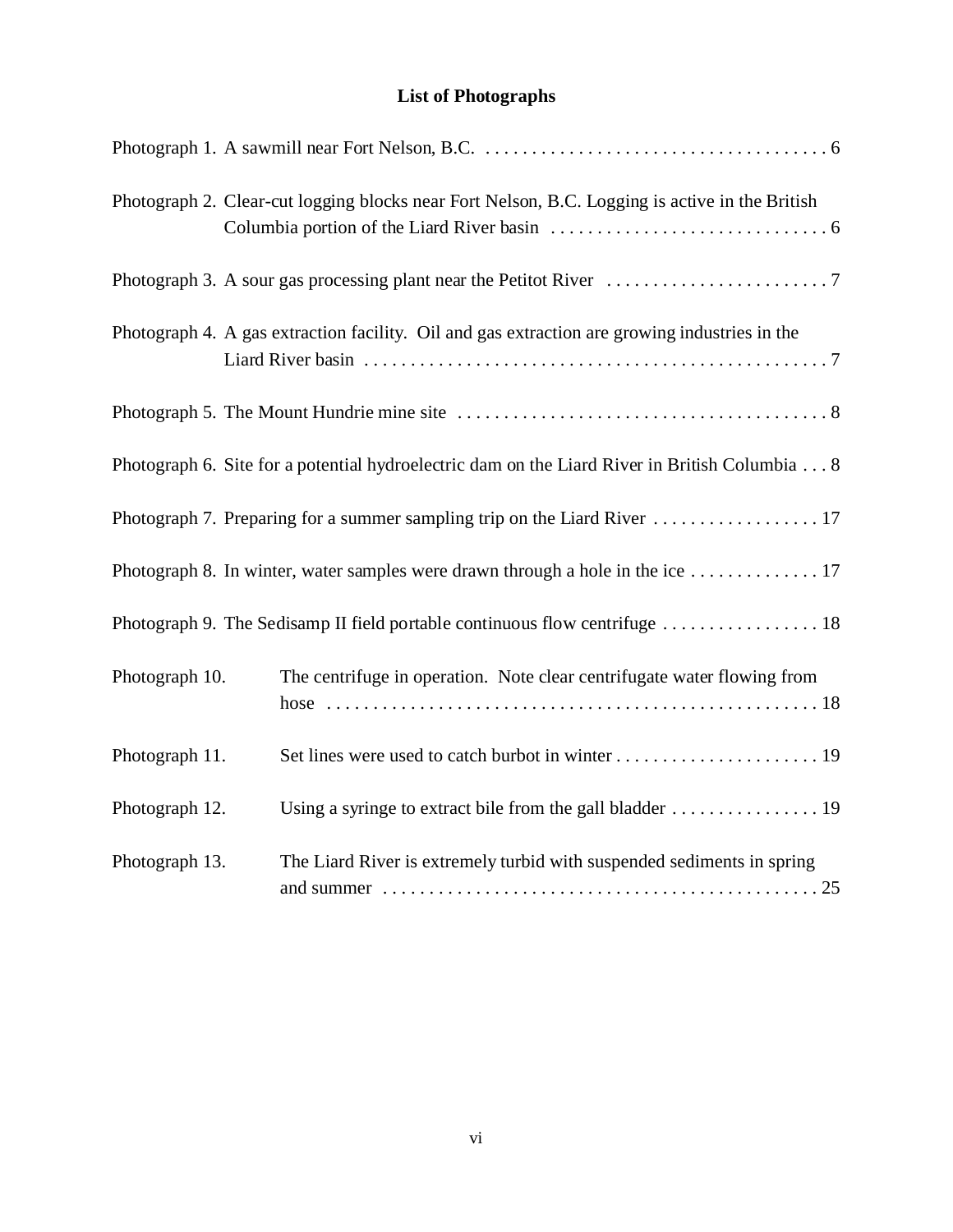## List of Photographs

Photograph 1. A sawmill near Fort Nelson, B.C. . . . . . . . . . . . . . . . . . . . . . . . . . . . . . . . . . . . . . 6

Photograph 2. Clear-cut logging blocks near Fort Nelson, B.C. Logging is active in the British Columbia portion of the Liard River basin . . . . . . . . . . . . . . . . . . . . . . . . . . . . . . 6

Photograph 3. A sour gas processing plant near the Petitot River . . . . . . . . . . . . . . . . . . . . . . . . . 7

Photograph 4. A gas extraction facility. Oil and gas extraction are growing industries in the Liard River basin . . . . . . . . . . . . . . . . . . . . . . . . . . . . . . . . . . . . . . . . . . . . . . . . . . 7

Photograph 5. The Mount Hundrie mine site . . . . . . . . . . . . . . . . . . . . . . . . . . . . . . . . . . . . . . . . 8

Photograph 6. Site for a potential hydroelectric dam on the Liard River in British Columbia . . . 8

Photograph 7. Preparing for a summer sampling trip on the Liard River . . . . . . . . . . . . . . . . . . 17

Photograph 8. In winter, water samples were drawn through a hole in the ice . . . . . . . . . . . . . . 17

Photograph 9. The Sedisamp II field portable continuous flow centrifuge . . . . . . . . . . . . . . . . . 18

Photograph 10. The centrifuge in operation. Note clear centrifugate water flowing from hose . . . . . . . . . . . . . . . . . . . . . . . . . . . . . . . . . . . . . . . . . . . . . . . . . . . . . 18

Photograph 11. Set lines were used to catch burbot in winter . . . . . . . . . . . . . . . . . . . . . . 19

Photograph 12. Using a syringe to extract bile from the gall bladder . . . . . . . . . . . . . . . . 19

Photograph 13. The Liard River is extremely turbid with suspended sediments in spring and summer . . . . . . . . . . . . . . . . . . . . . . . . . . . . . . . . . . . . . . . . . . . . . . . 25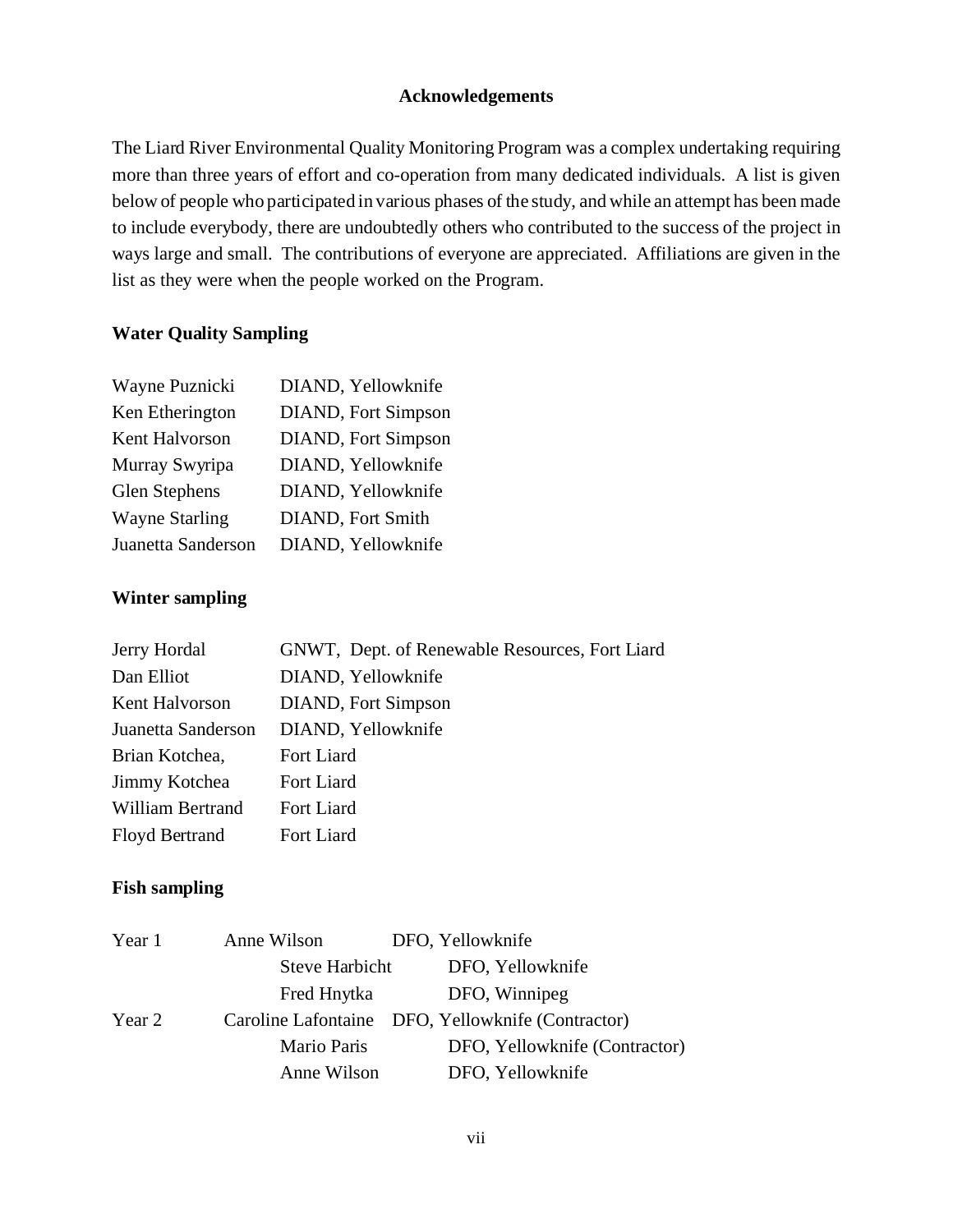## Acknowledgements

The Liard River Environmental Quality Monitoring Program was a complex undertaking requiring more than three years of effort and co-operation from many dedicated individuals. A list is given below of people who participated in various phases of the study, and while an attempt has been made to include everybody, there are undoubtedly others who contributed to the success of the project in ways large and small. The contributions of everyone are appreciated. Affiliations are given in the list as they were when the people worked on the Program.

### Water Quality Sampling

| | |
|---|---|
| Wayne Puznicki | DIAND, Yellowknife |
| Ken Etherington | DIAND, Fort Simpson |
| Kent Halvorson | DIAND, Fort Simpson |
| Murray Swyripa | DIAND, Yellowknife |
| Glen Stephens | DIAND, Yellowknife |
| Wayne Starling | DIAND, Fort Smith |
| Juanetta Sanderson | DIAND, Yellowknife |

### Winter sampling

| | |
|---|---|
| Jerry Hordal | GNWT, Dept. of Renewable Resources, Fort Liard |
| Dan Elliot | DIAND, Yellowknife |
| Kent Halvorson | DIAND, Fort Simpson |
| Juanetta Sanderson | DIAND, Yellowknife |
| Brian Kotchea, | Fort Liard |
| Jimmy Kotchea | Fort Liard |
| William Bertrand | Fort Liard |
| Floyd Bertrand | Fort Liard |

### Fish sampling

| | | |
|---|---|---|
| Year 1 | Anne Wilson | DFO, Yellowknife |
| | Steve Harbicht | DFO, Yellowknife |
| | Fred Hnytka | DFO, Winnipeg |
| Year 2 | Caroline Lafontaine | DFO, Yellowknife (Contractor) |
| | Mario Paris | DFO, Yellowknife (Contractor) |
| | Anne Wilson | DFO, Yellowknife |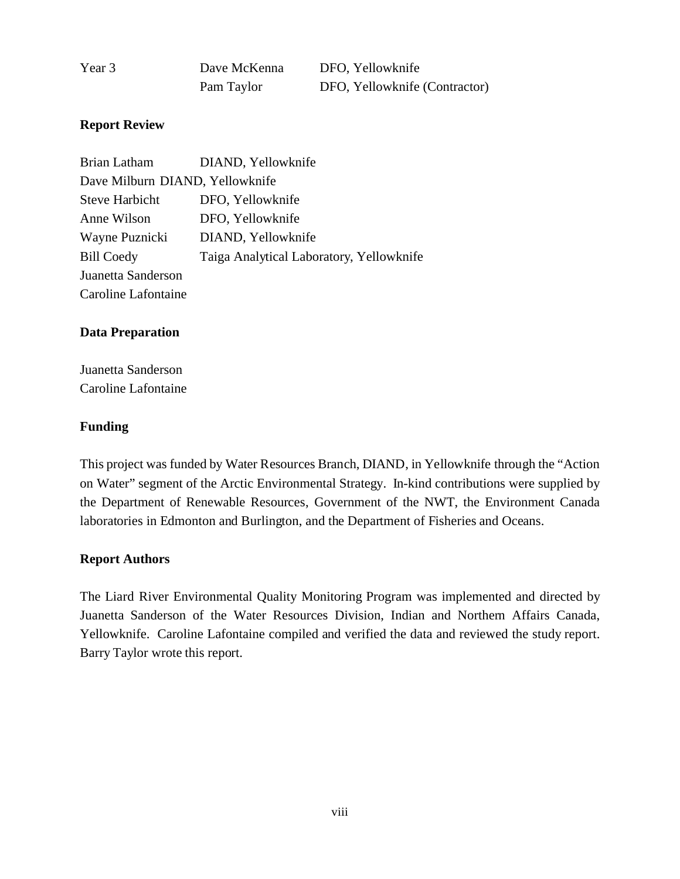| | | |
|---|---|---|
| Year 3 | Dave McKenna | DFO, Yellowknife |
| | Pam Taylor | DFO, Yellowknife (Contractor) |

**Report Review**

| | |
|---|---|
| Brian Latham | DIAND, Yellowknife |
| Dave Milburn | DIAND, Yellowknife |
| Steve Harbicht | DFO, Yellowknife |
| Anne Wilson | DFO, Yellowknife |
| Wayne Puznicki | DIAND, Yellowknife |
| Bill Coedy | Taiga Analytical Laboratory, Yellowknife |
| Juanetta Sanderson | |
| Caroline Lafontaine | |

**Data Preparation**

Juanetta Sanderson
Caroline Lafontaine

**Funding**

This project was funded by Water Resources Branch, DIAND, in Yellowknife through the "Action on Water" segment of the Arctic Environmental Strategy. In-kind contributions were supplied by the Department of Renewable Resources, Government of the NWT, the Environment Canada laboratories in Edmonton and Burlington, and the Department of Fisheries and Oceans.

**Report Authors**

The Liard River Environmental Quality Monitoring Program was implemented and directed by Juanetta Sanderson of the Water Resources Division, Indian and Northern Affairs Canada, Yellowknife. Caroline Lafontaine compiled and verified the data and reviewed the study report. Barry Taylor wrote this report.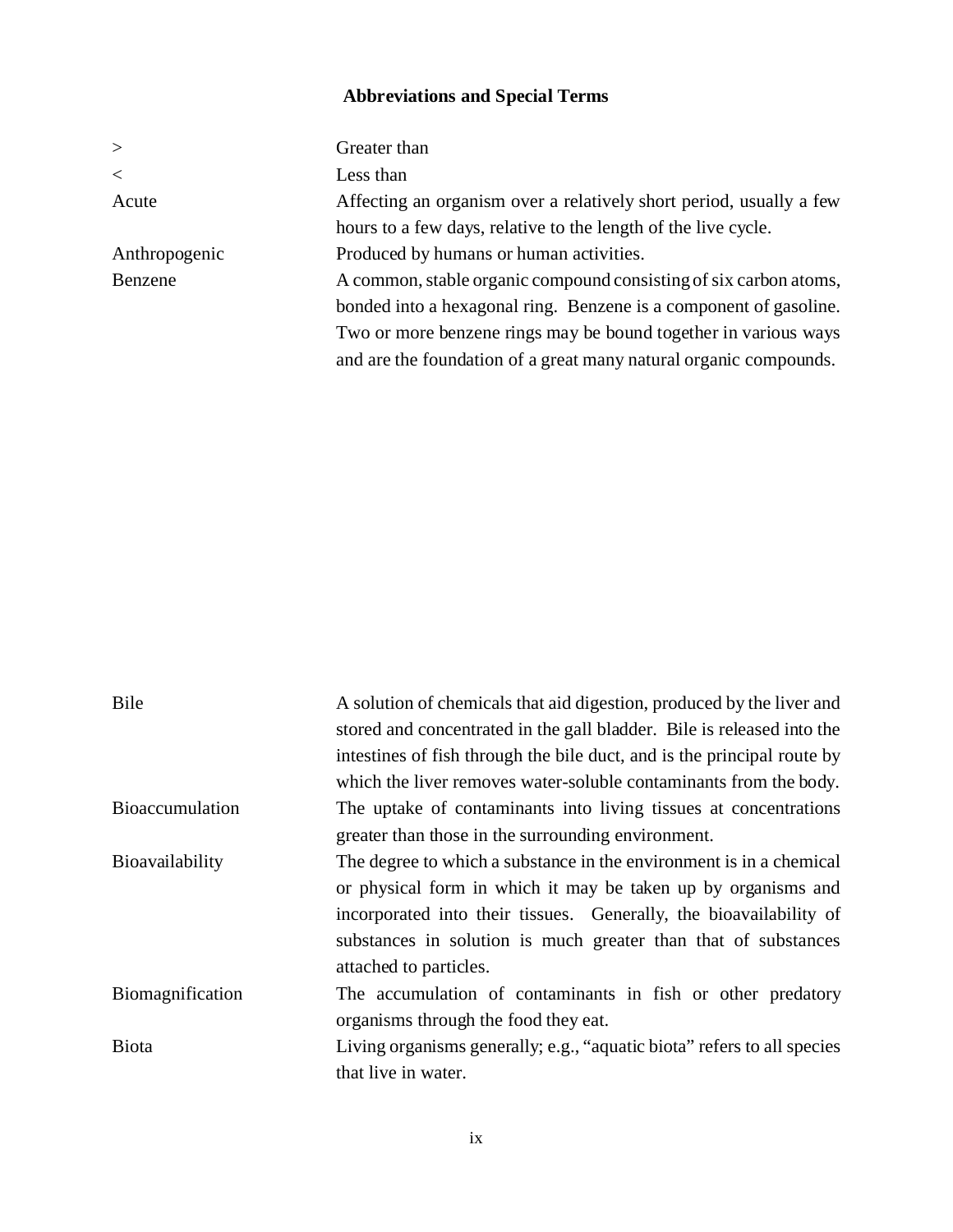## Abbreviations and Special Terms

| | |
|---|---|
| > | Greater than |
| < | Less than |
| Acute | Affecting an organism over a relatively short period, usually a few hours to a few days, relative to the length of the live cycle. |
| Anthropogenic | Produced by humans or human activities. |
| Benzene | A common, stable organic compound consisting of six carbon atoms, bonded into a hexagonal ring. Benzene is a component of gasoline. Two or more benzene rings may be bound together in various ways and are the foundation of a great many natural organic compounds. |
| Bile | A solution of chemicals that aid digestion, produced by the liver and stored and concentrated in the gall bladder. Bile is released into the intestines of fish through the bile duct, and is the principal route by which the liver removes water-soluble contaminants from the body. |
| Bioaccumulation | The uptake of contaminants into living tissues at concentrations greater than those in the surrounding environment. |
| Bioavailability | The degree to which a substance in the environment is in a chemical or physical form in which it may be taken up by organisms and incorporated into their tissues. Generally, the bioavailability of substances in solution is much greater than that of substances attached to particles. |
| Biomagnification | The accumulation of contaminants in fish or other predatory organisms through the food they eat. |
| Biota | Living organisms generally; e.g., "aquatic biota" refers to all species that live in water. |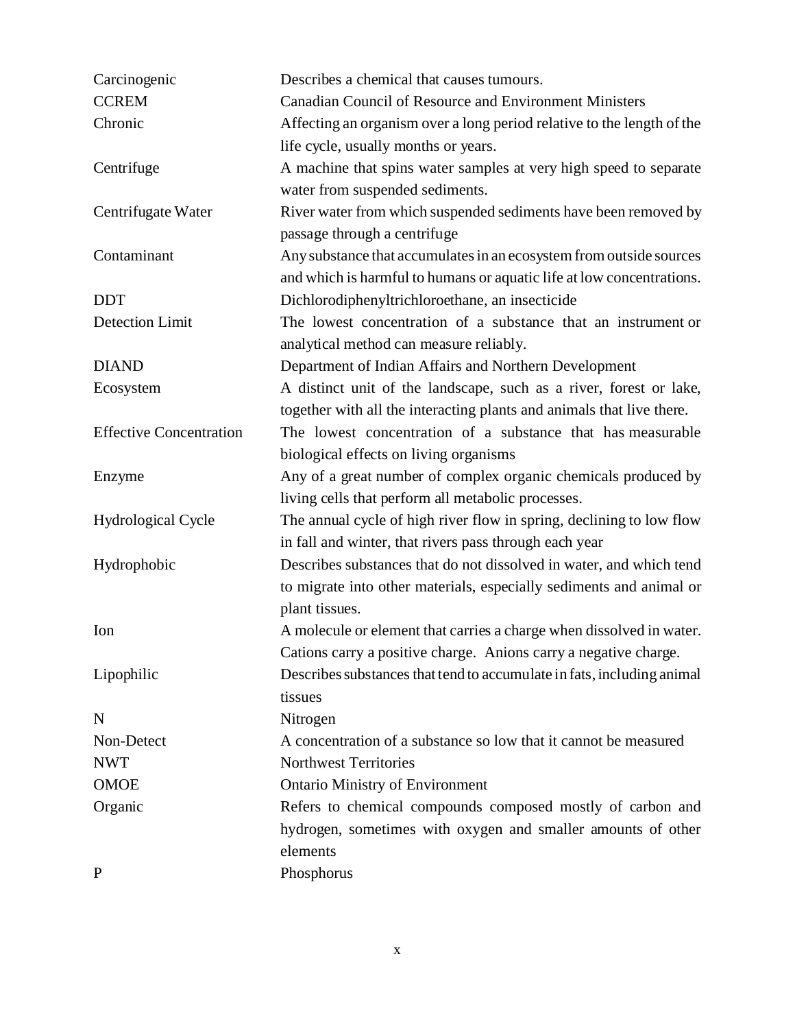| | |
|---|---|
| Carcinogenic | Describes a chemical that causes tumours. |
| CCREM | Canadian Council of Resource and Environment Ministers |
| Chronic | Affecting an organism over a long period relative to the length of the life cycle, usually months or years. |
| Centrifuge | A machine that spins water samples at very high speed to separate water from suspended sediments. |
| Centrifugate Water | River water from which suspended sediments have been removed by passage through a centrifuge |
| Contaminant | Any substance that accumulates in an ecosystem from outside sources and which is harmful to humans or aquatic life at low concentrations. |
| DDT | Dichlorodiphenyltrichloroethane, an insecticide |
| Detection Limit | The lowest concentration of a substance that an instrument or analytical method can measure reliably. |
| DIAND | Department of Indian Affairs and Northern Development |
| Ecosystem | A distinct unit of the landscape, such as a river, forest or lake, together with all the interacting plants and animals that live there. |
| Effective Concentration | The lowest concentration of a substance that has measurable biological effects on living organisms |
| Enzyme | Any of a great number of complex organic chemicals produced by living cells that perform all metabolic processes. |
| Hydrological Cycle | The annual cycle of high river flow in spring, declining to low flow in fall and winter, that rivers pass through each year |
| Hydrophobic | Describes substances that do not dissolved in water, and which tend to migrate into other materials, especially sediments and animal or plant tissues. |
| Ion | A molecule or element that carries a charge when dissolved in water. Cations carry a positive charge. Anions carry a negative charge. |
| Lipophilic | Describes substances that tend to accumulate in fats, including animal tissues |
| N | Nitrogen |
| Non-Detect | A concentration of a substance so low that it cannot be measured |
| NWT | Northwest Territories |
| OMOE | Ontario Ministry of Environment |
| Organic | Refers to chemical compounds composed mostly of carbon and hydrogen, sometimes with oxygen and smaller amounts of other elements |
| P | Phosphorus |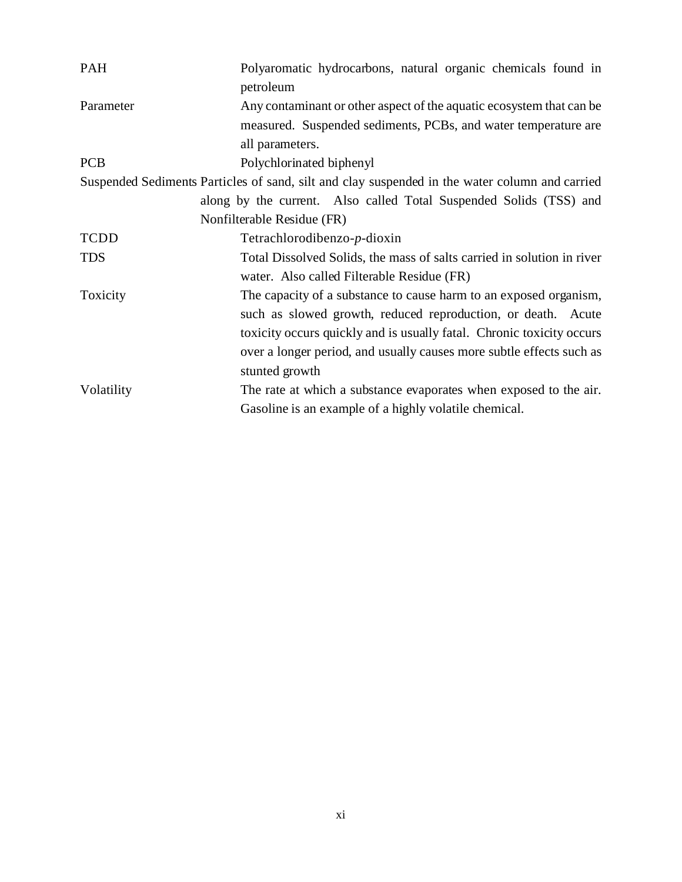| | |
|---|---|
| PAH | Polyaromatic hydrocarbons, natural organic chemicals found in petroleum |
| Parameter | Any contaminant or other aspect of the aquatic ecosystem that can be measured. Suspended sediments, PCBs, and water temperature are all parameters. |
| PCB | Polychlorinated biphenyl |
| Suspended Sediments | Particles of sand, silt and clay suspended in the water column and carried along by the current. Also called Total Suspended Solids (TSS) and Nonfilterable Residue (FR) |
| TCDD | Tetrachlorodibenzo-*p*-dioxin |
| TDS | Total Dissolved Solids, the mass of salts carried in solution in river water. Also called Filterable Residue (FR) |
| Toxicity | The capacity of a substance to cause harm to an exposed organism, such as slowed growth, reduced reproduction, or death. Acute toxicity occurs quickly and is usually fatal. Chronic toxicity occurs over a longer period, and usually causes more subtle effects such as stunted growth |
| Volatility | The rate at which a substance evaporates when exposed to the air. Gasoline is an example of a highly volatile chemical. |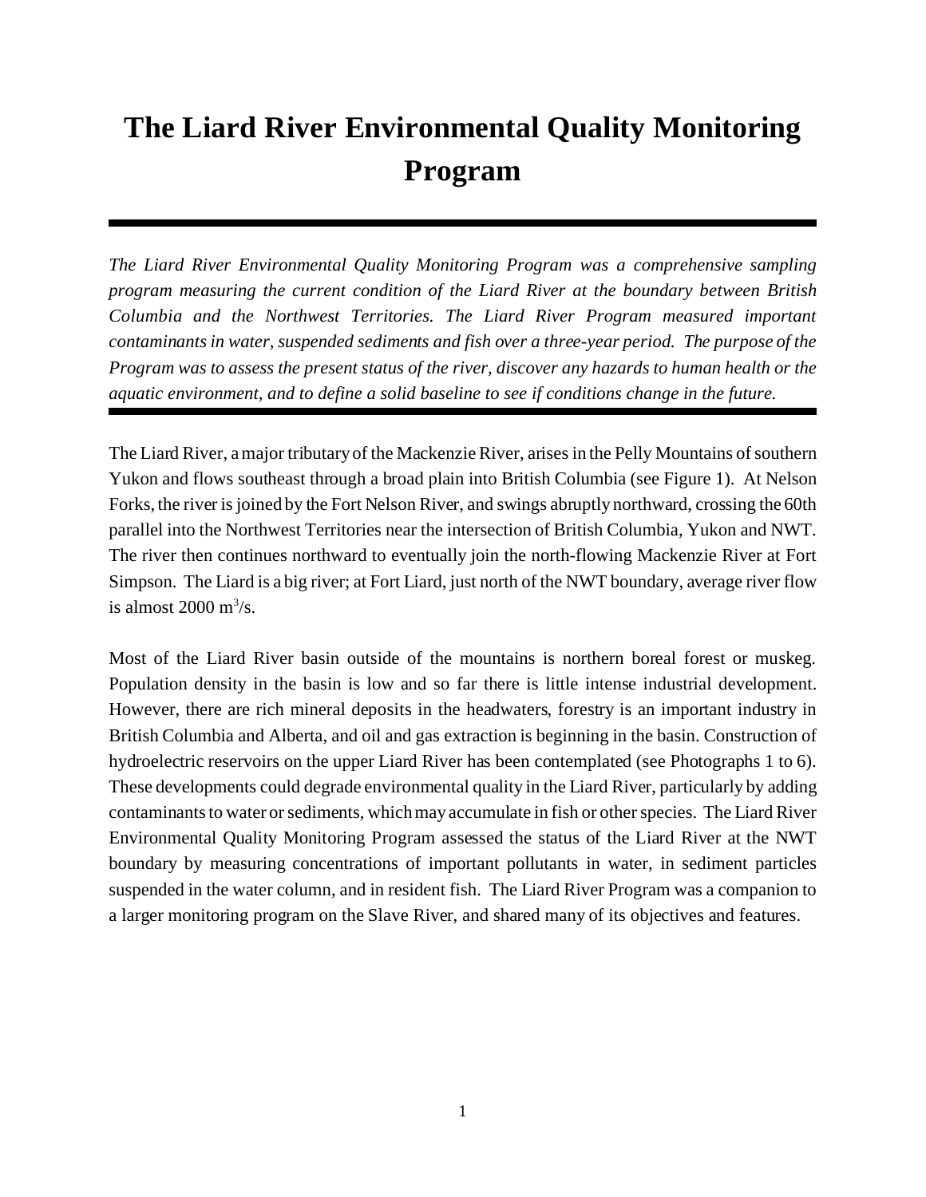# The Liard River Environmental Quality Monitoring Program

*The Liard River Environmental Quality Monitoring Program was a comprehensive sampling program measuring the current condition of the Liard River at the boundary between British Columbia and the Northwest Territories. The Liard River Program measured important contaminants in water, suspended sediments and fish over a three-year period. The purpose of the Program was to assess the present status of the river, discover any hazards to human health or the aquatic environment, and to define a solid baseline to see if conditions change in the future.*

The Liard River, a major tributary of the Mackenzie River, arises in the Pelly Mountains of southern Yukon and flows southeast through a broad plain into British Columbia (see Figure 1). At Nelson Forks, the river is joined by the Fort Nelson River, and swings abruptly northward, crossing the 60th parallel into the Northwest Territories near the intersection of British Columbia, Yukon and NWT. The river then continues northward to eventually join the north-flowing Mackenzie River at Fort Simpson. The Liard is a big river; at Fort Liard, just north of the NWT boundary, average river flow is almost 2000 $m^3$/s.

Most of the Liard River basin outside of the mountains is northern boreal forest or muskeg. Population density in the basin is low and so far there is little intense industrial development. However, there are rich mineral deposits in the headwaters, forestry is an important industry in British Columbia and Alberta, and oil and gas extraction is beginning in the basin. Construction of hydroelectric reservoirs on the upper Liard River has been contemplated (see Photographs 1 to 6). These developments could degrade environmental quality in the Liard River, particularly by adding contaminants to water or sediments, which may accumulate in fish or other species. The Liard River Environmental Quality Monitoring Program assessed the status of the Liard River at the NWT boundary by measuring concentrations of important pollutants in water, in sediment particles suspended in the water column, and in resident fish. The Liard River Program was a companion to a larger monitoring program on the Slave River, and shared many of its objectives and features.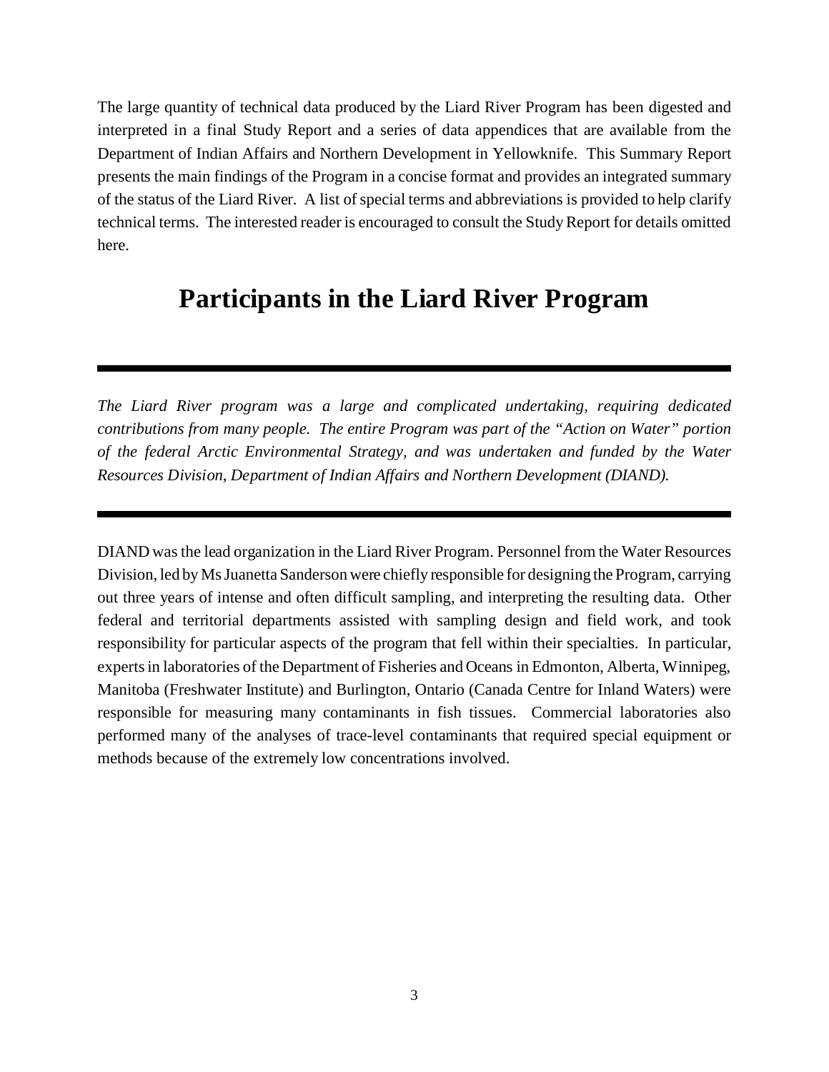The large quantity of technical data produced by the Liard River Program has been digested and interpreted in a final Study Report and a series of data appendices that are available from the Department of Indian Affairs and Northern Development in Yellowknife. This Summary Report presents the main findings of the Program in a concise format and provides an integrated summary of the status of the Liard River. A list of special terms and abbreviations is provided to help clarify technical terms. The interested reader is encouraged to consult the Study Report for details omitted here.

# Participants in the Liard River Program

---

*The Liard River program was a large and complicated undertaking, requiring dedicated contributions from many people. The entire Program was part of the "Action on Water" portion of the federal Arctic Environmental Strategy, and was undertaken and funded by the Water Resources Division, Department of Indian Affairs and Northern Development (DIAND).*

---

DIAND was the lead organization in the Liard River Program. Personnel from the Water Resources Division, led by Ms Juanetta Sanderson were chiefly responsible for designing the Program, carrying out three years of intense and often difficult sampling, and interpreting the resulting data. Other federal and territorial departments assisted with sampling design and field work, and took responsibility for particular aspects of the program that fell within their specialties. In particular, experts in laboratories of the Department of Fisheries and Oceans in Edmonton, Alberta, Winnipeg, Manitoba (Freshwater Institute) and Burlington, Ontario (Canada Centre for Inland Waters) were responsible for measuring many contaminants in fish tissues. Commercial laboratories also performed many of the analyses of trace-level contaminants that required special equipment or methods because of the extremely low concentrations involved.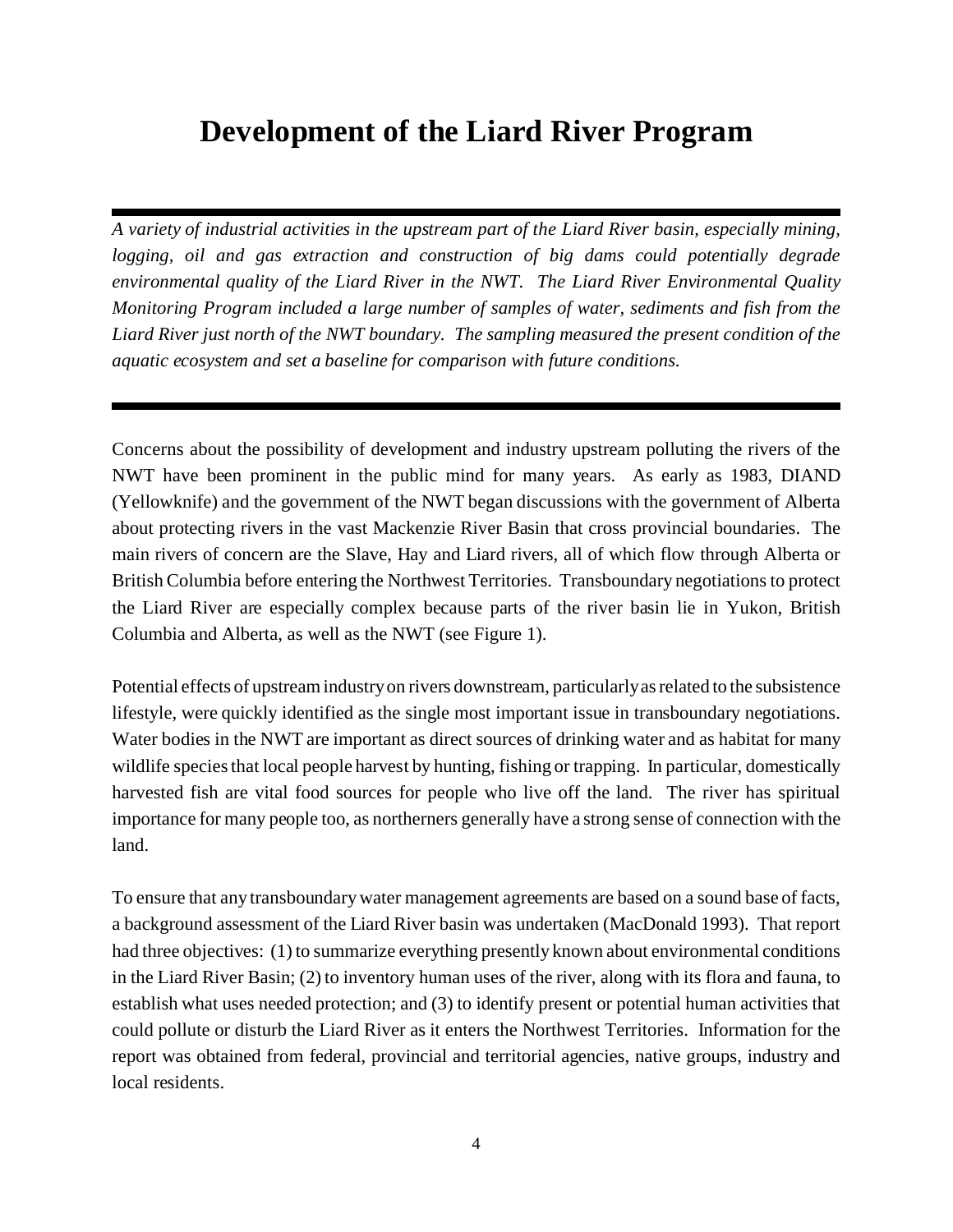# Development of the Liard River Program

*A variety of industrial activities in the upstream part of the Liard River basin, especially mining, logging, oil and gas extraction and construction of big dams could potentially degrade environmental quality of the Liard River in the NWT. The Liard River Environmental Quality Monitoring Program included a large number of samples of water, sediments and fish from the Liard River just north of the NWT boundary. The sampling measured the present condition of the aquatic ecosystem and set a baseline for comparison with future conditions.*

Concerns about the possibility of development and industry upstream polluting the rivers of the NWT have been prominent in the public mind for many years. As early as 1983, DIAND (Yellowknife) and the government of the NWT began discussions with the government of Alberta about protecting rivers in the vast Mackenzie River Basin that cross provincial boundaries. The main rivers of concern are the Slave, Hay and Liard rivers, all of which flow through Alberta or British Columbia before entering the Northwest Territories. Transboundary negotiations to protect the Liard River are especially complex because parts of the river basin lie in Yukon, British Columbia and Alberta, as well as the NWT (see Figure 1).

Potential effects of upstream industry on rivers downstream, particularly as related to the subsistence lifestyle, were quickly identified as the single most important issue in transboundary negotiations. Water bodies in the NWT are important as direct sources of drinking water and as habitat for many wildlife species that local people harvest by hunting, fishing or trapping. In particular, domestically harvested fish are vital food sources for people who live off the land. The river has spiritual importance for many people too, as northerners generally have a strong sense of connection with the land.

To ensure that any transboundary water management agreements are based on a sound base of facts, a background assessment of the Liard River basin was undertaken (MacDonald 1993). That report had three objectives: (1) to summarize everything presently known about environmental conditions in the Liard River Basin; (2) to inventory human uses of the river, along with its flora and fauna, to establish what uses needed protection; and (3) to identify present or potential human activities that could pollute or disturb the Liard River as it enters the Northwest Territories. Information for the report was obtained from federal, provincial and territorial agencies, native groups, industry and local residents.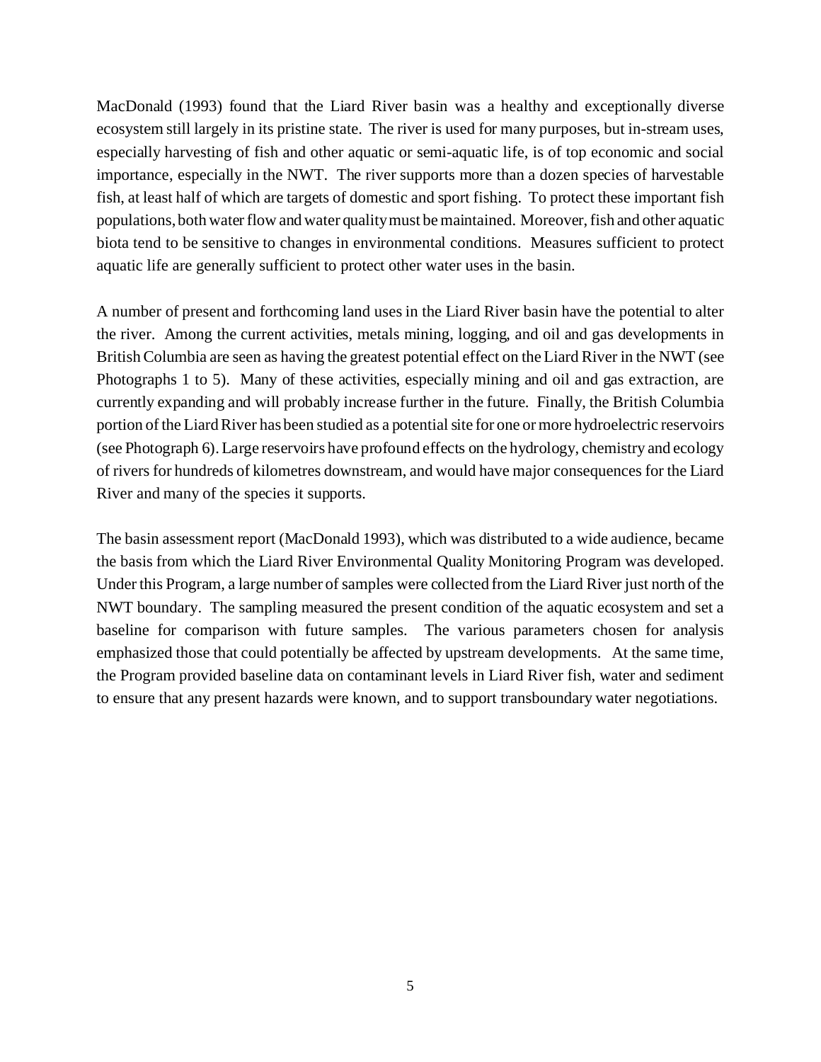MacDonald (1993) found that the Liard River basin was a healthy and exceptionally diverse ecosystem still largely in its pristine state. The river is used for many purposes, but in-stream uses, especially harvesting of fish and other aquatic or semi-aquatic life, is of top economic and social importance, especially in the NWT. The river supports more than a dozen species of harvestable fish, at least half of which are targets of domestic and sport fishing. To protect these important fish populations, both water flow and water quality must be maintained. Moreover, fish and other aquatic biota tend to be sensitive to changes in environmental conditions. Measures sufficient to protect aquatic life are generally sufficient to protect other water uses in the basin.

A number of present and forthcoming land uses in the Liard River basin have the potential to alter the river. Among the current activities, metals mining, logging, and oil and gas developments in British Columbia are seen as having the greatest potential effect on the Liard River in the NWT (see Photographs 1 to 5). Many of these activities, especially mining and oil and gas extraction, are currently expanding and will probably increase further in the future. Finally, the British Columbia portion of the Liard River has been studied as a potential site for one or more hydroelectric reservoirs (see Photograph 6). Large reservoirs have profound effects on the hydrology, chemistry and ecology of rivers for hundreds of kilometres downstream, and would have major consequences for the Liard River and many of the species it supports.

The basin assessment report (MacDonald 1993), which was distributed to a wide audience, became the basis from which the Liard River Environmental Quality Monitoring Program was developed. Under this Program, a large number of samples were collected from the Liard River just north of the NWT boundary. The sampling measured the present condition of the aquatic ecosystem and set a baseline for comparison with future samples. The various parameters chosen for analysis emphasized those that could potentially be affected by upstream developments. At the same time, the Program provided baseline data on contaminant levels in Liard River fish, water and sediment to ensure that any present hazards were known, and to support transboundary water negotiations.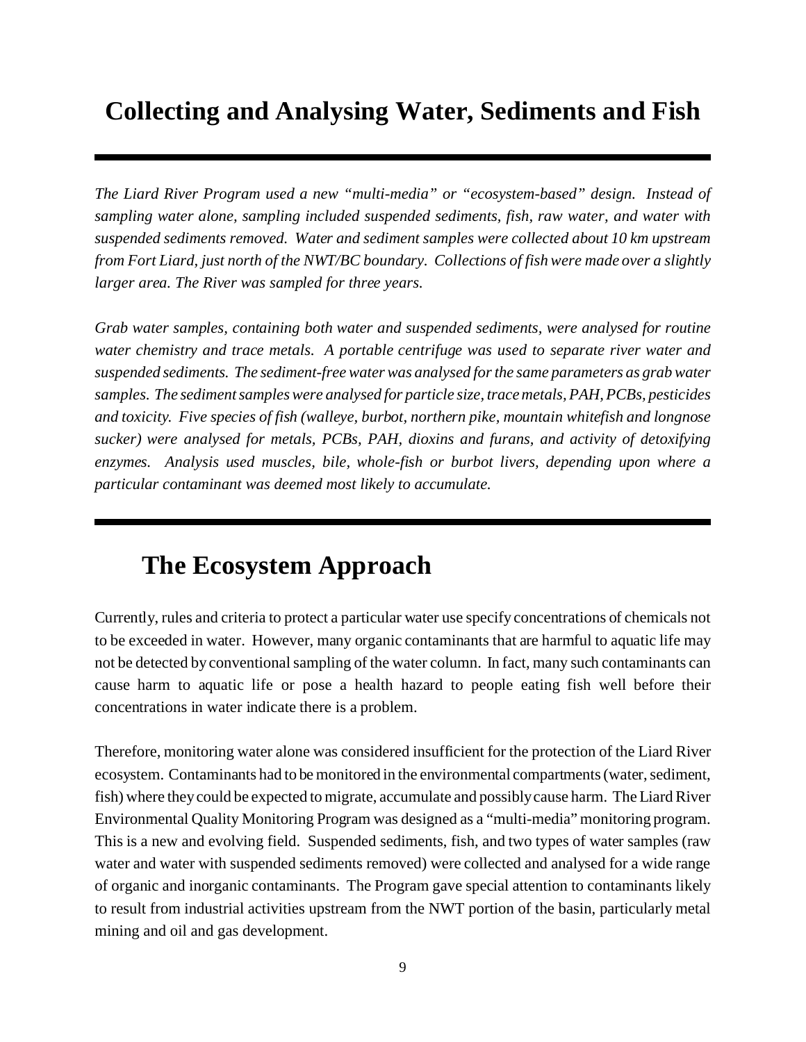# Collecting and Analysing Water, Sediments and Fish

---

*The Liard River Program used a new "multi-media" or "ecosystem-based" design. Instead of sampling water alone, sampling included suspended sediments, fish, raw water, and water with suspended sediments removed. Water and sediment samples were collected about 10 km upstream from Fort Liard, just north of the NWT/BC boundary. Collections of fish were made over a slightly larger area. The River was sampled for three years.*

*Grab water samples, containing both water and suspended sediments, were analysed for routine water chemistry and trace metals. A portable centrifuge was used to separate river water and suspended sediments. The sediment-free water was analysed for the same parameters as grab water samples. The sediment samples were analysed for particle size, trace metals, PAH, PCBs, pesticides and toxicity. Five species of fish (walleye, burbot, northern pike, mountain whitefish and longnose sucker) were analysed for metals, PCBs, PAH, dioxins and furans, and activity of detoxifying enzymes. Analysis used muscles, bile, whole-fish or burbot livers, depending upon where a particular contaminant was deemed most likely to accumulate.*

---

## The Ecosystem Approach

Currently, rules and criteria to protect a particular water use specify concentrations of chemicals not to be exceeded in water. However, many organic contaminants that are harmful to aquatic life may not be detected by conventional sampling of the water column. In fact, many such contaminants can cause harm to aquatic life or pose a health hazard to people eating fish well before their concentrations in water indicate there is a problem.

Therefore, monitoring water alone was considered insufficient for the protection of the Liard River ecosystem. Contaminants had to be monitored in the environmental compartments (water, sediment, fish) where they could be expected to migrate, accumulate and possibly cause harm. The Liard River Environmental Quality Monitoring Program was designed as a "multi-media" monitoring program. This is a new and evolving field. Suspended sediments, fish, and two types of water samples (raw water and water with suspended sediments removed) were collected and analysed for a wide range of organic and inorganic contaminants. The Program gave special attention to contaminants likely to result from industrial activities upstream from the NWT portion of the basin, particularly metal mining and oil and gas development.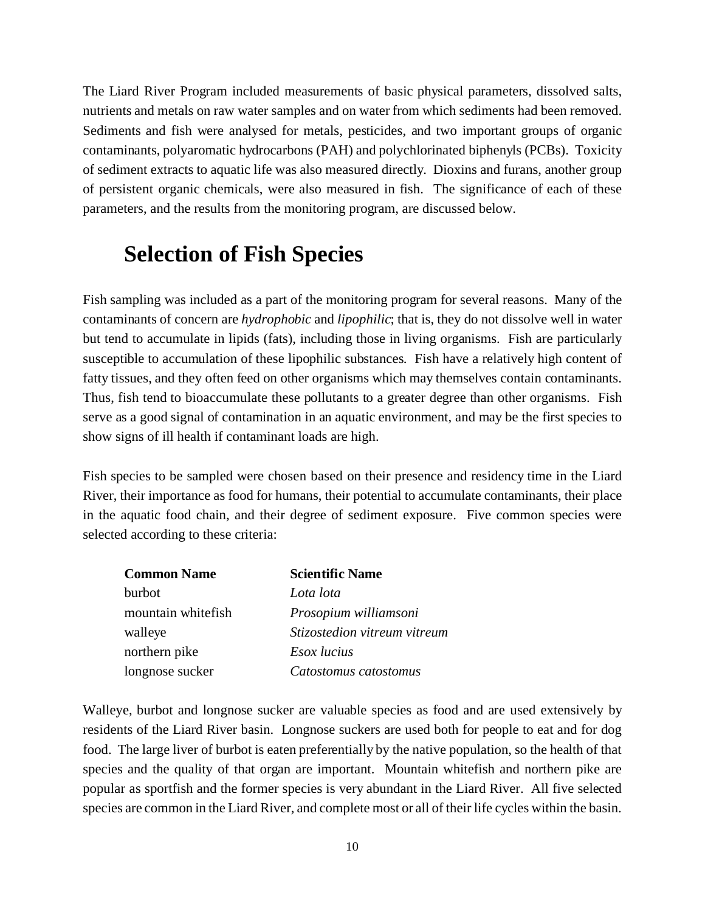The Liard River Program included measurements of basic physical parameters, dissolved salts, nutrients and metals on raw water samples and on water from which sediments had been removed. Sediments and fish were analysed for metals, pesticides, and two important groups of organic contaminants, polyaromatic hydrocarbons (PAH) and polychlorinated biphenyls (PCBs). Toxicity of sediment extracts to aquatic life was also measured directly. Dioxins and furans, another group of persistent organic chemicals, were also measured in fish. The significance of each of these parameters, and the results from the monitoring program, are discussed below.

## Selection of Fish Species

Fish sampling was included as a part of the monitoring program for several reasons. Many of the contaminants of concern are *hydrophobic* and *lipophilic*; that is, they do not dissolve well in water but tend to accumulate in lipids (fats), including those in living organisms. Fish are particularly susceptible to accumulation of these lipophilic substances. Fish have a relatively high content of fatty tissues, and they often feed on other organisms which may themselves contain contaminants. Thus, fish tend to bioaccumulate these pollutants to a greater degree than other organisms. Fish serve as a good signal of contamination in an aquatic environment, and may be the first species to show signs of ill health if contaminant loads are high.

Fish species to be sampled were chosen based on their presence and residency time in the Liard River, their importance as food for humans, their potential to accumulate contaminants, their place in the aquatic food chain, and their degree of sediment exposure. Five common species were selected according to these criteria:

| Common Name | Scientific Name |
| --- | --- |
| burbot | *Lota lota* |
| mountain whitefish | *Prosopium williamsoni* |
| walleye | *Stizostedion vitreum vitreum* |
| northern pike | *Esox lucius* |
| longnose sucker | *Catostomus catostomus* |

Walleye, burbot and longnose sucker are valuable species as food and are used extensively by residents of the Liard River basin. Longnose suckers are used both for people to eat and for dog food. The large liver of burbot is eaten preferentially by the native population, so the health of that species and the quality of that organ are important. Mountain whitefish and northern pike are popular as sportfish and the former species is very abundant in the Liard River. All five selected species are common in the Liard River, and complete most or all of their life cycles within the basin.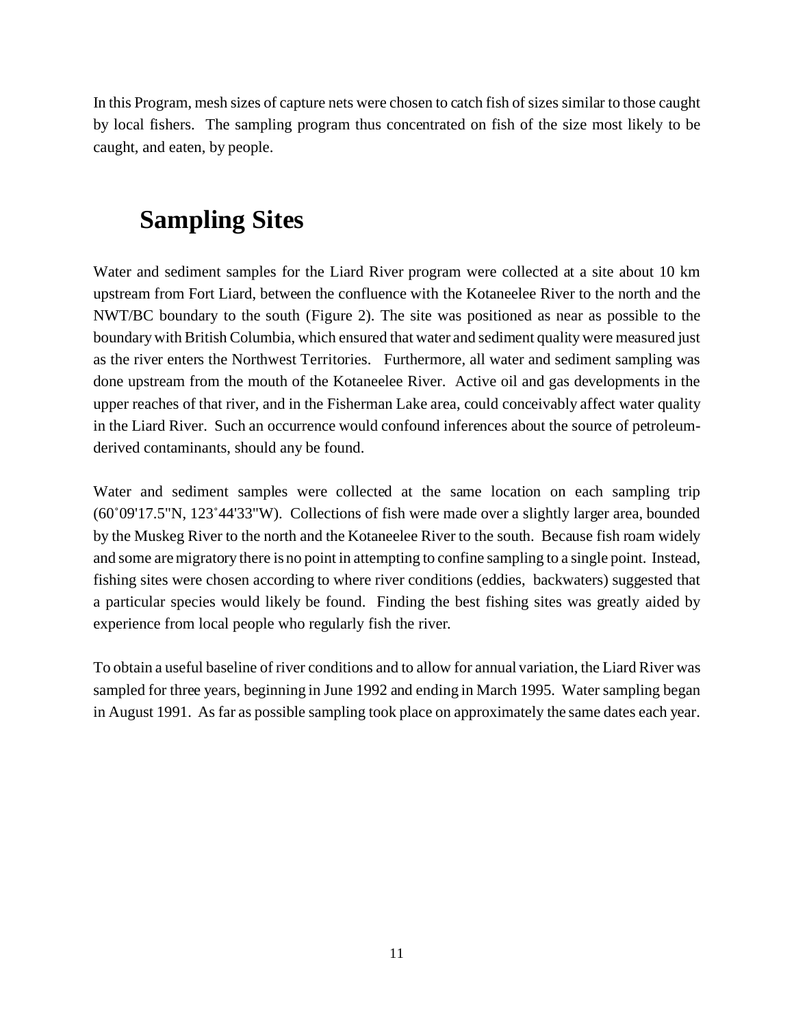In this Program, mesh sizes of capture nets were chosen to catch fish of sizes similar to those caught by local fishers. The sampling program thus concentrated on fish of the size most likely to be caught, and eaten, by people.

# Sampling Sites

Water and sediment samples for the Liard River program were collected at a site about 10 km upstream from Fort Liard, between the confluence with the Kotaneelee River to the north and the NWT/BC boundary to the south (Figure 2). The site was positioned as near as possible to the boundary with British Columbia, which ensured that water and sediment quality were measured just as the river enters the Northwest Territories. Furthermore, all water and sediment sampling was done upstream from the mouth of the Kotaneelee River. Active oil and gas developments in the upper reaches of that river, and in the Fisherman Lake area, could conceivably affect water quality in the Liard River. Such an occurrence would confound inferences about the source of petroleum-derived contaminants, should any be found.

Water and sediment samples were collected at the same location on each sampling trip (60˚09'17.5"N, 123˚44'33"W). Collections of fish were made over a slightly larger area, bounded by the Muskeg River to the north and the Kotaneelee River to the south. Because fish roam widely and some are migratory there is no point in attempting to confine sampling to a single point. Instead, fishing sites were chosen according to where river conditions (eddies, backwaters) suggested that a particular species would likely be found. Finding the best fishing sites was greatly aided by experience from local people who regularly fish the river.

To obtain a useful baseline of river conditions and to allow for annual variation, the Liard River was sampled for three years, beginning in June 1992 and ending in March 1995. Water sampling began in August 1991. As far as possible sampling took place on approximately the same dates each year.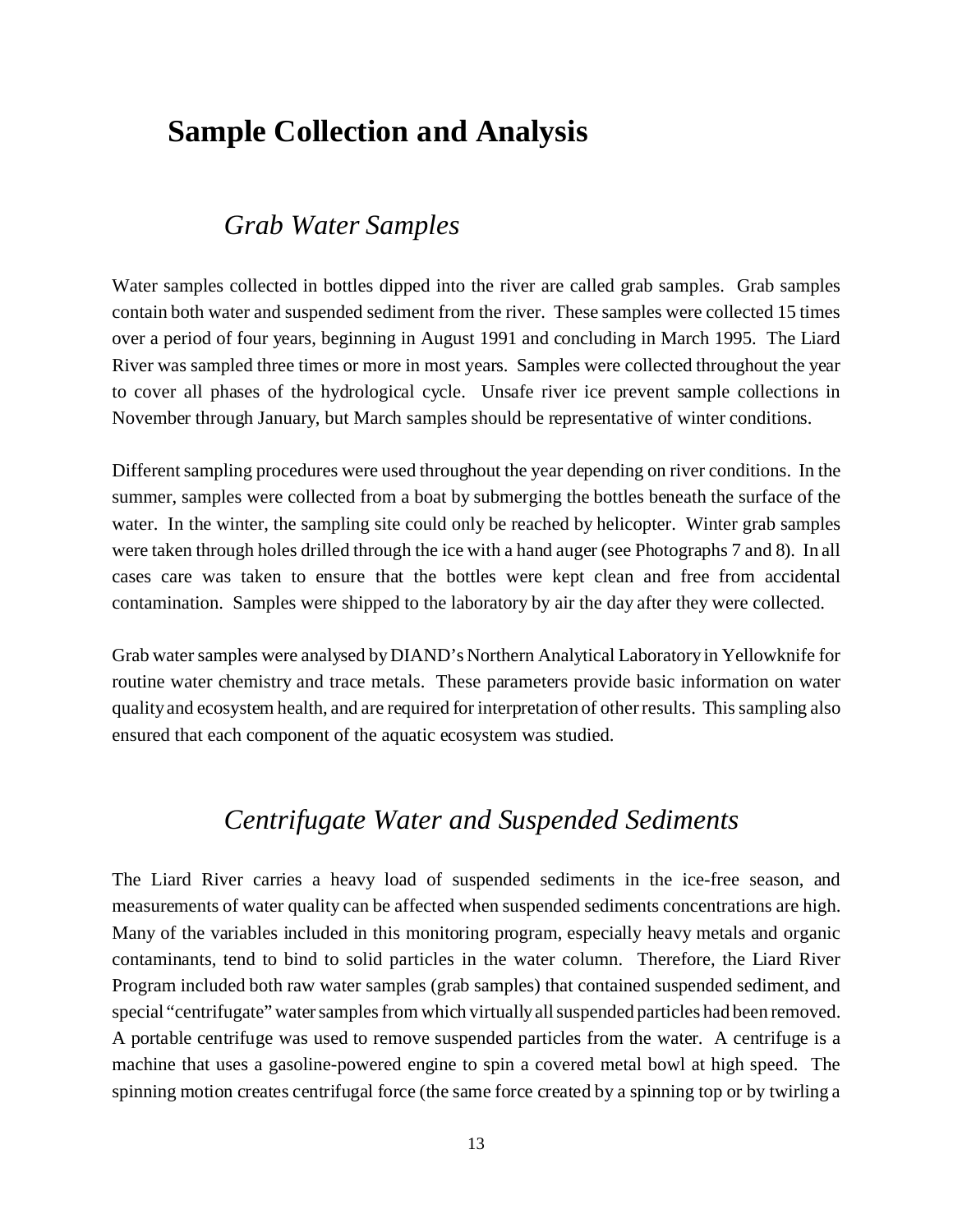# Sample Collection and Analysis

## *Grab Water Samples*

Water samples collected in bottles dipped into the river are called grab samples. Grab samples contain both water and suspended sediment from the river. These samples were collected 15 times over a period of four years, beginning in August 1991 and concluding in March 1995. The Liard River was sampled three times or more in most years. Samples were collected throughout the year to cover all phases of the hydrological cycle. Unsafe river ice prevent sample collections in November through January, but March samples should be representative of winter conditions.

Different sampling procedures were used throughout the year depending on river conditions. In the summer, samples were collected from a boat by submerging the bottles beneath the surface of the water. In the winter, the sampling site could only be reached by helicopter. Winter grab samples were taken through holes drilled through the ice with a hand auger (see Photographs 7 and 8). In all cases care was taken to ensure that the bottles were kept clean and free from accidental contamination. Samples were shipped to the laboratory by air the day after they were collected.

Grab water samples were analysed by DIAND's Northern Analytical Laboratory in Yellowknife for routine water chemistry and trace metals. These parameters provide basic information on water quality and ecosystem health, and are required for interpretation of other results. This sampling also ensured that each component of the aquatic ecosystem was studied.

## *Centrifugate Water and Suspended Sediments*

The Liard River carries a heavy load of suspended sediments in the ice-free season, and measurements of water quality can be affected when suspended sediments concentrations are high. Many of the variables included in this monitoring program, especially heavy metals and organic contaminants, tend to bind to solid particles in the water column. Therefore, the Liard River Program included both raw water samples (grab samples) that contained suspended sediment, and special "centrifugate" water samples from which virtually all suspended particles had been removed. A portable centrifuge was used to remove suspended particles from the water. A centrifuge is a machine that uses a gasoline-powered engine to spin a covered metal bowl at high speed. The spinning motion creates centrifugal force (the same force created by a spinning top or by twirling a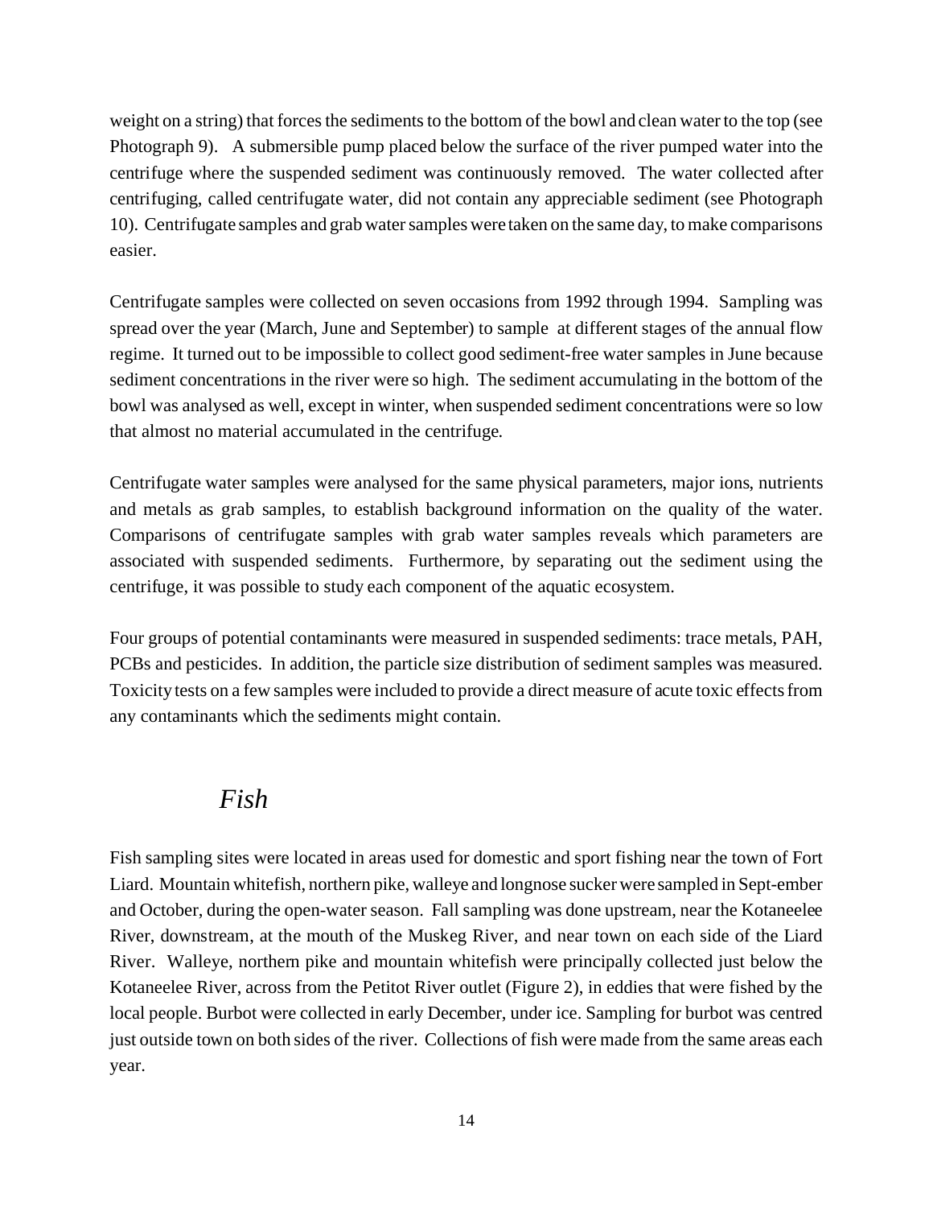weight on a string) that forces the sediments to the bottom of the bowl and clean water to the top (see Photograph 9). A submersible pump placed below the surface of the river pumped water into the centrifuge where the suspended sediment was continuously removed. The water collected after centrifuging, called centrifugate water, did not contain any appreciable sediment (see Photograph 10). Centrifugate samples and grab water samples were taken on the same day, to make comparisons easier.

Centrifugate samples were collected on seven occasions from 1992 through 1994. Sampling was spread over the year (March, June and September) to sample at different stages of the annual flow regime. It turned out to be impossible to collect good sediment-free water samples in June because sediment concentrations in the river were so high. The sediment accumulating in the bottom of the bowl was analysed as well, except in winter, when suspended sediment concentrations were so low that almost no material accumulated in the centrifuge.

Centrifugate water samples were analysed for the same physical parameters, major ions, nutrients and metals as grab samples, to establish background information on the quality of the water. Comparisons of centrifugate samples with grab water samples reveals which parameters are associated with suspended sediments. Furthermore, by separating out the sediment using the centrifuge, it was possible to study each component of the aquatic ecosystem.

Four groups of potential contaminants were measured in suspended sediments: trace metals, PAH, PCBs and pesticides. In addition, the particle size distribution of sediment samples was measured. Toxicity tests on a few samples were included to provide a direct measure of acute toxic effects from any contaminants which the sediments might contain.

### *Fish*

Fish sampling sites were located in areas used for domestic and sport fishing near the town of Fort Liard. Mountain whitefish, northern pike, walleye and longnose sucker were sampled in Sept-ember and October, during the open-water season. Fall sampling was done upstream, near the Kotaneelee River, downstream, at the mouth of the Muskeg River, and near town on each side of the Liard River. Walleye, northern pike and mountain whitefish were principally collected just below the Kotaneelee River, across from the Petitot River outlet (Figure 2), in eddies that were fished by the local people. Burbot were collected in early December, under ice. Sampling for burbot was centred just outside town on both sides of the river. Collections of fish were made from the same areas each year.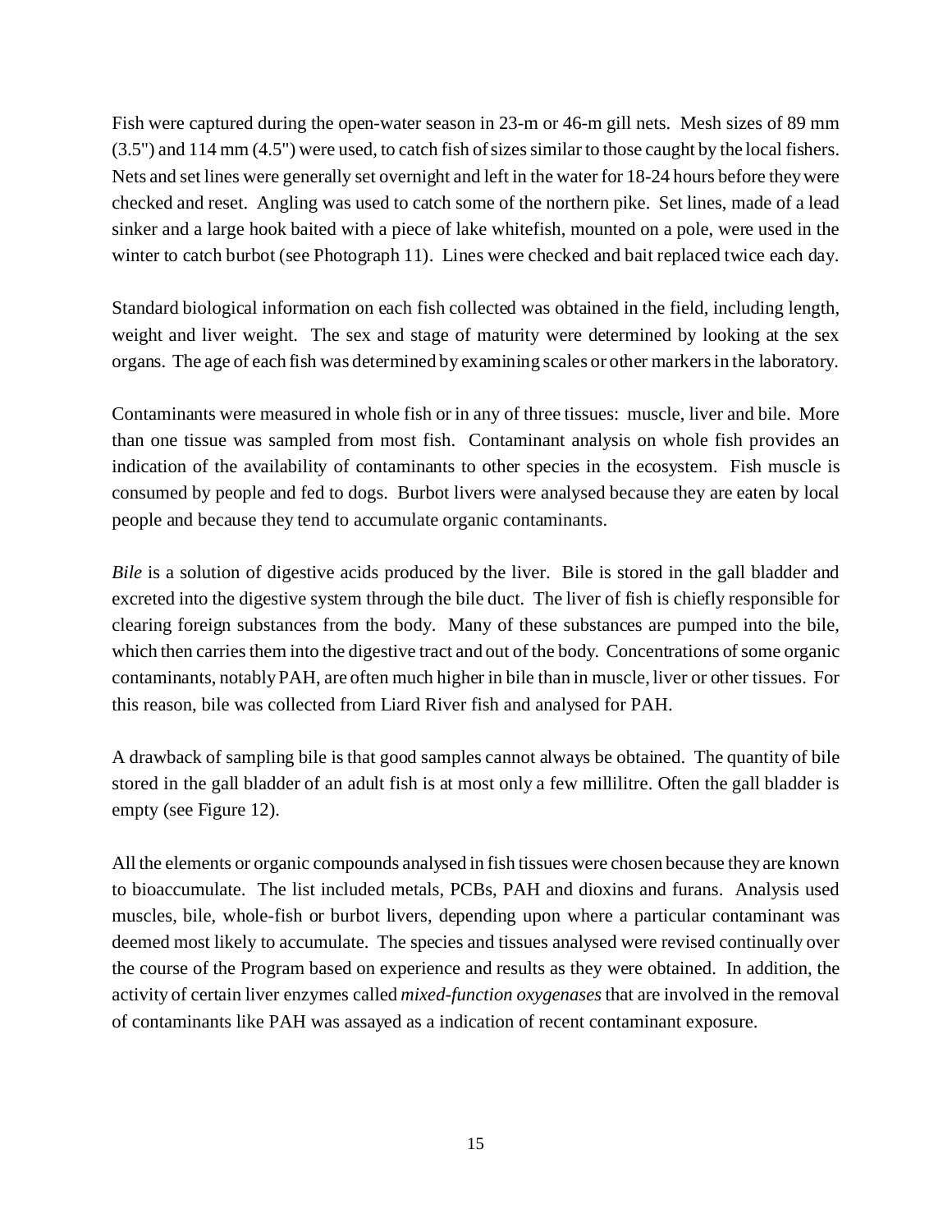Fish were captured during the open-water season in 23-m or 46-m gill nets. Mesh sizes of 89 mm (3.5") and 114 mm (4.5") were used, to catch fish of sizes similar to those caught by the local fishers. Nets and set lines were generally set overnight and left in the water for 18-24 hours before they were checked and reset. Angling was used to catch some of the northern pike. Set lines, made of a lead sinker and a large hook baited with a piece of lake whitefish, mounted on a pole, were used in the winter to catch burbot (see Photograph 11). Lines were checked and bait replaced twice each day.

Standard biological information on each fish collected was obtained in the field, including length, weight and liver weight. The sex and stage of maturity were determined by looking at the sex organs. The age of each fish was determined by examining scales or other markers in the laboratory.

Contaminants were measured in whole fish or in any of three tissues: muscle, liver and bile. More than one tissue was sampled from most fish. Contaminant analysis on whole fish provides an indication of the availability of contaminants to other species in the ecosystem. Fish muscle is consumed by people and fed to dogs. Burbot livers were analysed because they are eaten by local people and because they tend to accumulate organic contaminants.

*Bile* is a solution of digestive acids produced by the liver. Bile is stored in the gall bladder and excreted into the digestive system through the bile duct. The liver of fish is chiefly responsible for clearing foreign substances from the body. Many of these substances are pumped into the bile, which then carries them into the digestive tract and out of the body. Concentrations of some organic contaminants, notably PAH, are often much higher in bile than in muscle, liver or other tissues. For this reason, bile was collected from Liard River fish and analysed for PAH.

A drawback of sampling bile is that good samples cannot always be obtained. The quantity of bile stored in the gall bladder of an adult fish is at most only a few millilitre. Often the gall bladder is empty (see Figure 12).

All the elements or organic compounds analysed in fish tissues were chosen because they are known to bioaccumulate. The list included metals, PCBs, PAH and dioxins and furans. Analysis used muscles, bile, whole-fish or burbot livers, depending upon where a particular contaminant was deemed most likely to accumulate. The species and tissues analysed were revised continually over the course of the Program based on experience and results as they were obtained. In addition, the activity of certain liver enzymes called *mixed-function oxygenases* that are involved in the removal of contaminants like PAH was assayed as a indication of recent contaminant exposure.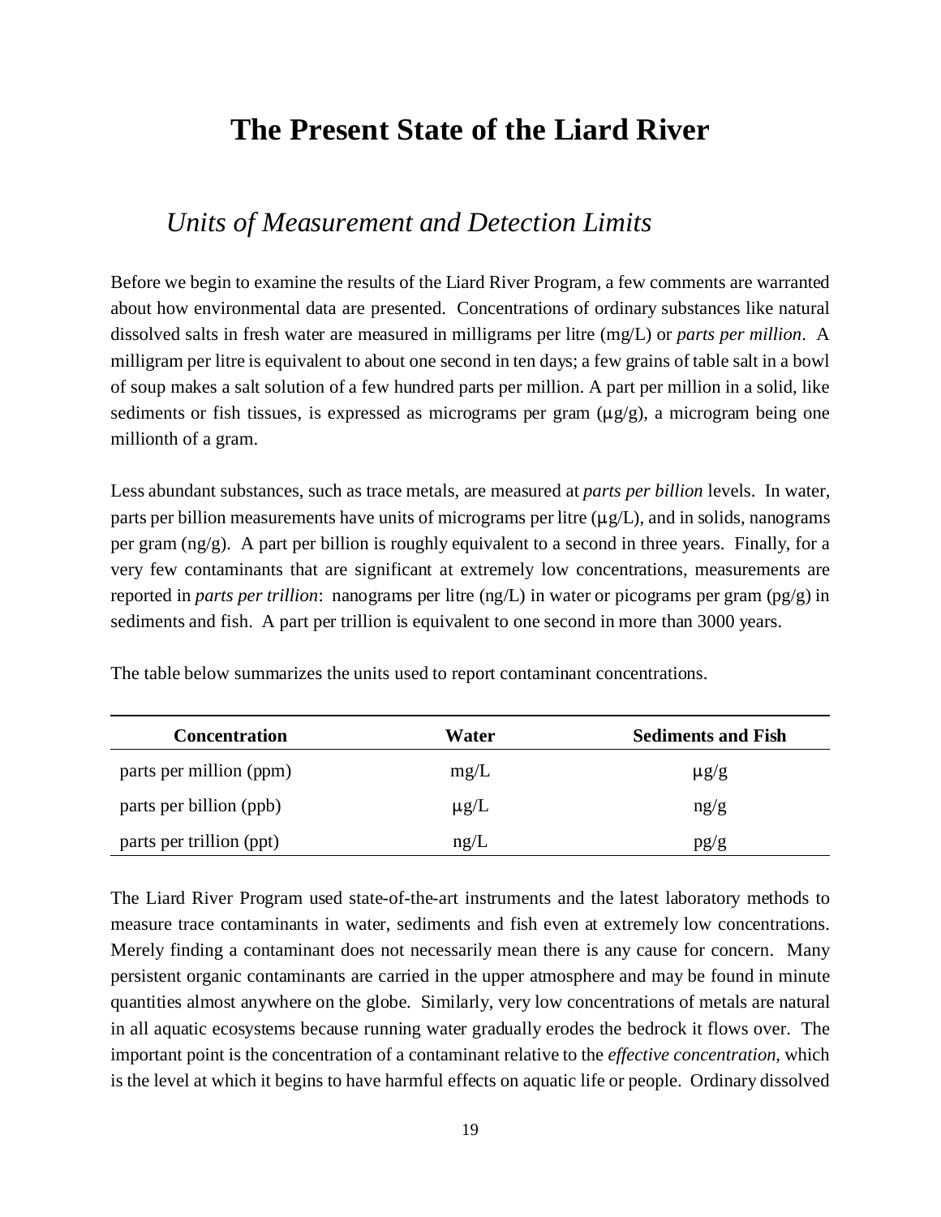# The Present State of the Liard River

## *Units of Measurement and Detection Limits*

Before we begin to examine the results of the Liard River Program, a few comments are warranted about how environmental data are presented. Concentrations of ordinary substances like natural dissolved salts in fresh water are measured in milligrams per litre (mg/L) or *parts per million*. A milligram per litre is equivalent to about one second in ten days; a few grains of table salt in a bowl of soup makes a salt solution of a few hundred parts per million. A part per million in a solid, like sediments or fish tissues, is expressed as micrograms per gram (μg/g), a microgram being one millionth of a gram.

Less abundant substances, such as trace metals, are measured at *parts per billion* levels. In water, parts per billion measurements have units of micrograms per litre (μg/L), and in solids, nanograms per gram (ng/g). A part per billion is roughly equivalent to a second in three years. Finally, for a very few contaminants that are significant at extremely low concentrations, measurements are reported in *parts per trillion*: nanograms per litre (ng/L) in water or picograms per gram (pg/g) in sediments and fish. A part per trillion is equivalent to one second in more than 3000 years.

The table below summarizes the units used to report contaminant concentrations.

| Concentration | Water | Sediments and Fish |
| --- | --- | --- |
| parts per million (ppm) | mg/L | μg/g |
| parts per billion (ppb) | μg/L | ng/g |
| parts per trillion (ppt) | ng/L | pg/g |

The Liard River Program used state-of-the-art instruments and the latest laboratory methods to measure trace contaminants in water, sediments and fish even at extremely low concentrations. Merely finding a contaminant does not necessarily mean there is any cause for concern. Many persistent organic contaminants are carried in the upper atmosphere and may be found in minute quantities almost anywhere on the globe. Similarly, very low concentrations of metals are natural in all aquatic ecosystems because running water gradually erodes the bedrock it flows over. The important point is the concentration of a contaminant relative to the *effective concentration*, which is the level at which it begins to have harmful effects on aquatic life or people. Ordinary dissolved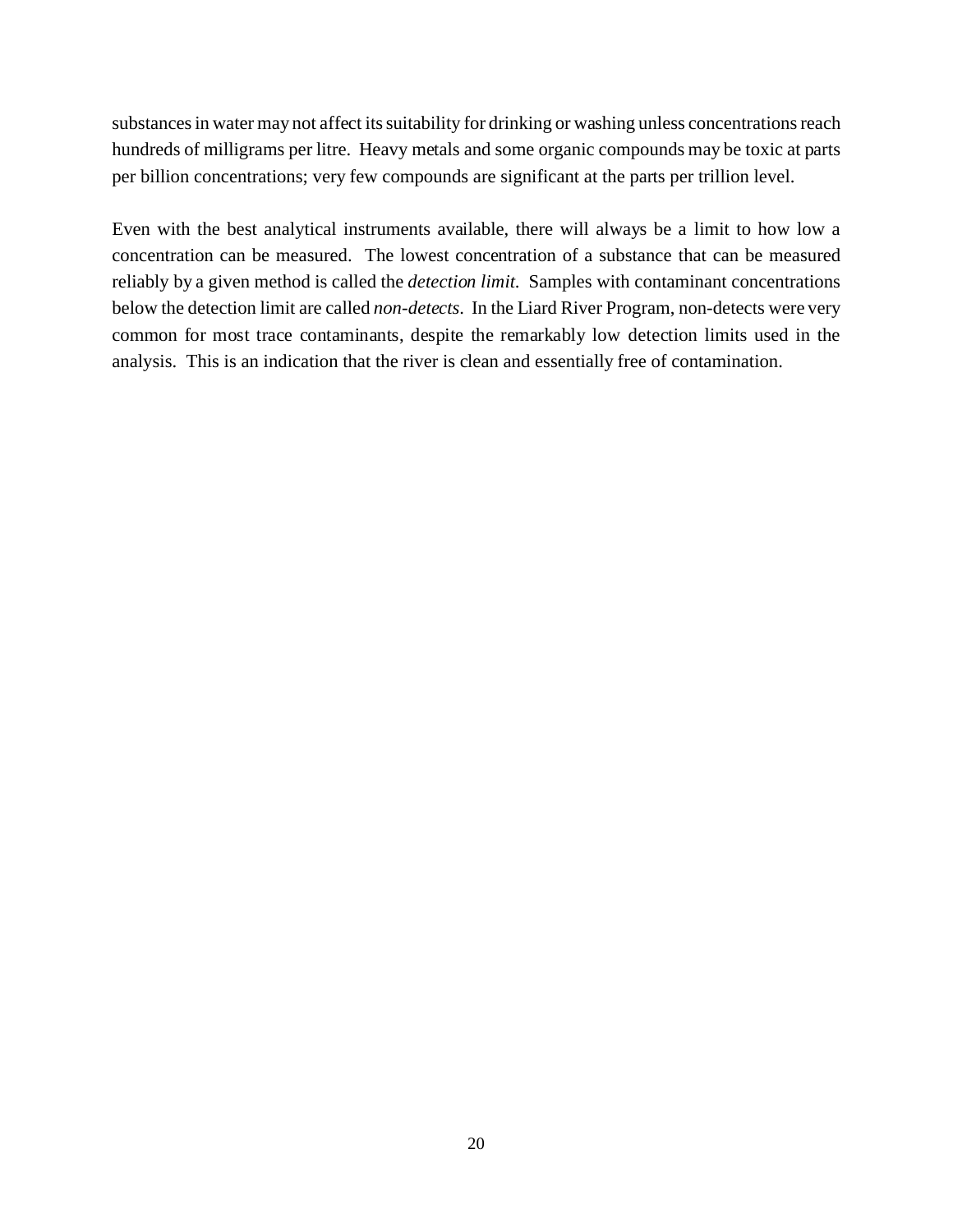substances in water may not affect its suitability for drinking or washing unless concentrations reach hundreds of milligrams per litre. Heavy metals and some organic compounds may be toxic at parts per billion concentrations; very few compounds are significant at the parts per trillion level.

Even with the best analytical instruments available, there will always be a limit to how low a concentration can be measured. The lowest concentration of a substance that can be measured reliably by a given method is called the *detection limit*. Samples with contaminant concentrations below the detection limit are called *non-detects*. In the Liard River Program, non-detects were very common for most trace contaminants, despite the remarkably low detection limits used in the analysis. This is an indication that the river is clean and essentially free of contamination.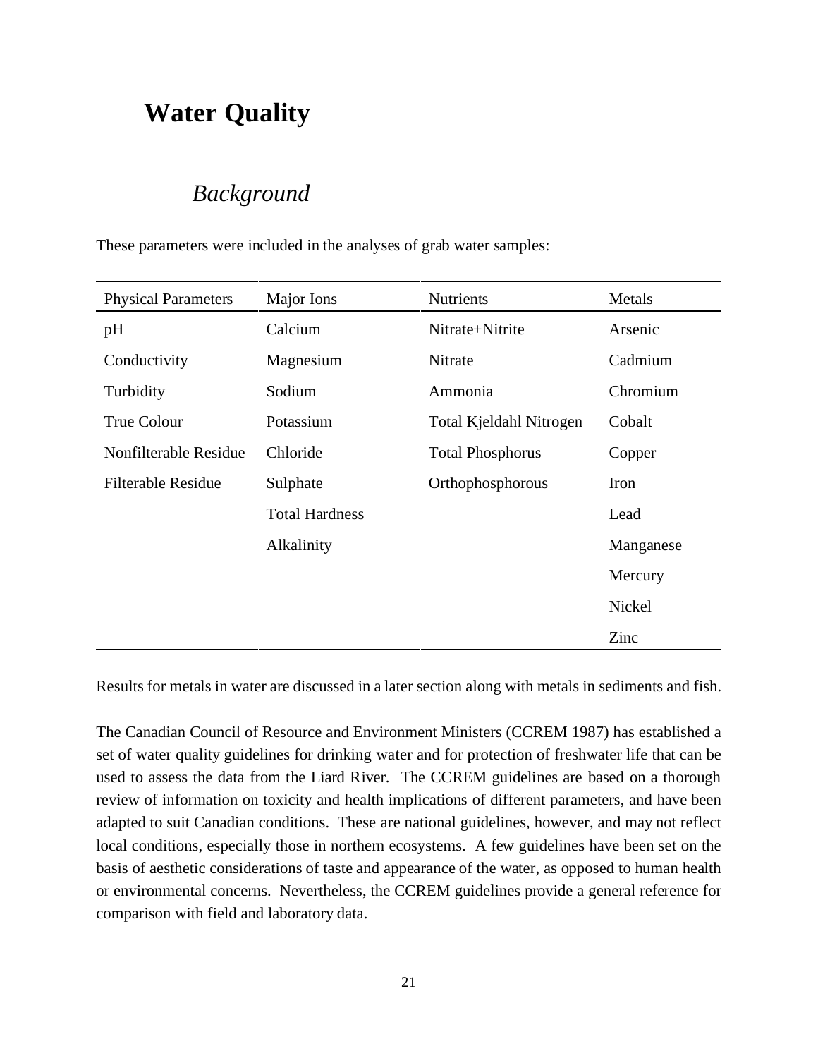# Water Quality

## *Background*

These parameters were included in the analyses of grab water samples:

| Physical Parameters | Major Ions | Nutrients | Metals |
|---|---|---|---|
| pH | Calcium | Nitrate+Nitrite | Arsenic |
| Conductivity | Magnesium | Nitrate | Cadmium |
| Turbidity | Sodium | Ammonia | Chromium |
| True Colour | Potassium | Total Kjeldahl Nitrogen | Cobalt |
| Nonfilterable Residue | Chloride | Total Phosphorus | Copper |
| Filterable Residue | Sulphate | Orthophosphorous | Iron |
| | Total Hardness | | Lead |
| | Alkalinity | | Manganese |
| | | | Mercury |
| | | | Nickel |
| | | | Zinc |

Results for metals in water are discussed in a later section along with metals in sediments and fish.

The Canadian Council of Resource and Environment Ministers (CCREM 1987) has established a set of water quality guidelines for drinking water and for protection of freshwater life that can be used to assess the data from the Liard River. The CCREM guidelines are based on a thorough review of information on toxicity and health implications of different parameters, and have been adapted to suit Canadian conditions. These are national guidelines, however, and may not reflect local conditions, especially those in northern ecosystems. A few guidelines have been set on the basis of aesthetic considerations of taste and appearance of the water, as opposed to human health or environmental concerns. Nevertheless, the CCREM guidelines provide a general reference for comparison with field and laboratory data.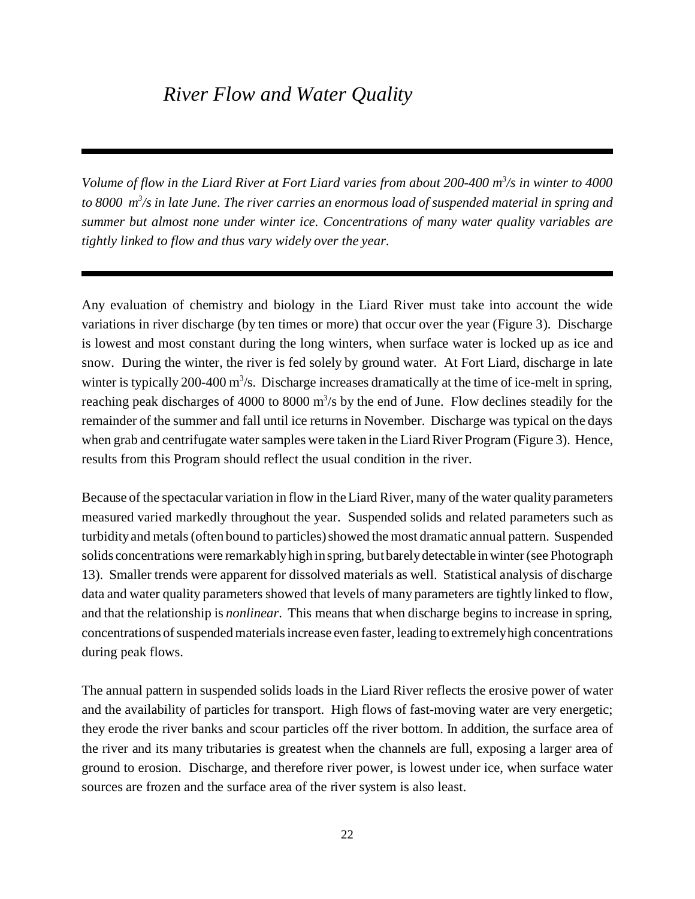# *River Flow and Water Quality*

*Volume of flow in the Liard River at Fort Liard varies from about 200-400 $m^3/s$ in winter to 4000 to 8000 $m^3/s$ in late June. The river carries an enormous load of suspended material in spring and summer but almost none under winter ice. Concentrations of many water quality variables are tightly linked to flow and thus vary widely over the year.*

Any evaluation of chemistry and biology in the Liard River must take into account the wide variations in river discharge (by ten times or more) that occur over the year (Figure 3). Discharge is lowest and most constant during the long winters, when surface water is locked up as ice and snow. During the winter, the river is fed solely by ground water. At Fort Liard, discharge in late winter is typically 200-400 $m^3/s$. Discharge increases dramatically at the time of ice-melt in spring, reaching peak discharges of 4000 to 8000 $m^3/s$ by the end of June. Flow declines steadily for the remainder of the summer and fall until ice returns in November. Discharge was typical on the days when grab and centrifugate water samples were taken in the Liard River Program (Figure 3). Hence, results from this Program should reflect the usual condition in the river.

Because of the spectacular variation in flow in the Liard River, many of the water quality parameters measured varied markedly throughout the year. Suspended solids and related parameters such as turbidity and metals (often bound to particles) showed the most dramatic annual pattern. Suspended solids concentrations were remarkably high in spring, but barely detectable in winter (see Photograph 13). Smaller trends were apparent for dissolved materials as well. Statistical analysis of discharge data and water quality parameters showed that levels of many parameters are tightly linked to flow, and that the relationship is *nonlinear*. This means that when discharge begins to increase in spring, concentrations of suspended materials increase even faster, leading to extremely high concentrations during peak flows.

The annual pattern in suspended solids loads in the Liard River reflects the erosive power of water and the availability of particles for transport. High flows of fast-moving water are very energetic; they erode the river banks and scour particles off the river bottom. In addition, the surface area of the river and its many tributaries is greatest when the channels are full, exposing a larger area of ground to erosion. Discharge, and therefore river power, is lowest under ice, when surface water sources are frozen and the surface area of the river system is also least.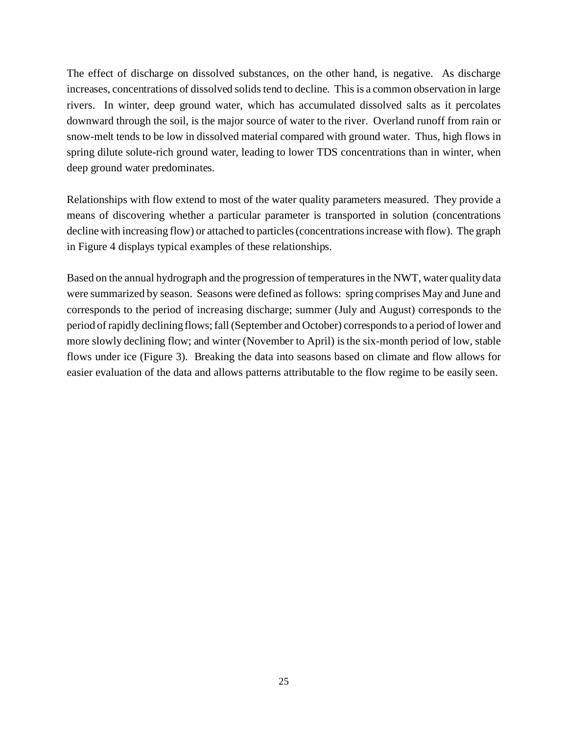The effect of discharge on dissolved substances, on the other hand, is negative. As discharge increases, concentrations of dissolved solids tend to decline. This is a common observation in large rivers. In winter, deep ground water, which has accumulated dissolved salts as it percolates downward through the soil, is the major source of water to the river. Overland runoff from rain or snow-melt tends to be low in dissolved material compared with ground water. Thus, high flows in spring dilute solute-rich ground water, leading to lower TDS concentrations than in winter, when deep ground water predominates.

Relationships with flow extend to most of the water quality parameters measured. They provide a means of discovering whether a particular parameter is transported in solution (concentrations decline with increasing flow) or attached to particles (concentrations increase with flow). The graph in Figure 4 displays typical examples of these relationships.

Based on the annual hydrograph and the progression of temperatures in the NWT, water quality data were summarized by season. Seasons were defined as follows: spring comprises May and June and corresponds to the period of increasing discharge; summer (July and August) corresponds to the period of rapidly declining flows; fall (September and October) corresponds to a period of lower and more slowly declining flow; and winter (November to April) is the six-month period of low, stable flows under ice (Figure 3). Breaking the data into seasons based on climate and flow allows for easier evaluation of the data and allows patterns attributable to the flow regime to be easily seen.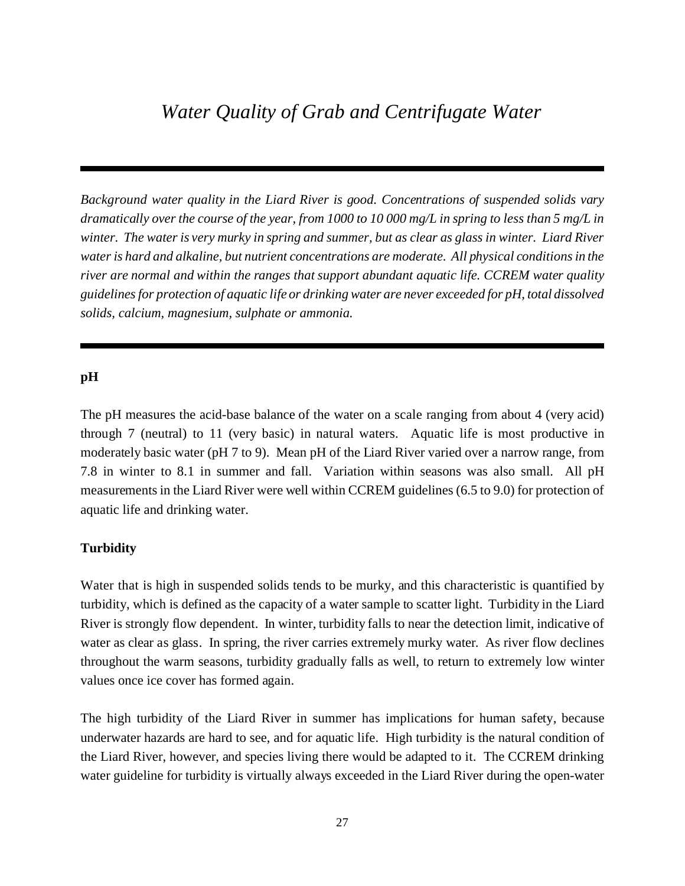# *Water Quality of Grab and Centrifugate Water*

---

*Background water quality in the Liard River is good. Concentrations of suspended solids vary dramatically over the course of the year, from 1000 to 10 000 mg/L in spring to less than 5 mg/L in winter. The water is very murky in spring and summer, but as clear as glass in winter. Liard River water is hard and alkaline, but nutrient concentrations are moderate. All physical conditions in the river are normal and within the ranges that support abundant aquatic life. CCREM water quality guidelines for protection of aquatic life or drinking water are never exceeded for pH, total dissolved solids, calcium, magnesium, sulphate or ammonia.*

---

**pH**

The pH measures the acid-base balance of the water on a scale ranging from about 4 (very acid) through 7 (neutral) to 11 (very basic) in natural waters. Aquatic life is most productive in moderately basic water (pH 7 to 9). Mean pH of the Liard River varied over a narrow range, from 7.8 in winter to 8.1 in summer and fall. Variation within seasons was also small. All pH measurements in the Liard River were well within CCREM guidelines (6.5 to 9.0) for protection of aquatic life and drinking water.

**Turbidity**

Water that is high in suspended solids tends to be murky, and this characteristic is quantified by turbidity, which is defined as the capacity of a water sample to scatter light. Turbidity in the Liard River is strongly flow dependent. In winter, turbidity falls to near the detection limit, indicative of water as clear as glass. In spring, the river carries extremely murky water. As river flow declines throughout the warm seasons, turbidity gradually falls as well, to return to extremely low winter values once ice cover has formed again.

The high turbidity of the Liard River in summer has implications for human safety, because underwater hazards are hard to see, and for aquatic life. High turbidity is the natural condition of the Liard River, however, and species living there would be adapted to it. The CCREM drinking water guideline for turbidity is virtually always exceeded in the Liard River during the open-water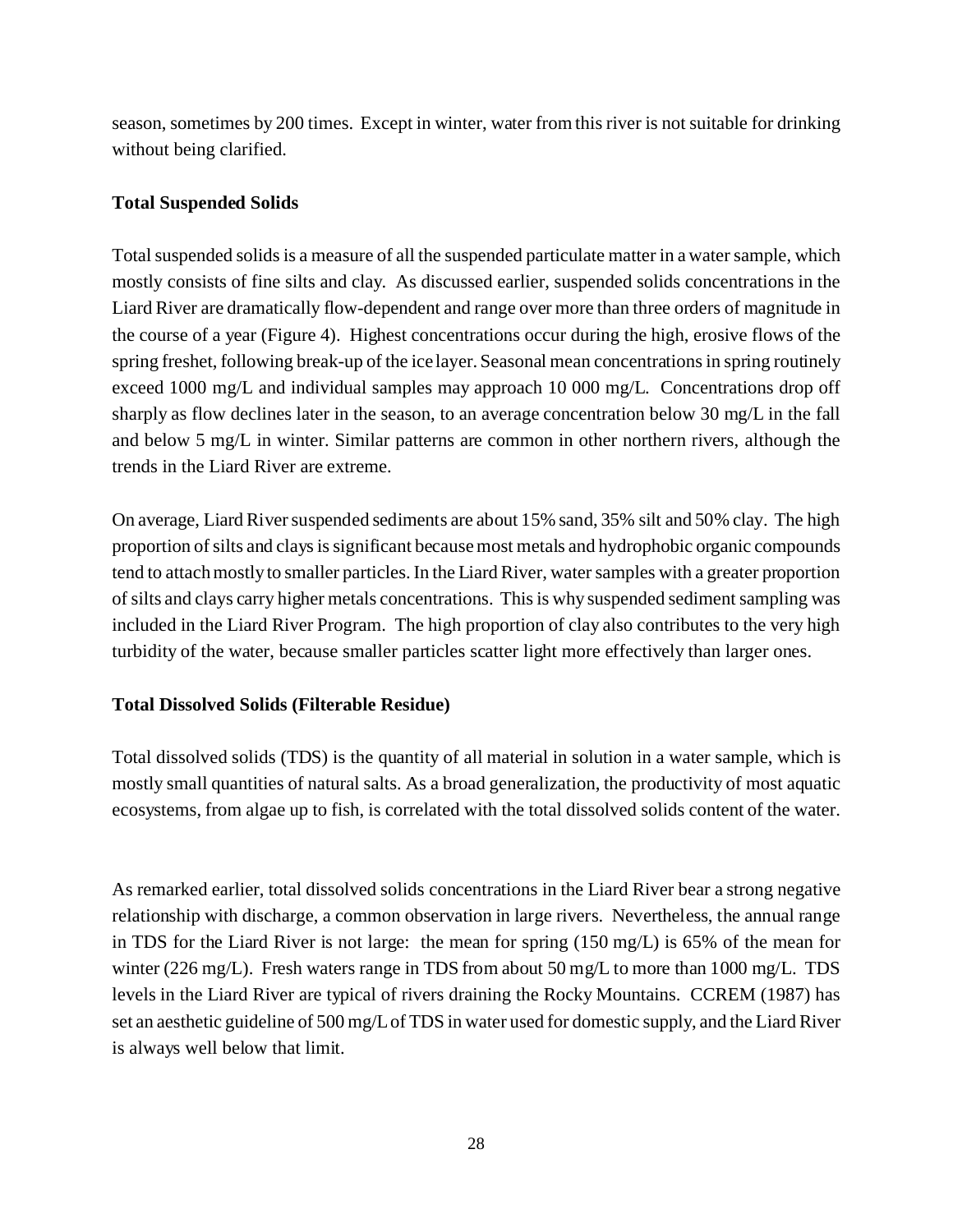season, sometimes by 200 times. Except in winter, water from this river is not suitable for drinking without being clarified.

### Total Suspended Solids

Total suspended solids is a measure of all the suspended particulate matter in a water sample, which mostly consists of fine silts and clay. As discussed earlier, suspended solids concentrations in the Liard River are dramatically flow-dependent and range over more than three orders of magnitude in the course of a year (Figure 4). Highest concentrations occur during the high, erosive flows of the spring freshet, following break-up of the ice layer. Seasonal mean concentrations in spring routinely exceed 1000 mg/L and individual samples may approach 10 000 mg/L. Concentrations drop off sharply as flow declines later in the season, to an average concentration below 30 mg/L in the fall and below 5 mg/L in winter. Similar patterns are common in other northern rivers, although the trends in the Liard River are extreme.

On average, Liard River suspended sediments are about 15% sand, 35% silt and 50% clay. The high proportion of silts and clays is significant because most metals and hydrophobic organic compounds tend to attach mostly to smaller particles. In the Liard River, water samples with a greater proportion of silts and clays carry higher metals concentrations. This is why suspended sediment sampling was included in the Liard River Program. The high proportion of clay also contributes to the very high turbidity of the water, because smaller particles scatter light more effectively than larger ones.

### Total Dissolved Solids (Filterable Residue)

Total dissolved solids (TDS) is the quantity of all material in solution in a water sample, which is mostly small quantities of natural salts. As a broad generalization, the productivity of most aquatic ecosystems, from algae up to fish, is correlated with the total dissolved solids content of the water.

As remarked earlier, total dissolved solids concentrations in the Liard River bear a strong negative relationship with discharge, a common observation in large rivers. Nevertheless, the annual range in TDS for the Liard River is not large: the mean for spring (150 mg/L) is 65% of the mean for winter (226 mg/L). Fresh waters range in TDS from about 50 mg/L to more than 1000 mg/L. TDS levels in the Liard River are typical of rivers draining the Rocky Mountains. CCREM (1987) has set an aesthetic guideline of 500 mg/L of TDS in water used for domestic supply, and the Liard River is always well below that limit.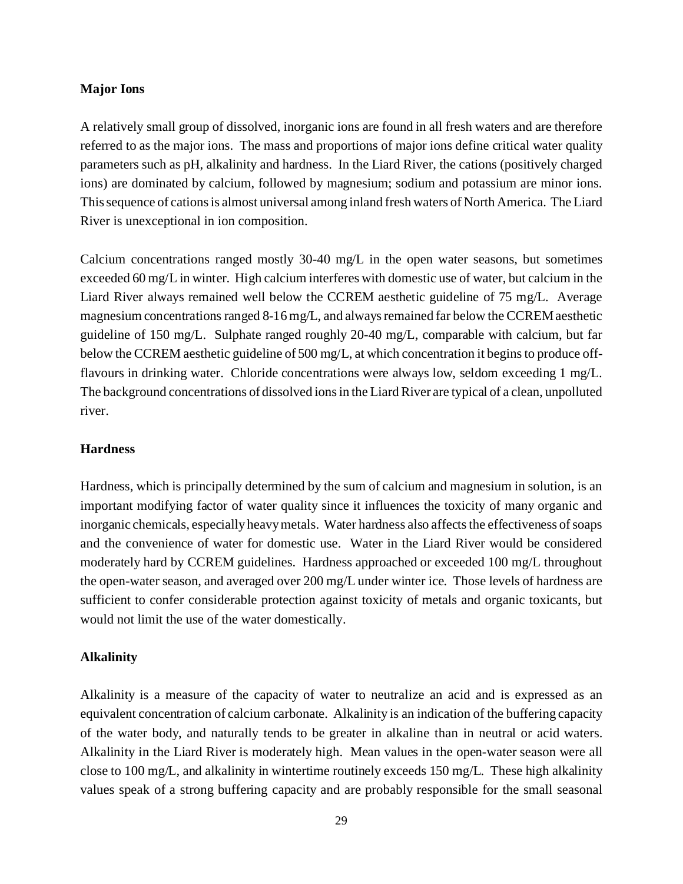**Major Ions**

A relatively small group of dissolved, inorganic ions are found in all fresh waters and are therefore referred to as the major ions. The mass and proportions of major ions define critical water quality parameters such as pH, alkalinity and hardness. In the Liard River, the cations (positively charged ions) are dominated by calcium, followed by magnesium; sodium and potassium are minor ions. This sequence of cations is almost universal among inland fresh waters of North America. The Liard River is unexceptional in ion composition.

Calcium concentrations ranged mostly 30-40 mg/L in the open water seasons, but sometimes exceeded 60 mg/L in winter. High calcium interferes with domestic use of water, but calcium in the Liard River always remained well below the CCREM aesthetic guideline of 75 mg/L. Average magnesium concentrations ranged 8-16 mg/L, and always remained far below the CCREM aesthetic guideline of 150 mg/L. Sulphate ranged roughly 20-40 mg/L, comparable with calcium, but far below the CCREM aesthetic guideline of 500 mg/L, at which concentration it begins to produce off-flavours in drinking water. Chloride concentrations were always low, seldom exceeding 1 mg/L. The background concentrations of dissolved ions in the Liard River are typical of a clean, unpolluted river.

**Hardness**

Hardness, which is principally determined by the sum of calcium and magnesium in solution, is an important modifying factor of water quality since it influences the toxicity of many organic and inorganic chemicals, especially heavy metals. Water hardness also affects the effectiveness of soaps and the convenience of water for domestic use. Water in the Liard River would be considered moderately hard by CCREM guidelines. Hardness approached or exceeded 100 mg/L throughout the open-water season, and averaged over 200 mg/L under winter ice. Those levels of hardness are sufficient to confer considerable protection against toxicity of metals and organic toxicants, but would not limit the use of the water domestically.

**Alkalinity**

Alkalinity is a measure of the capacity of water to neutralize an acid and is expressed as an equivalent concentration of calcium carbonate. Alkalinity is an indication of the buffering capacity of the water body, and naturally tends to be greater in alkaline than in neutral or acid waters. Alkalinity in the Liard River is moderately high. Mean values in the open-water season were all close to 100 mg/L, and alkalinity in wintertime routinely exceeds 150 mg/L. These high alkalinity values speak of a strong buffering capacity and are probably responsible for the small seasonal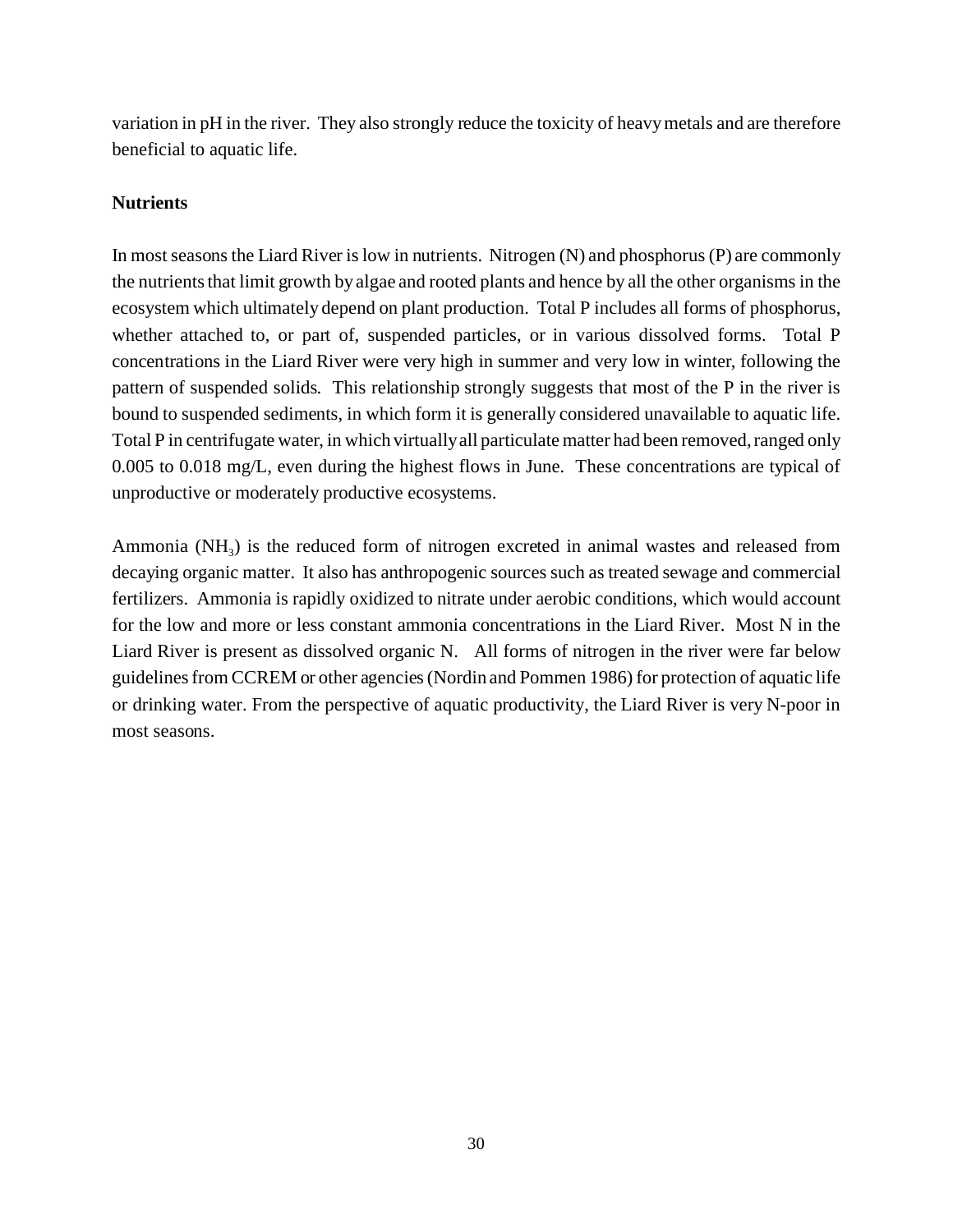variation in pH in the river. They also strongly reduce the toxicity of heavy metals and are therefore beneficial to aquatic life.

**Nutrients**

In most seasons the Liard River is low in nutrients. Nitrogen (N) and phosphorus (P) are commonly the nutrients that limit growth by algae and rooted plants and hence by all the other organisms in the ecosystem which ultimately depend on plant production. Total P includes all forms of phosphorus, whether attached to, or part of, suspended particles, or in various dissolved forms. Total P concentrations in the Liard River were very high in summer and very low in winter, following the pattern of suspended solids. This relationship strongly suggests that most of the P in the river is bound to suspended sediments, in which form it is generally considered unavailable to aquatic life. Total P in centrifugate water, in which virtually all particulate matter had been removed, ranged only 0.005 to 0.018 mg/L, even during the highest flows in June. These concentrations are typical of unproductive or moderately productive ecosystems.

Ammonia ($NH_3$) is the reduced form of nitrogen excreted in animal wastes and released from decaying organic matter. It also has anthropogenic sources such as treated sewage and commercial fertilizers. Ammonia is rapidly oxidized to nitrate under aerobic conditions, which would account for the low and more or less constant ammonia concentrations in the Liard River. Most N in the Liard River is present as dissolved organic N. All forms of nitrogen in the river were far below guidelines from CCREM or other agencies (Nordin and Pommen 1986) for protection of aquatic life or drinking water. From the perspective of aquatic productivity, the Liard River is very N-poor in most seasons.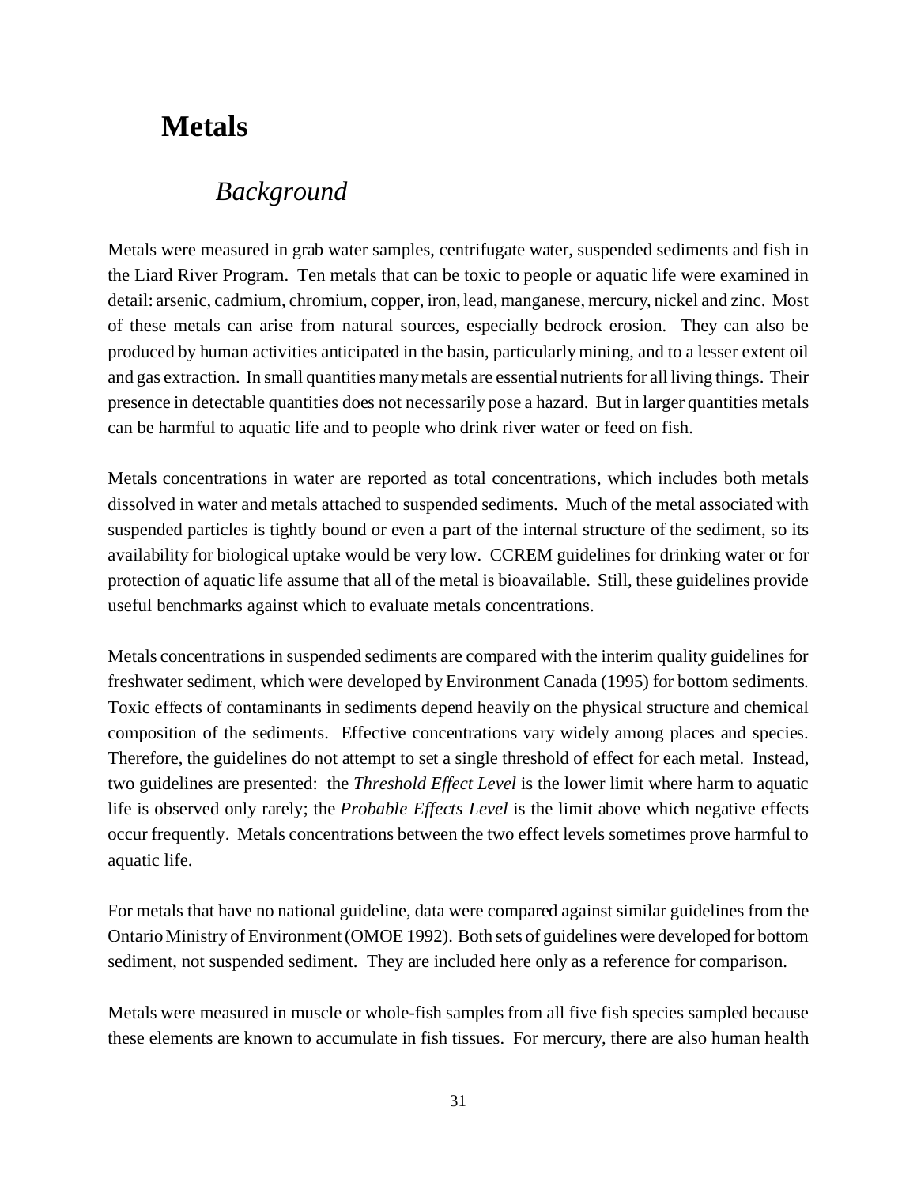# Metals

## *Background*

Metals were measured in grab water samples, centrifugate water, suspended sediments and fish in the Liard River Program. Ten metals that can be toxic to people or aquatic life were examined in detail: arsenic, cadmium, chromium, copper, iron, lead, manganese, mercury, nickel and zinc. Most of these metals can arise from natural sources, especially bedrock erosion. They can also be produced by human activities anticipated in the basin, particularly mining, and to a lesser extent oil and gas extraction. In small quantities many metals are essential nutrients for all living things. Their presence in detectable quantities does not necessarily pose a hazard. But in larger quantities metals can be harmful to aquatic life and to people who drink river water or feed on fish.

Metals concentrations in water are reported as total concentrations, which includes both metals dissolved in water and metals attached to suspended sediments. Much of the metal associated with suspended particles is tightly bound or even a part of the internal structure of the sediment, so its availability for biological uptake would be very low. CCREM guidelines for drinking water or for protection of aquatic life assume that all of the metal is bioavailable. Still, these guidelines provide useful benchmarks against which to evaluate metals concentrations.

Metals concentrations in suspended sediments are compared with the interim quality guidelines for freshwater sediment, which were developed by Environment Canada (1995) for bottom sediments. Toxic effects of contaminants in sediments depend heavily on the physical structure and chemical composition of the sediments. Effective concentrations vary widely among places and species. Therefore, the guidelines do not attempt to set a single threshold of effect for each metal. Instead, two guidelines are presented: the *Threshold Effect Level* is the lower limit where harm to aquatic life is observed only rarely; the *Probable Effects Level* is the limit above which negative effects occur frequently. Metals concentrations between the two effect levels sometimes prove harmful to aquatic life.

For metals that have no national guideline, data were compared against similar guidelines from the Ontario Ministry of Environment (OMOE 1992). Both sets of guidelines were developed for bottom sediment, not suspended sediment. They are included here only as a reference for comparison.

Metals were measured in muscle or whole-fish samples from all five fish species sampled because these elements are known to accumulate in fish tissues. For mercury, there are also human health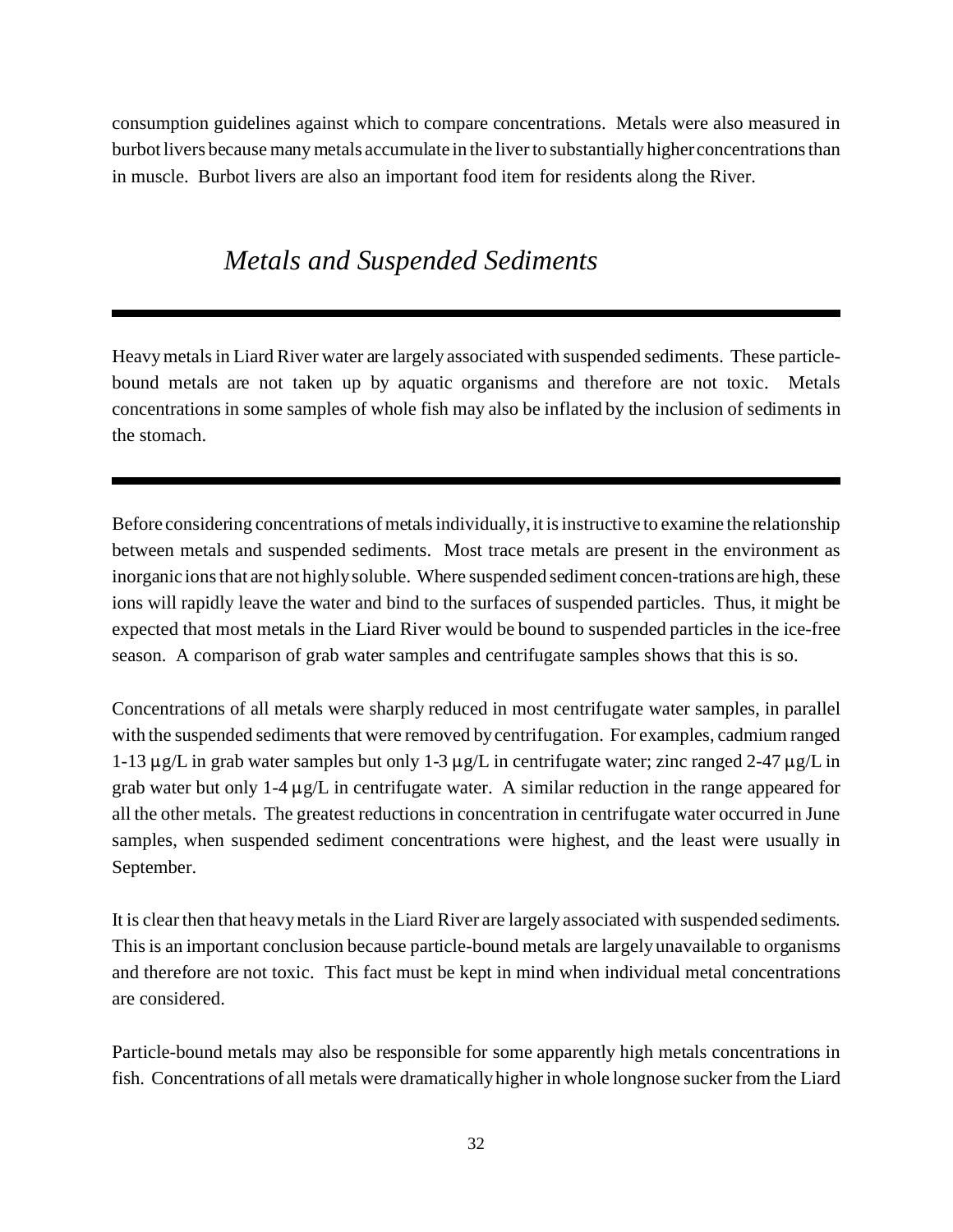consumption guidelines against which to compare concentrations. Metals were also measured in burbot livers because many metals accumulate in the liver to substantially higher concentrations than in muscle. Burbot livers are also an important food item for residents along the River.

## *Metals and Suspended Sediments*

---

Heavy metals in Liard River water are largely associated with suspended sediments. These particle-bound metals are not taken up by aquatic organisms and therefore are not toxic. Metals concentrations in some samples of whole fish may also be inflated by the inclusion of sediments in the stomach.

---

Before considering concentrations of metals individually, it is instructive to examine the relationship between metals and suspended sediments. Most trace metals are present in the environment as inorganic ions that are not highly soluble. Where suspended sediment concen-trations are high, these ions will rapidly leave the water and bind to the surfaces of suspended particles. Thus, it might be expected that most metals in the Liard River would be bound to suspended particles in the ice-free season. A comparison of grab water samples and centrifugate samples shows that this is so.

Concentrations of all metals were sharply reduced in most centrifugate water samples, in parallel with the suspended sediments that were removed by centrifugation. For examples, cadmium ranged 1-13 µg/L in grab water samples but only 1-3 µg/L in centrifugate water; zinc ranged 2-47 µg/L in grab water but only 1-4 µg/L in centrifugate water. A similar reduction in the range appeared for all the other metals. The greatest reductions in concentration in centrifugate water occurred in June samples, when suspended sediment concentrations were highest, and the least were usually in September.

It is clear then that heavy metals in the Liard River are largely associated with suspended sediments. This is an important conclusion because particle-bound metals are largely unavailable to organisms and therefore are not toxic. This fact must be kept in mind when individual metal concentrations are considered.

Particle-bound metals may also be responsible for some apparently high metals concentrations in fish. Concentrations of all metals were dramatically higher in whole longnose sucker from the Liard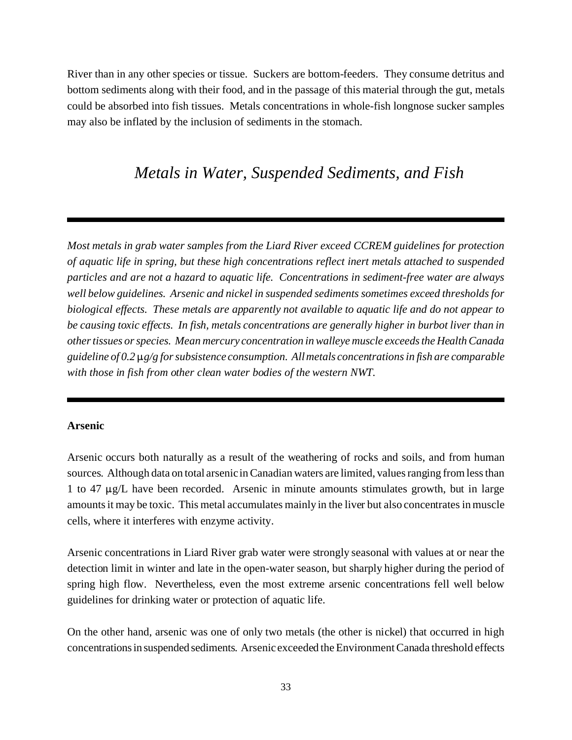River than in any other species or tissue. Suckers are bottom-feeders. They consume detritus and bottom sediments along with their food, and in the passage of this material through the gut, metals could be absorbed into fish tissues. Metals concentrations in whole-fish longnose sucker samples may also be inflated by the inclusion of sediments in the stomach.

## *Metals in Water, Suspended Sediments, and Fish*

---

*Most metals in grab water samples from the Liard River exceed CCREM guidelines for protection of aquatic life in spring, but these high concentrations reflect inert metals attached to suspended particles and are not a hazard to aquatic life. Concentrations in sediment-free water are always well below guidelines. Arsenic and nickel in suspended sediments sometimes exceed thresholds for biological effects. These metals are apparently not available to aquatic life and do not appear to be causing toxic effects. In fish, metals concentrations are generally higher in burbot liver than in other tissues or species. Mean mercury concentration in walleye muscle exceeds the Health Canada guideline of 0.2 µg/g for subsistence consumption. All metals concentrations in fish are comparable with those in fish from other clean water bodies of the western NWT.*

---

**Arsenic**

Arsenic occurs both naturally as a result of the weathering of rocks and soils, and from human sources. Although data on total arsenic in Canadian waters are limited, values ranging from less than 1 to 47 µg/L have been recorded. Arsenic in minute amounts stimulates growth, but in large amounts it may be toxic. This metal accumulates mainly in the liver but also concentrates in muscle cells, where it interferes with enzyme activity.

Arsenic concentrations in Liard River grab water were strongly seasonal with values at or near the detection limit in winter and late in the open-water season, but sharply higher during the period of spring high flow. Nevertheless, even the most extreme arsenic concentrations fell well below guidelines for drinking water or protection of aquatic life.

On the other hand, arsenic was one of only two metals (the other is nickel) that occurred in high concentrations in suspended sediments. Arsenic exceeded the Environment Canada threshold effects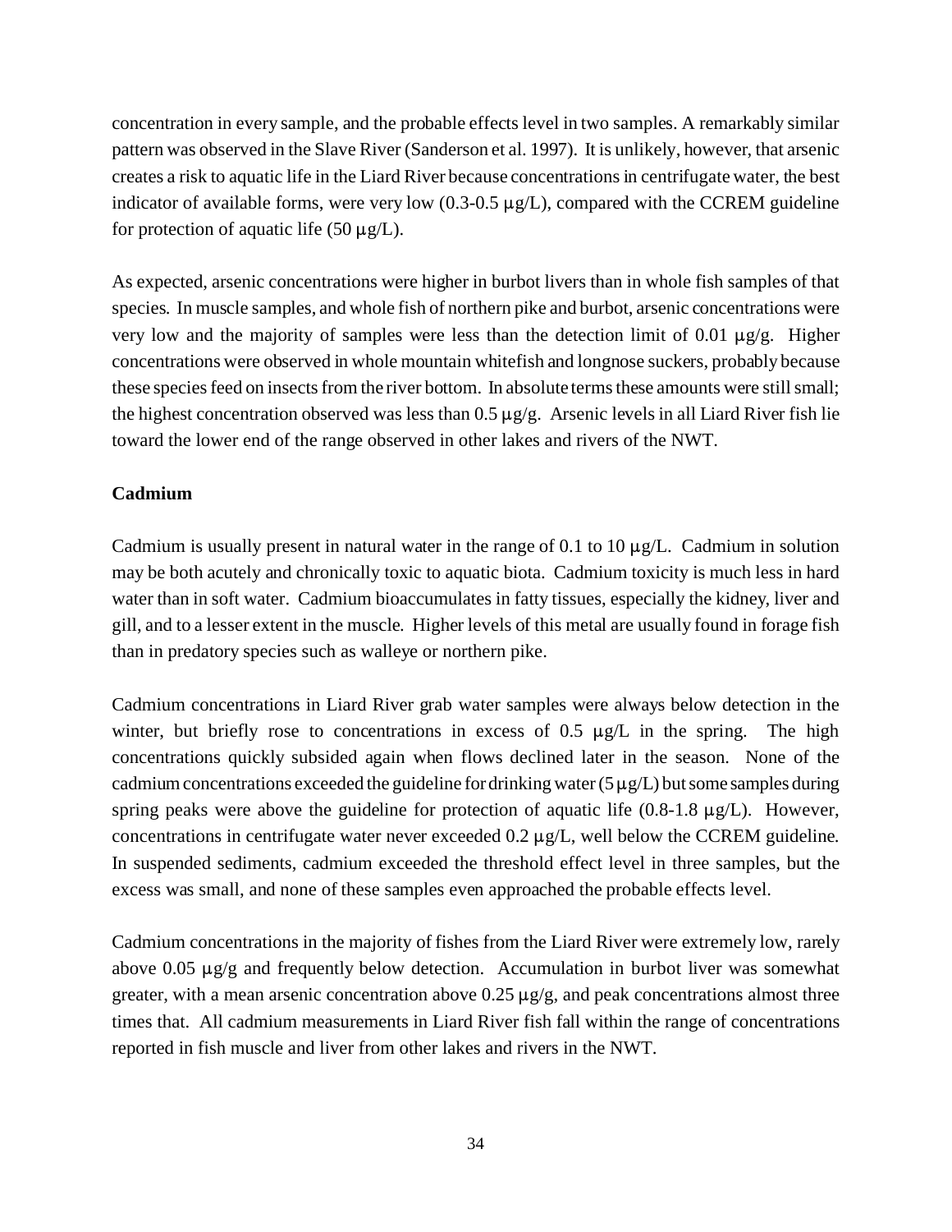concentration in every sample, and the probable effects level in two samples. A remarkably similar pattern was observed in the Slave River (Sanderson et al. 1997). It is unlikely, however, that arsenic creates a risk to aquatic life in the Liard River because concentrations in centrifugate water, the best indicator of available forms, were very low (0.3-0.5 μg/L), compared with the CCREM guideline for protection of aquatic life (50 μg/L).

As expected, arsenic concentrations were higher in burbot livers than in whole fish samples of that species. In muscle samples, and whole fish of northern pike and burbot, arsenic concentrations were very low and the majority of samples were less than the detection limit of 0.01 μg/g. Higher concentrations were observed in whole mountain whitefish and longnose suckers, probably because these species feed on insects from the river bottom. In absolute terms these amounts were still small; the highest concentration observed was less than 0.5 μg/g. Arsenic levels in all Liard River fish lie toward the lower end of the range observed in other lakes and rivers of the NWT.

### Cadmium

Cadmium is usually present in natural water in the range of 0.1 to 10 μg/L. Cadmium in solution may be both acutely and chronically toxic to aquatic biota. Cadmium toxicity is much less in hard water than in soft water. Cadmium bioaccumulates in fatty tissues, especially the kidney, liver and gill, and to a lesser extent in the muscle. Higher levels of this metal are usually found in forage fish than in predatory species such as walleye or northern pike.

Cadmium concentrations in Liard River grab water samples were always below detection in the winter, but briefly rose to concentrations in excess of 0.5 μg/L in the spring. The high concentrations quickly subsided again when flows declined later in the season. None of the cadmium concentrations exceeded the guideline for drinking water (5 μg/L) but some samples during spring peaks were above the guideline for protection of aquatic life (0.8-1.8 μg/L). However, concentrations in centrifugate water never exceeded 0.2 μg/L, well below the CCREM guideline. In suspended sediments, cadmium exceeded the threshold effect level in three samples, but the excess was small, and none of these samples even approached the probable effects level.

Cadmium concentrations in the majority of fishes from the Liard River were extremely low, rarely above 0.05 μg/g and frequently below detection. Accumulation in burbot liver was somewhat greater, with a mean arsenic concentration above 0.25 μg/g, and peak concentrations almost three times that. All cadmium measurements in Liard River fish fall within the range of concentrations reported in fish muscle and liver from other lakes and rivers in the NWT.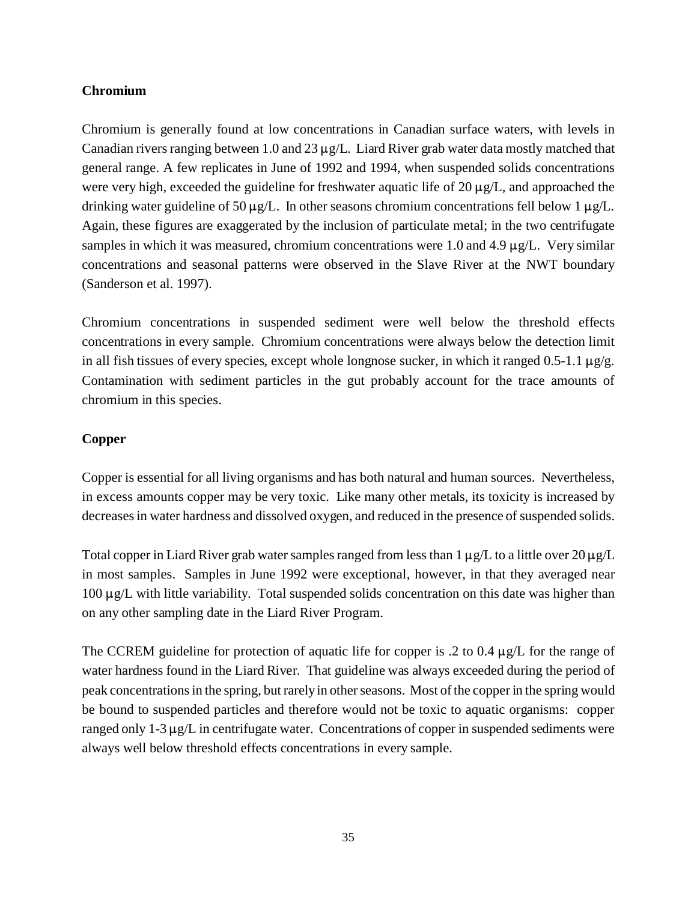### Chromium

Chromium is generally found at low concentrations in Canadian surface waters, with levels in Canadian rivers ranging between 1.0 and 23 μg/L. Liard River grab water data mostly matched that general range. A few replicates in June of 1992 and 1994, when suspended solids concentrations were very high, exceeded the guideline for freshwater aquatic life of 20 μg/L, and approached the drinking water guideline of 50 μg/L. In other seasons chromium concentrations fell below 1 μg/L. Again, these figures are exaggerated by the inclusion of particulate metal; in the two centrifugate samples in which it was measured, chromium concentrations were 1.0 and 4.9 μg/L. Very similar concentrations and seasonal patterns were observed in the Slave River at the NWT boundary (Sanderson et al. 1997).

Chromium concentrations in suspended sediment were well below the threshold effects concentrations in every sample. Chromium concentrations were always below the detection limit in all fish tissues of every species, except whole longnose sucker, in which it ranged 0.5-1.1 μg/g. Contamination with sediment particles in the gut probably account for the trace amounts of chromium in this species.

### Copper

Copper is essential for all living organisms and has both natural and human sources. Nevertheless, in excess amounts copper may be very toxic. Like many other metals, its toxicity is increased by decreases in water hardness and dissolved oxygen, and reduced in the presence of suspended solids.

Total copper in Liard River grab water samples ranged from less than 1 μg/L to a little over 20 μg/L in most samples. Samples in June 1992 were exceptional, however, in that they averaged near 100 μg/L with little variability. Total suspended solids concentration on this date was higher than on any other sampling date in the Liard River Program.

The CCREM guideline for protection of aquatic life for copper is .2 to 0.4 μg/L for the range of water hardness found in the Liard River. That guideline was always exceeded during the period of peak concentrations in the spring, but rarely in other seasons. Most of the copper in the spring would be bound to suspended particles and therefore would not be toxic to aquatic organisms: copper ranged only 1-3 μg/L in centrifugate water. Concentrations of copper in suspended sediments were always well below threshold effects concentrations in every sample.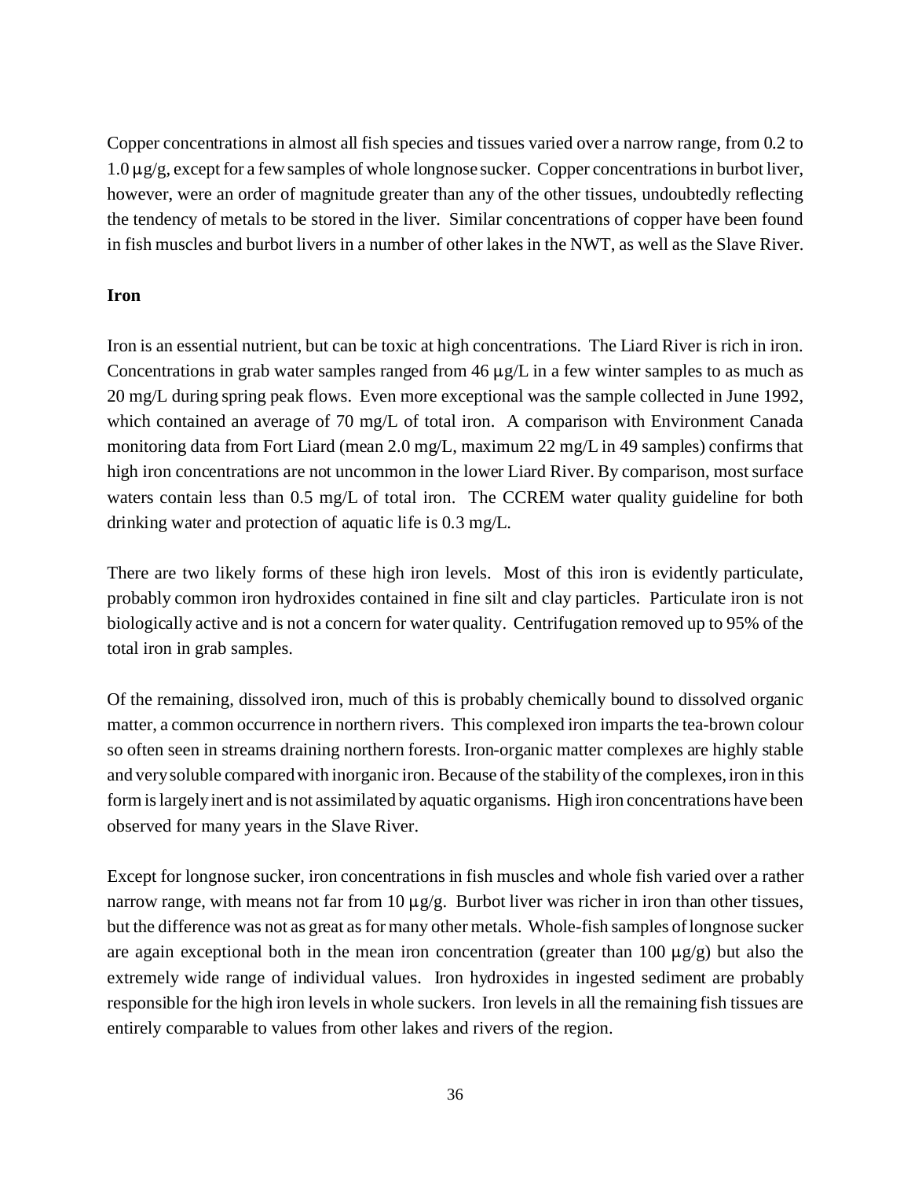Copper concentrations in almost all fish species and tissues varied over a narrow range, from 0.2 to 1.0 μg/g, except for a few samples of whole longnose sucker. Copper concentrations in burbot liver, however, were an order of magnitude greater than any of the other tissues, undoubtedly reflecting the tendency of metals to be stored in the liver. Similar concentrations of copper have been found in fish muscles and burbot livers in a number of other lakes in the NWT, as well as the Slave River.

**Iron**

Iron is an essential nutrient, but can be toxic at high concentrations. The Liard River is rich in iron. Concentrations in grab water samples ranged from 46 μg/L in a few winter samples to as much as 20 mg/L during spring peak flows. Even more exceptional was the sample collected in June 1992, which contained an average of 70 mg/L of total iron. A comparison with Environment Canada monitoring data from Fort Liard (mean 2.0 mg/L, maximum 22 mg/L in 49 samples) confirms that high iron concentrations are not uncommon in the lower Liard River. By comparison, most surface waters contain less than 0.5 mg/L of total iron. The CCREM water quality guideline for both drinking water and protection of aquatic life is 0.3 mg/L.

There are two likely forms of these high iron levels. Most of this iron is evidently particulate, probably common iron hydroxides contained in fine silt and clay particles. Particulate iron is not biologically active and is not a concern for water quality. Centrifugation removed up to 95% of the total iron in grab samples.

Of the remaining, dissolved iron, much of this is probably chemically bound to dissolved organic matter, a common occurrence in northern rivers. This complexed iron imparts the tea-brown colour so often seen in streams draining northern forests. Iron-organic matter complexes are highly stable and very soluble compared with inorganic iron. Because of the stability of the complexes, iron in this form is largely inert and is not assimilated by aquatic organisms. High iron concentrations have been observed for many years in the Slave River.

Except for longnose sucker, iron concentrations in fish muscles and whole fish varied over a rather narrow range, with means not far from 10 μg/g. Burbot liver was richer in iron than other tissues, but the difference was not as great as for many other metals. Whole-fish samples of longnose sucker are again exceptional both in the mean iron concentration (greater than 100 μg/g) but also the extremely wide range of individual values. Iron hydroxides in ingested sediment are probably responsible for the high iron levels in whole suckers. Iron levels in all the remaining fish tissues are entirely comparable to values from other lakes and rivers of the region.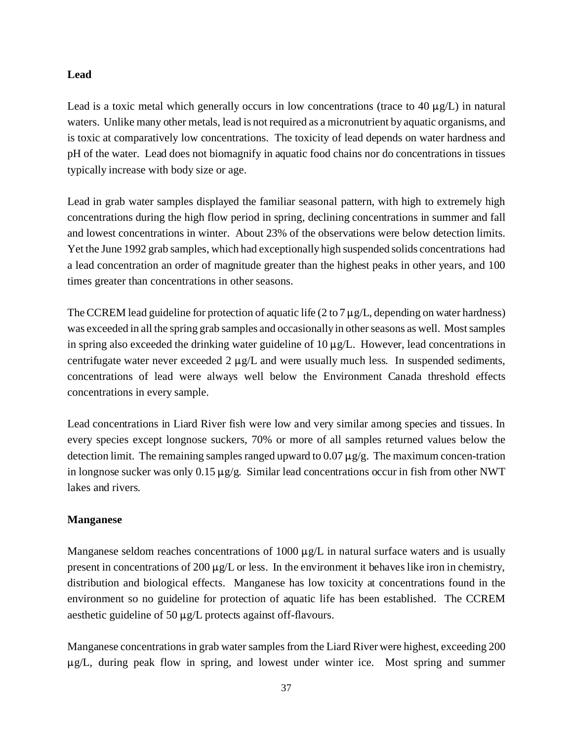**Lead**

Lead is a toxic metal which generally occurs in low concentrations (trace to 40 µg/L) in natural waters. Unlike many other metals, lead is not required as a micronutrient by aquatic organisms, and is toxic at comparatively low concentrations. The toxicity of lead depends on water hardness and pH of the water. Lead does not biomagnify in aquatic food chains nor do concentrations in tissues typically increase with body size or age.

Lead in grab water samples displayed the familiar seasonal pattern, with high to extremely high concentrations during the high flow period in spring, declining concentrations in summer and fall and lowest concentrations in winter. About 23% of the observations were below detection limits. Yet the June 1992 grab samples, which had exceptionally high suspended solids concentrations had a lead concentration an order of magnitude greater than the highest peaks in other years, and 100 times greater than concentrations in other seasons.

The CCREM lead guideline for protection of aquatic life (2 to 7 µg/L, depending on water hardness) was exceeded in all the spring grab samples and occasionally in other seasons as well. Most samples in spring also exceeded the drinking water guideline of 10 µg/L. However, lead concentrations in centrifugate water never exceeded 2 µg/L and were usually much less. In suspended sediments, concentrations of lead were always well below the Environment Canada threshold effects concentrations in every sample.

Lead concentrations in Liard River fish were low and very similar among species and tissues. In every species except longnose suckers, 70% or more of all samples returned values below the detection limit. The remaining samples ranged upward to 0.07 µg/g. The maximum concen-tration in longnose sucker was only 0.15 µg/g. Similar lead concentrations occur in fish from other NWT lakes and rivers.

**Manganese**

Manganese seldom reaches concentrations of 1000 µg/L in natural surface waters and is usually present in concentrations of 200 µg/L or less. In the environment it behaves like iron in chemistry, distribution and biological effects. Manganese has low toxicity at concentrations found in the environment so no guideline for protection of aquatic life has been established. The CCREM aesthetic guideline of 50 µg/L protects against off-flavours.

Manganese concentrations in grab water samples from the Liard River were highest, exceeding 200 µg/L, during peak flow in spring, and lowest under winter ice. Most spring and summer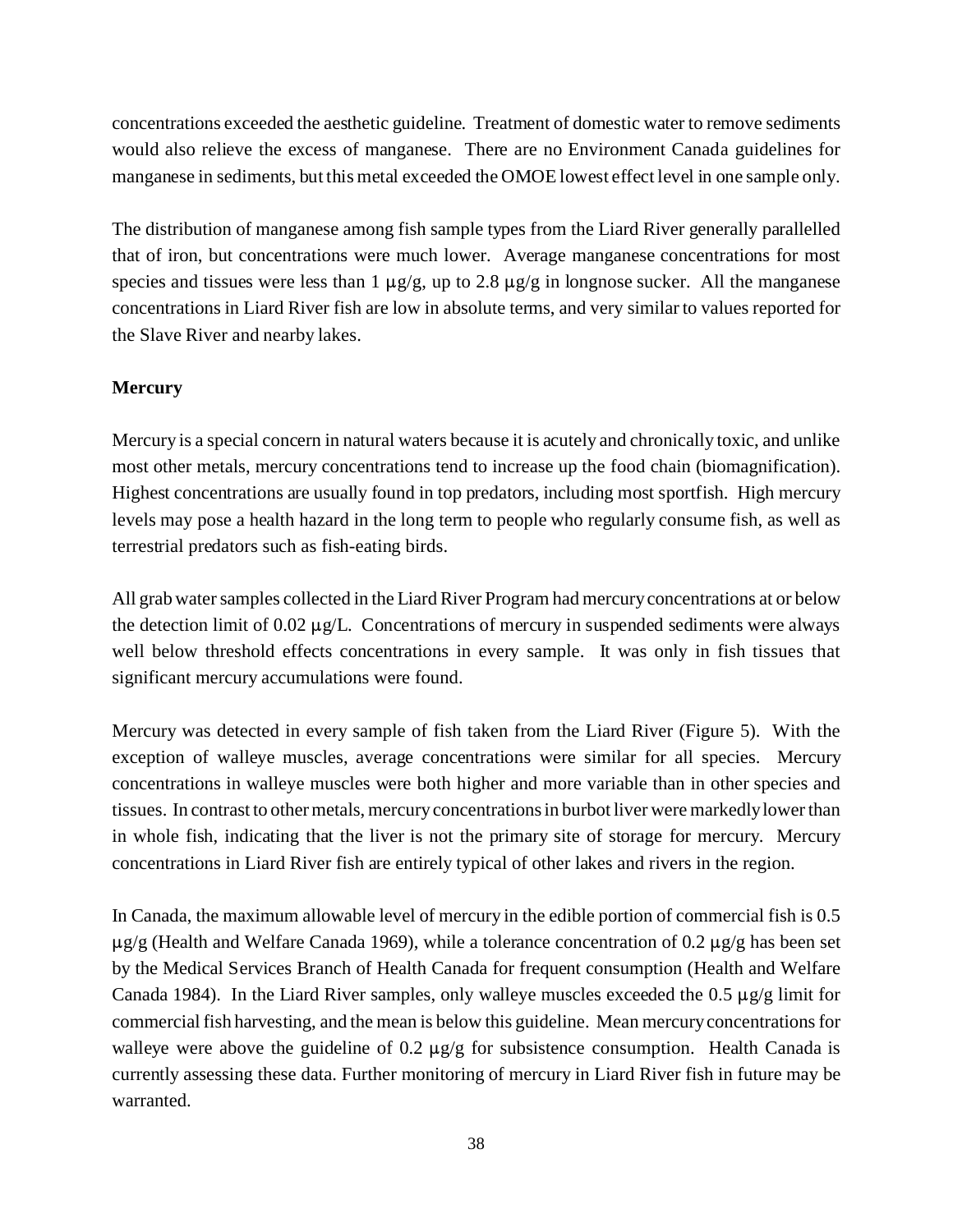concentrations exceeded the aesthetic guideline. Treatment of domestic water to remove sediments would also relieve the excess of manganese. There are no Environment Canada guidelines for manganese in sediments, but this metal exceeded the OMOE lowest effect level in one sample only.

The distribution of manganese among fish sample types from the Liard River generally parallelled that of iron, but concentrations were much lower. Average manganese concentrations for most species and tissues were less than 1 µg/g, up to 2.8 µg/g in longnose sucker. All the manganese concentrations in Liard River fish are low in absolute terms, and very similar to values reported for the Slave River and nearby lakes.

**Mercury**

Mercury is a special concern in natural waters because it is acutely and chronically toxic, and unlike most other metals, mercury concentrations tend to increase up the food chain (biomagnification). Highest concentrations are usually found in top predators, including most sportfish. High mercury levels may pose a health hazard in the long term to people who regularly consume fish, as well as terrestrial predators such as fish-eating birds.

All grab water samples collected in the Liard River Program had mercury concentrations at or below the detection limit of 0.02 µg/L. Concentrations of mercury in suspended sediments were always well below threshold effects concentrations in every sample. It was only in fish tissues that significant mercury accumulations were found.

Mercury was detected in every sample of fish taken from the Liard River (Figure 5). With the exception of walleye muscles, average concentrations were similar for all species. Mercury concentrations in walleye muscles were both higher and more variable than in other species and tissues. In contrast to other metals, mercury concentrations in burbot liver were markedly lower than in whole fish, indicating that the liver is not the primary site of storage for mercury. Mercury concentrations in Liard River fish are entirely typical of other lakes and rivers in the region.

In Canada, the maximum allowable level of mercury in the edible portion of commercial fish is 0.5 µg/g (Health and Welfare Canada 1969), while a tolerance concentration of 0.2 µg/g has been set by the Medical Services Branch of Health Canada for frequent consumption (Health and Welfare Canada 1984). In the Liard River samples, only walleye muscles exceeded the 0.5 µg/g limit for commercial fish harvesting, and the mean is below this guideline. Mean mercury concentrations for walleye were above the guideline of 0.2 µg/g for subsistence consumption. Health Canada is currently assessing these data. Further monitoring of mercury in Liard River fish in future may be warranted.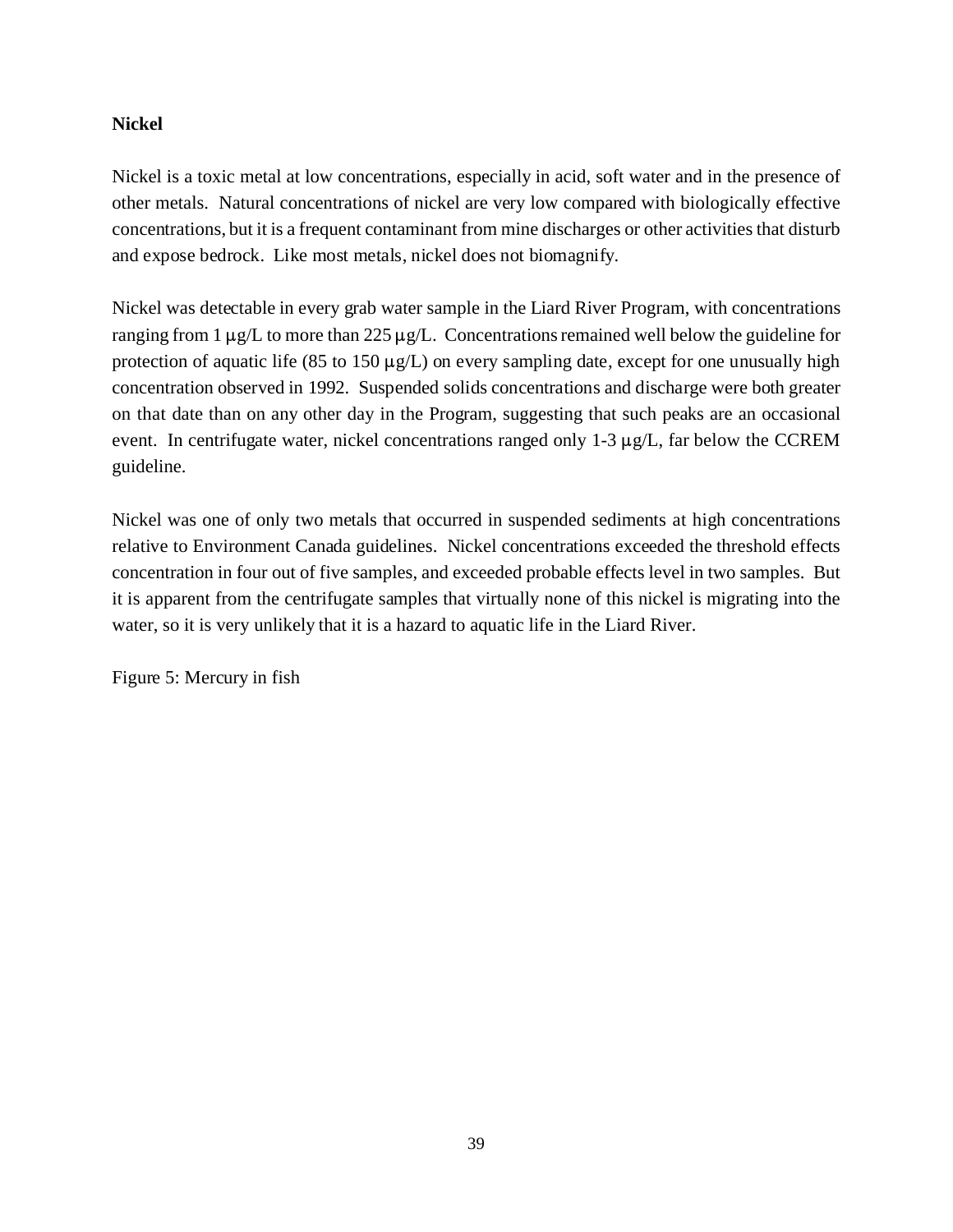**Nickel**

Nickel is a toxic metal at low concentrations, especially in acid, soft water and in the presence of other metals. Natural concentrations of nickel are very low compared with biologically effective concentrations, but it is a frequent contaminant from mine discharges or other activities that disturb and expose bedrock. Like most metals, nickel does not biomagnify.

Nickel was detectable in every grab water sample in the Liard River Program, with concentrations ranging from 1 µg/L to more than 225 µg/L. Concentrations remained well below the guideline for protection of aquatic life (85 to 150 µg/L) on every sampling date, except for one unusually high concentration observed in 1992. Suspended solids concentrations and discharge were both greater on that date than on any other day in the Program, suggesting that such peaks are an occasional event. In centrifugate water, nickel concentrations ranged only 1-3 µg/L, far below the CCREM guideline.

Nickel was one of only two metals that occurred in suspended sediments at high concentrations relative to Environment Canada guidelines. Nickel concentrations exceeded the threshold effects concentration in four out of five samples, and exceeded probable effects level in two samples. But it is apparent from the centrifugate samples that virtually none of this nickel is migrating into the water, so it is very unlikely that it is a hazard to aquatic life in the Liard River.

Figure 5: Mercury in fish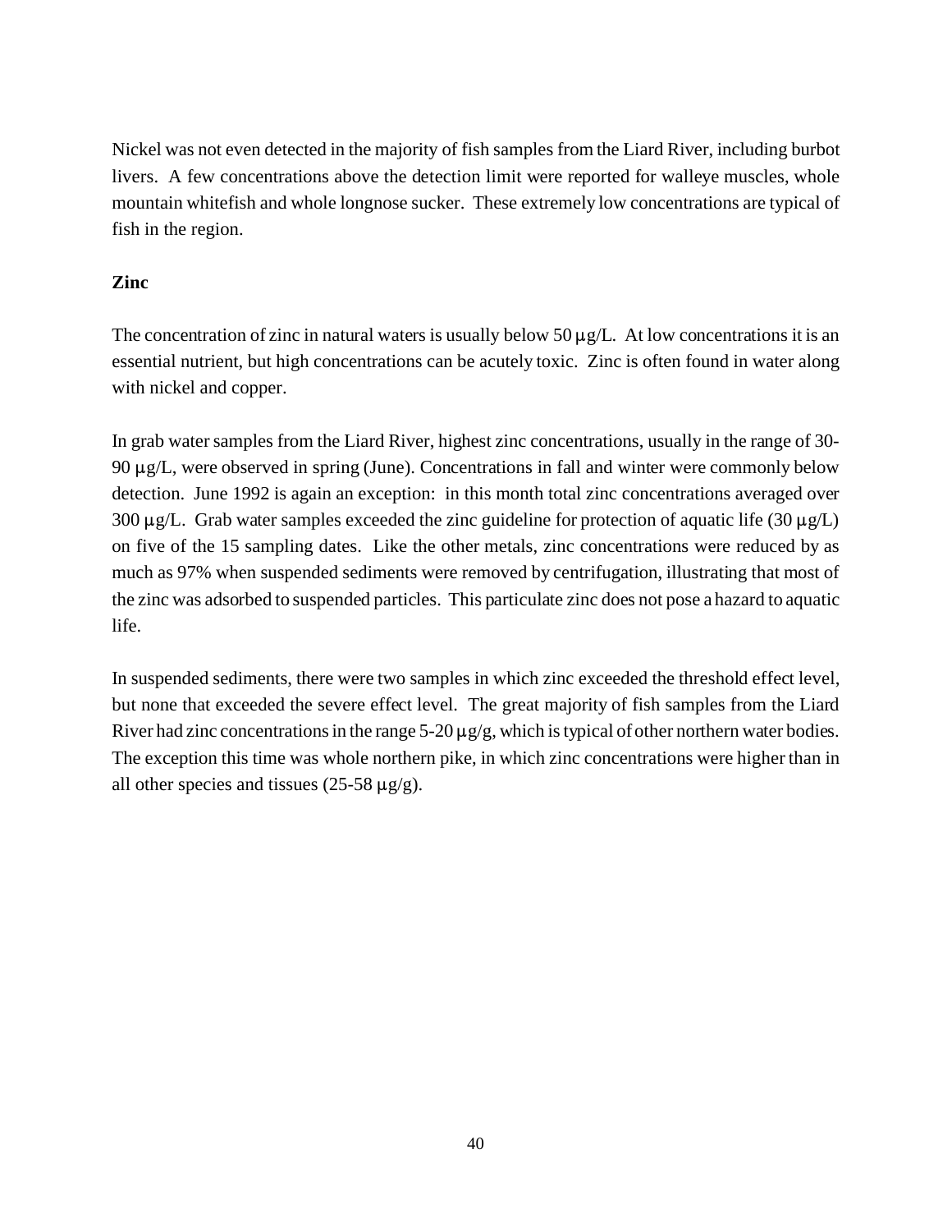Nickel was not even detected in the majority of fish samples from the Liard River, including burbot livers. A few concentrations above the detection limit were reported for walleye muscles, whole mountain whitefish and whole longnose sucker. These extremely low concentrations are typical of fish in the region.

**Zinc**

The concentration of zinc in natural waters is usually below 50 µg/L. At low concentrations it is an essential nutrient, but high concentrations can be acutely toxic. Zinc is often found in water along with nickel and copper.

In grab water samples from the Liard River, highest zinc concentrations, usually in the range of 30-90 µg/L, were observed in spring (June). Concentrations in fall and winter were commonly below detection. June 1992 is again an exception: in this month total zinc concentrations averaged over 300 µg/L. Grab water samples exceeded the zinc guideline for protection of aquatic life (30 µg/L) on five of the 15 sampling dates. Like the other metals, zinc concentrations were reduced by as much as 97% when suspended sediments were removed by centrifugation, illustrating that most of the zinc was adsorbed to suspended particles. This particulate zinc does not pose a hazard to aquatic life.

In suspended sediments, there were two samples in which zinc exceeded the threshold effect level, but none that exceeded the severe effect level. The great majority of fish samples from the Liard River had zinc concentrations in the range 5-20 µg/g, which is typical of other northern water bodies. The exception this time was whole northern pike, in which zinc concentrations were higher than in all other species and tissues (25-58 µg/g).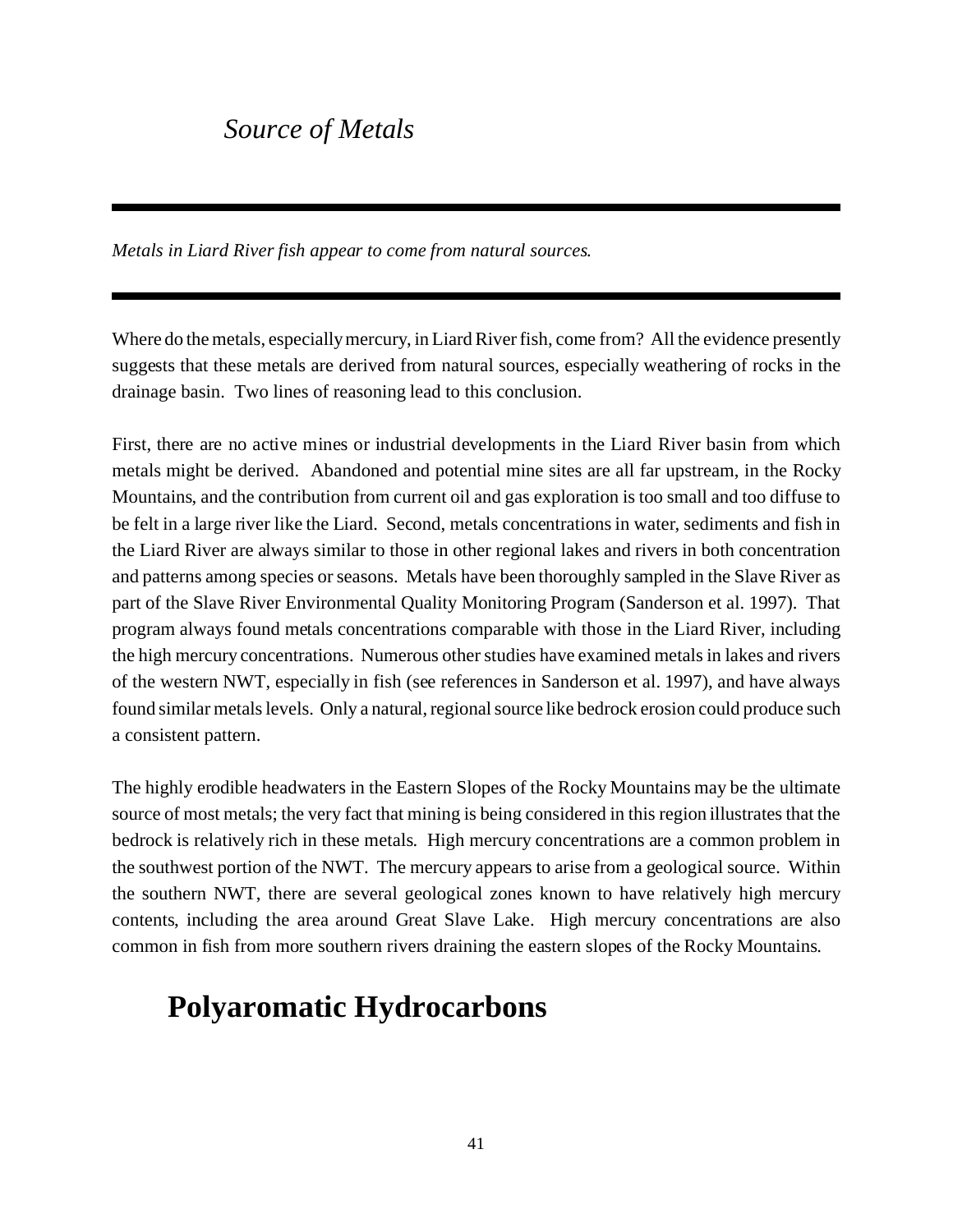## *Source of Metals*

---

*Metals in Liard River fish appear to come from natural sources.*

---

Where do the metals, especially mercury, in Liard River fish, come from? All the evidence presently suggests that these metals are derived from natural sources, especially weathering of rocks in the drainage basin. Two lines of reasoning lead to this conclusion.

First, there are no active mines or industrial developments in the Liard River basin from which metals might be derived. Abandoned and potential mine sites are all far upstream, in the Rocky Mountains, and the contribution from current oil and gas exploration is too small and too diffuse to be felt in a large river like the Liard. Second, metals concentrations in water, sediments and fish in the Liard River are always similar to those in other regional lakes and rivers in both concentration and patterns among species or seasons. Metals have been thoroughly sampled in the Slave River as part of the Slave River Environmental Quality Monitoring Program (Sanderson et al. 1997). That program always found metals concentrations comparable with those in the Liard River, including the high mercury concentrations. Numerous other studies have examined metals in lakes and rivers of the western NWT, especially in fish (see references in Sanderson et al. 1997), and have always found similar metals levels. Only a natural, regional source like bedrock erosion could produce such a consistent pattern.

The highly erodible headwaters in the Eastern Slopes of the Rocky Mountains may be the ultimate source of most metals; the very fact that mining is being considered in this region illustrates that the bedrock is relatively rich in these metals. High mercury concentrations are a common problem in the southwest portion of the NWT. The mercury appears to arise from a geological source. Within the southern NWT, there are several geological zones known to have relatively high mercury contents, including the area around Great Slave Lake. High mercury concentrations are also common in fish from more southern rivers draining the eastern slopes of the Rocky Mountains.

# Polyaromatic Hydrocarbons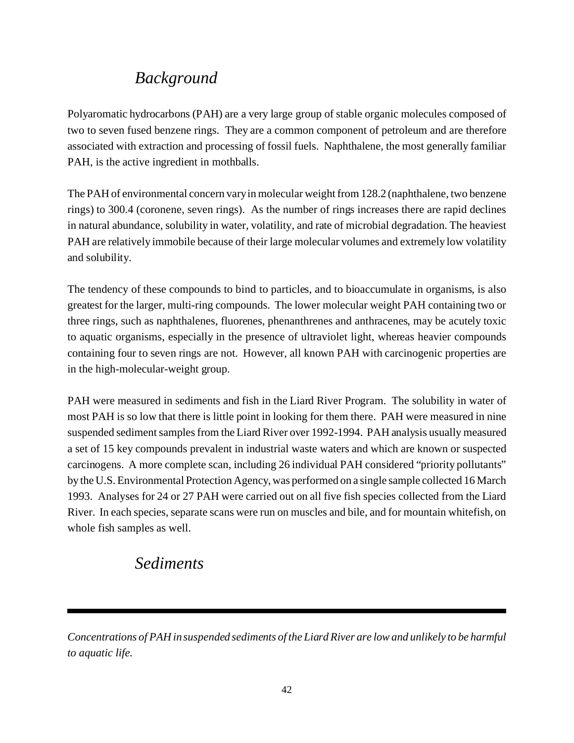## *Background*

Polyaromatic hydrocarbons (PAH) are a very large group of stable organic molecules composed of two to seven fused benzene rings. They are a common component of petroleum and are therefore associated with extraction and processing of fossil fuels. Naphthalene, the most generally familiar PAH, is the active ingredient in mothballs.

The PAH of environmental concern vary in molecular weight from 128.2 (naphthalene, two benzene rings) to 300.4 (coronene, seven rings). As the number of rings increases there are rapid declines in natural abundance, solubility in water, volatility, and rate of microbial degradation. The heaviest PAH are relatively immobile because of their large molecular volumes and extremely low volatility and solubility.

The tendency of these compounds to bind to particles, and to bioaccumulate in organisms, is also greatest for the larger, multi-ring compounds. The lower molecular weight PAH containing two or three rings, such as naphthalenes, fluorenes, phenanthrenes and anthracenes, may be acutely toxic to aquatic organisms, especially in the presence of ultraviolet light, whereas heavier compounds containing four to seven rings are not. However, all known PAH with carcinogenic properties are in the high-molecular-weight group.

PAH were measured in sediments and fish in the Liard River Program. The solubility in water of most PAH is so low that there is little point in looking for them there. PAH were measured in nine suspended sediment samples from the Liard River over 1992-1994. PAH analysis usually measured a set of 15 key compounds prevalent in industrial waste waters and which are known or suspected carcinogens. A more complete scan, including 26 individual PAH considered "priority pollutants" by the U.S. Environmental Protection Agency, was performed on a single sample collected 16 March 1993. Analyses for 24 or 27 PAH were carried out on all five fish species collected from the Liard River. In each species, separate scans were run on muscles and bile, and for mountain whitefish, on whole fish samples as well.

## *Sediments*

---

*Concentrations of PAH in suspended sediments of the Liard River are low and unlikely to be harmful to aquatic life.*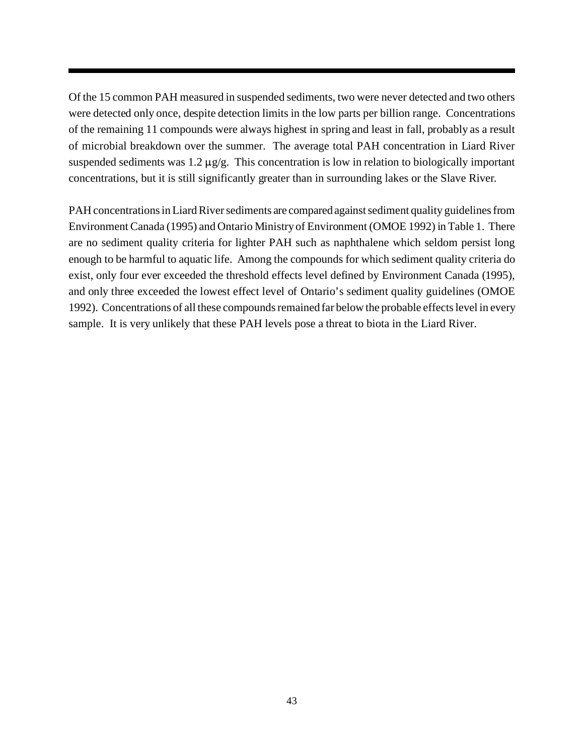Of the 15 common PAH measured in suspended sediments, two were never detected and two others were detected only once, despite detection limits in the low parts per billion range. Concentrations of the remaining 11 compounds were always highest in spring and least in fall, probably as a result of microbial breakdown over the summer. The average total PAH concentration in Liard River suspended sediments was 1.2 μg/g. This concentration is low in relation to biologically important concentrations, but it is still significantly greater than in surrounding lakes or the Slave River.

PAH concentrations in Liard River sediments are compared against sediment quality guidelines from Environment Canada (1995) and Ontario Ministry of Environment (OMOE 1992) in Table 1. There are no sediment quality criteria for lighter PAH such as naphthalene which seldom persist long enough to be harmful to aquatic life. Among the compounds for which sediment quality criteria do exist, only four ever exceeded the threshold effects level defined by Environment Canada (1995), and only three exceeded the lowest effect level of Ontario's sediment quality guidelines (OMOE 1992). Concentrations of all these compounds remained far below the probable effects level in every sample. It is very unlikely that these PAH levels pose a threat to biota in the Liard River.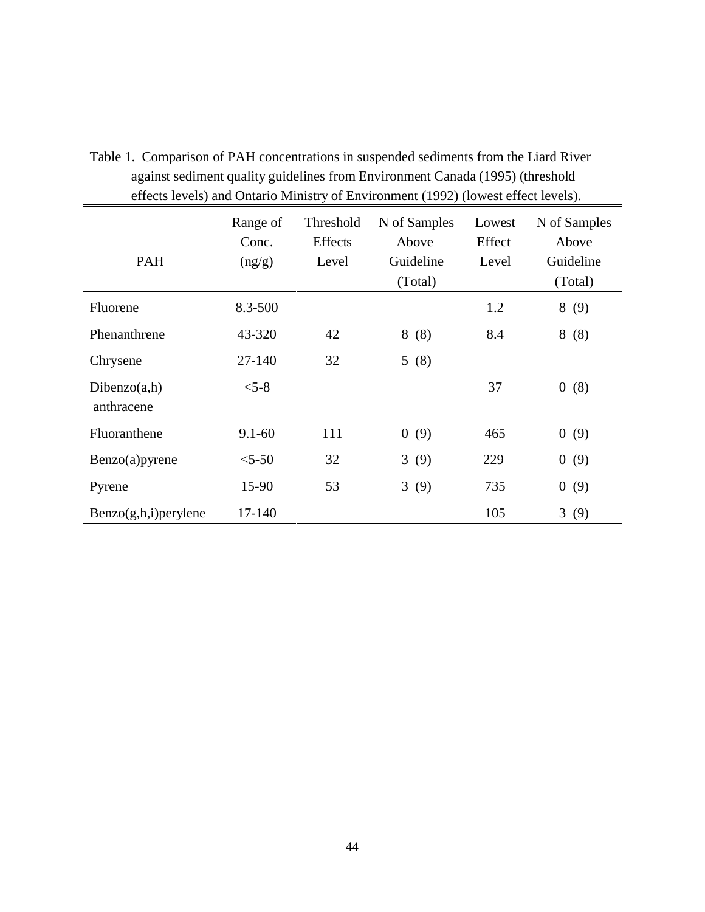Table 1. Comparison of PAH concentrations in suspended sediments from the Liard River against sediment quality guidelines from Environment Canada (1995) (threshold effects levels) and Ontario Ministry of Environment (1992) (lowest effect levels).

| PAH | Range of Conc. (ng/g) | Threshold Effects Level | N of Samples Above Guideline (Total) | Lowest Effect Level | N of Samples Above Guideline (Total) |
|---|---|---|---|---|---|
| Fluorene | 8.3-500 | | | 1.2 | 8 (9) |
| Phenanthrene | 43-320 | 42 | 8 (8) | 8.4 | 8 (8) |
| Chrysene | 27-140 | 32 | 5 (8) | | |
| Dibenzo(a,h) anthracene | <5-8 | | | 37 | 0 (8) |
| Fluoranthene | 9.1-60 | 111 | 0 (9) | 465 | 0 (9) |
| Benzo(a)pyrene | <5-50 | 32 | 3 (9) | 229 | 0 (9) |
| Pyrene | 15-90 | 53 | 3 (9) | 735 | 0 (9) |
| Benzo(g,h,i)perylene | 17-140 | | | 105 | 3 (9) |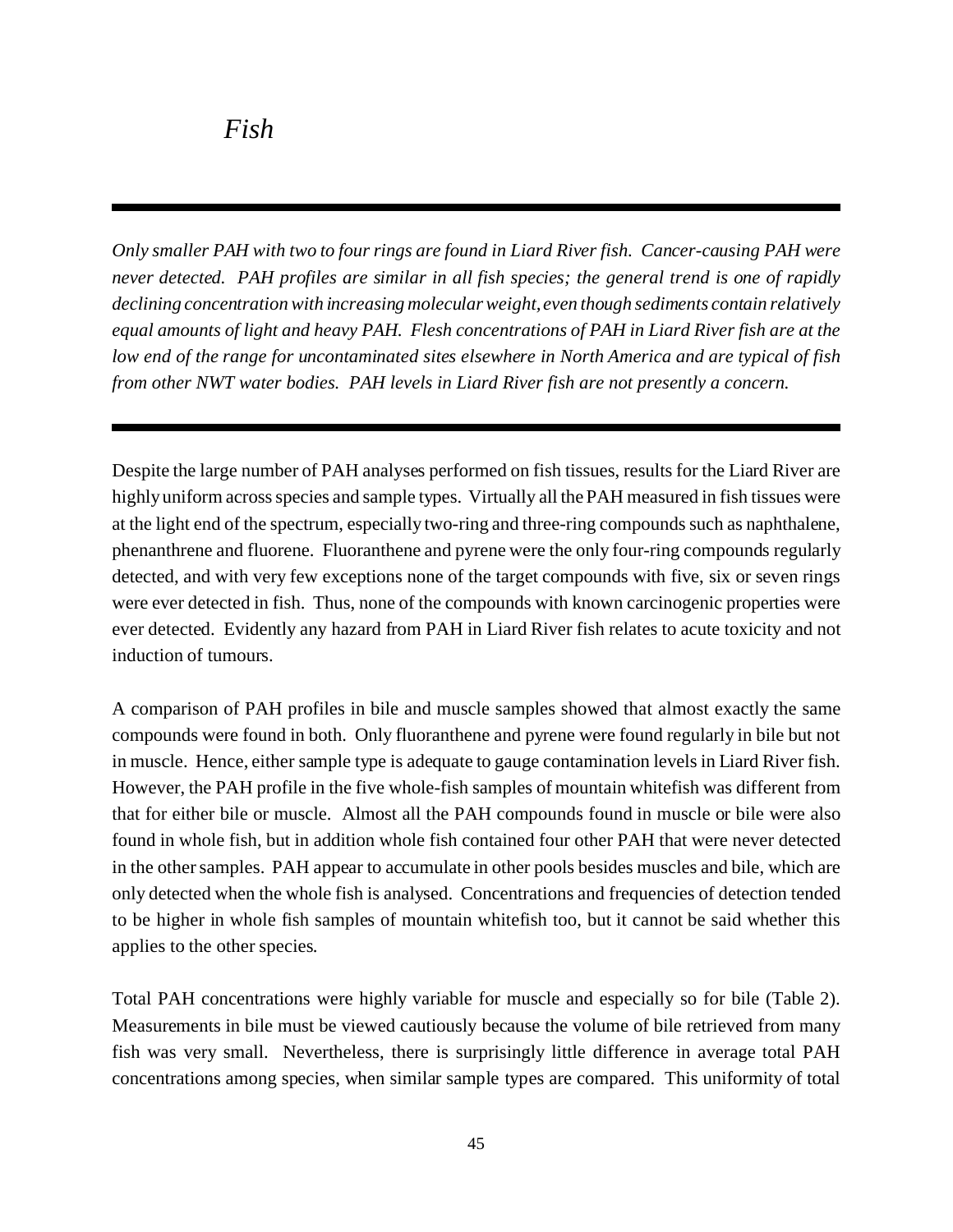# *Fish*

---

*Only smaller PAH with two to four rings are found in Liard River fish. Cancer-causing PAH were never detected. PAH profiles are similar in all fish species; the general trend is one of rapidly declining concentration with increasing molecular weight, even though sediments contain relatively equal amounts of light and heavy PAH. Flesh concentrations of PAH in Liard River fish are at the low end of the range for uncontaminated sites elsewhere in North America and are typical of fish from other NWT water bodies. PAH levels in Liard River fish are not presently a concern.*

---

Despite the large number of PAH analyses performed on fish tissues, results for the Liard River are highly uniform across species and sample types. Virtually all the PAH measured in fish tissues were at the light end of the spectrum, especially two-ring and three-ring compounds such as naphthalene, phenanthrene and fluorene. Fluoranthene and pyrene were the only four-ring compounds regularly detected, and with very few exceptions none of the target compounds with five, six or seven rings were ever detected in fish. Thus, none of the compounds with known carcinogenic properties were ever detected. Evidently any hazard from PAH in Liard River fish relates to acute toxicity and not induction of tumours.

A comparison of PAH profiles in bile and muscle samples showed that almost exactly the same compounds were found in both. Only fluoranthene and pyrene were found regularly in bile but not in muscle. Hence, either sample type is adequate to gauge contamination levels in Liard River fish. However, the PAH profile in the five whole-fish samples of mountain whitefish was different from that for either bile or muscle. Almost all the PAH compounds found in muscle or bile were also found in whole fish, but in addition whole fish contained four other PAH that were never detected in the other samples. PAH appear to accumulate in other pools besides muscles and bile, which are only detected when the whole fish is analysed. Concentrations and frequencies of detection tended to be higher in whole fish samples of mountain whitefish too, but it cannot be said whether this applies to the other species.

Total PAH concentrations were highly variable for muscle and especially so for bile (Table 2). Measurements in bile must be viewed cautiously because the volume of bile retrieved from many fish was very small. Nevertheless, there is surprisingly little difference in average total PAH concentrations among species, when similar sample types are compared. This uniformity of total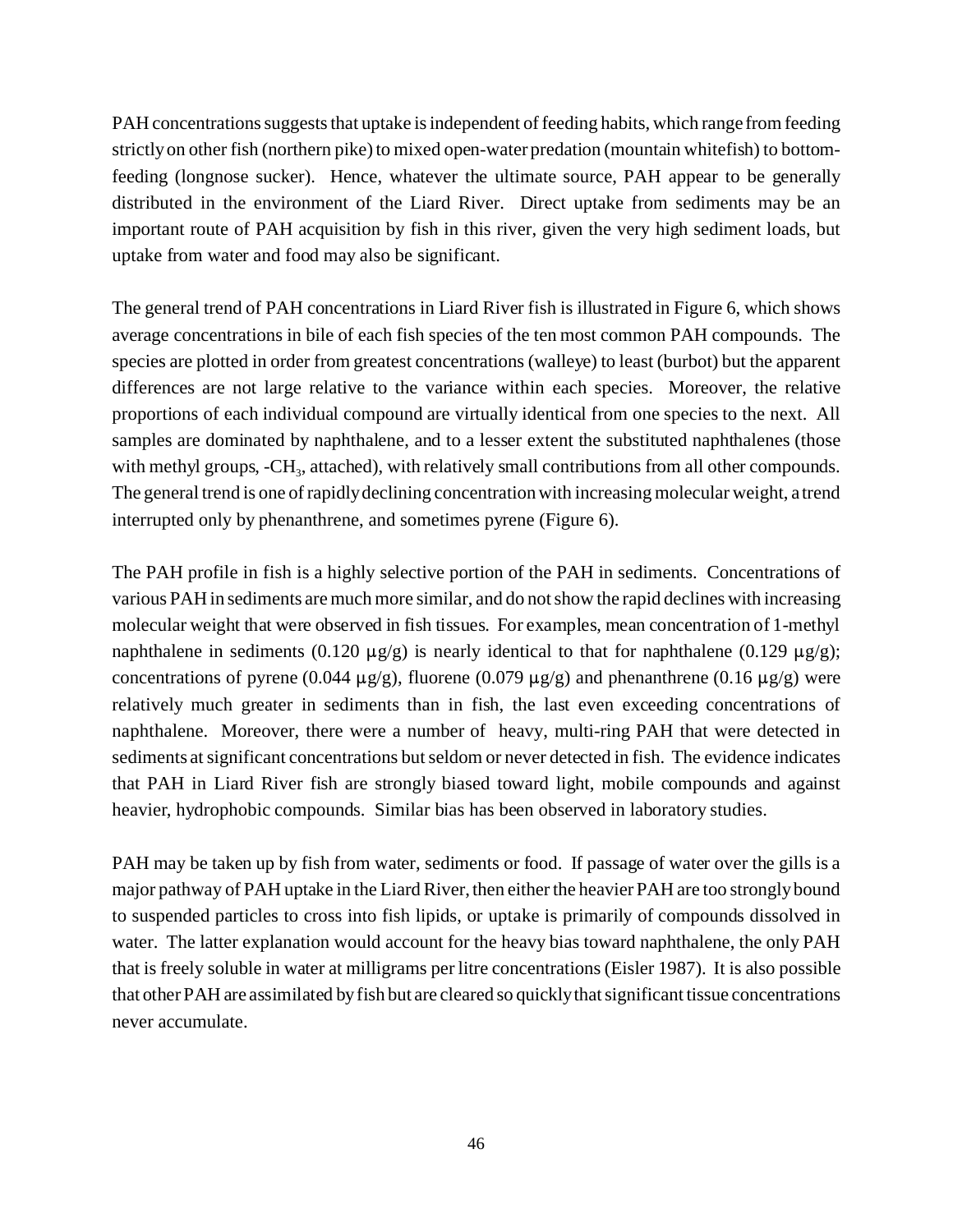PAH concentrations suggests that uptake is independent of feeding habits, which range from feeding strictly on other fish (northern pike) to mixed open-water predation (mountain whitefish) to bottom-feeding (longnose sucker). Hence, whatever the ultimate source, PAH appear to be generally distributed in the environment of the Liard River. Direct uptake from sediments may be an important route of PAH acquisition by fish in this river, given the very high sediment loads, but uptake from water and food may also be significant.

The general trend of PAH concentrations in Liard River fish is illustrated in Figure 6, which shows average concentrations in bile of each fish species of the ten most common PAH compounds. The species are plotted in order from greatest concentrations (walleye) to least (burbot) but the apparent differences are not large relative to the variance within each species. Moreover, the relative proportions of each individual compound are virtually identical from one species to the next. All samples are dominated by naphthalene, and to a lesser extent the substituted naphthalenes (those with methyl groups, $-CH_3$, attached), with relatively small contributions from all other compounds. The general trend is one of rapidly declining concentration with increasing molecular weight, a trend interrupted only by phenanthrene, and sometimes pyrene (Figure 6).

The PAH profile in fish is a highly selective portion of the PAH in sediments. Concentrations of various PAH in sediments are much more similar, and do not show the rapid declines with increasing molecular weight that were observed in fish tissues. For examples, mean concentration of 1-methyl naphthalene in sediments (0.120 $\mu$g/g) is nearly identical to that for naphthalene (0.129 $\mu$g/g); concentrations of pyrene (0.044 $\mu$g/g), fluorene (0.079 $\mu$g/g) and phenanthrene (0.16 $\mu$g/g) were relatively much greater in sediments than in fish, the last even exceeding concentrations of naphthalene. Moreover, there were a number of heavy, multi-ring PAH that were detected in sediments at significant concentrations but seldom or never detected in fish. The evidence indicates that PAH in Liard River fish are strongly biased toward light, mobile compounds and against heavier, hydrophobic compounds. Similar bias has been observed in laboratory studies.

PAH may be taken up by fish from water, sediments or food. If passage of water over the gills is a major pathway of PAH uptake in the Liard River, then either the heavier PAH are too strongly bound to suspended particles to cross into fish lipids, or uptake is primarily of compounds dissolved in water. The latter explanation would account for the heavy bias toward naphthalene, the only PAH that is freely soluble in water at milligrams per litre concentrations (Eisler 1987). It is also possible that other PAH are assimilated by fish but are cleared so quickly that significant tissue concentrations never accumulate.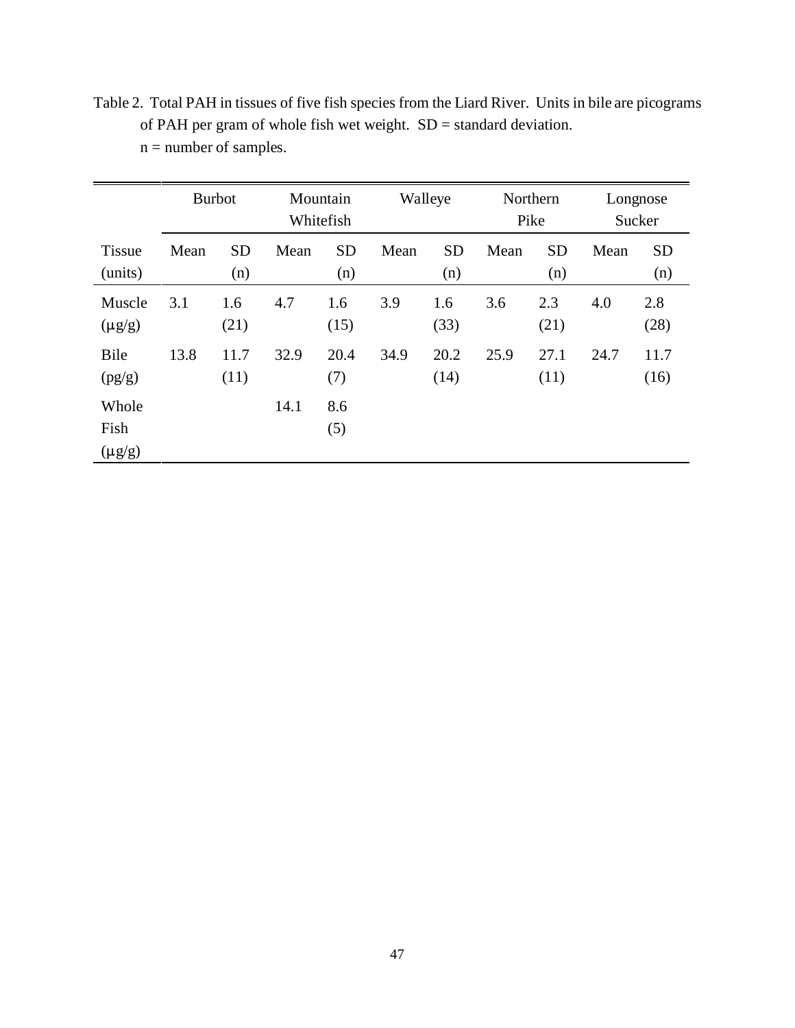Table 2. Total PAH in tissues of five fish species from the Liard River. Units in bile are picograms of PAH per gram of whole fish wet weight. SD = standard deviation. n = number of samples.

| | Burbot | | Mountain Whitefish | | Walleye | | Northern Pike | | Longnose Sucker | |
|---|---|---|---|---|---|---|---|---|---|---|
| Tissue (units) | Mean | SD (n) | Mean | SD (n) | Mean | SD (n) | Mean | SD (n) | Mean | SD (n) |
| Muscle (μg/g) | 3.1 | 1.6 (21) | 4.7 | 1.6 (15) | 3.9 | 1.6 (33) | 3.6 | 2.3 (21) | 4.0 | 2.8 (28) |
| Bile (pg/g) | 13.8 | 11.7 (11) | 32.9 | 20.4 (7) | 34.9 | 20.2 (14) | 25.9 | 27.1 (11) | 24.7 | 11.7 (16) |
| Whole Fish (μg/g) | | | 14.1 | 8.6 (5) | | | | | | |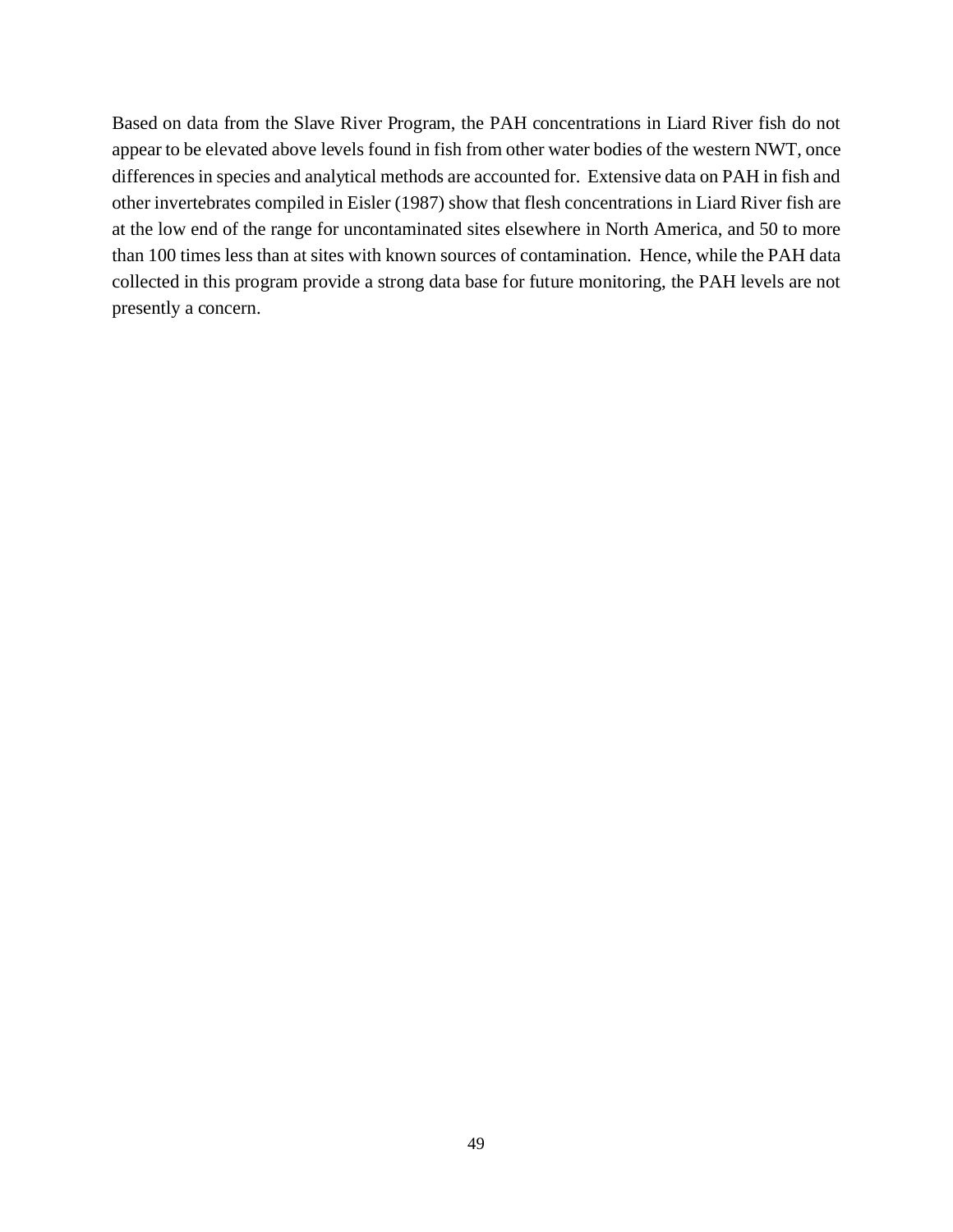Based on data from the Slave River Program, the PAH concentrations in Liard River fish do not appear to be elevated above levels found in fish from other water bodies of the western NWT, once differences in species and analytical methods are accounted for. Extensive data on PAH in fish and other invertebrates compiled in Eisler (1987) show that flesh concentrations in Liard River fish are at the low end of the range for uncontaminated sites elsewhere in North America, and 50 to more than 100 times less than at sites with known sources of contamination. Hence, while the PAH data collected in this program provide a strong data base for future monitoring, the PAH levels are not presently a concern.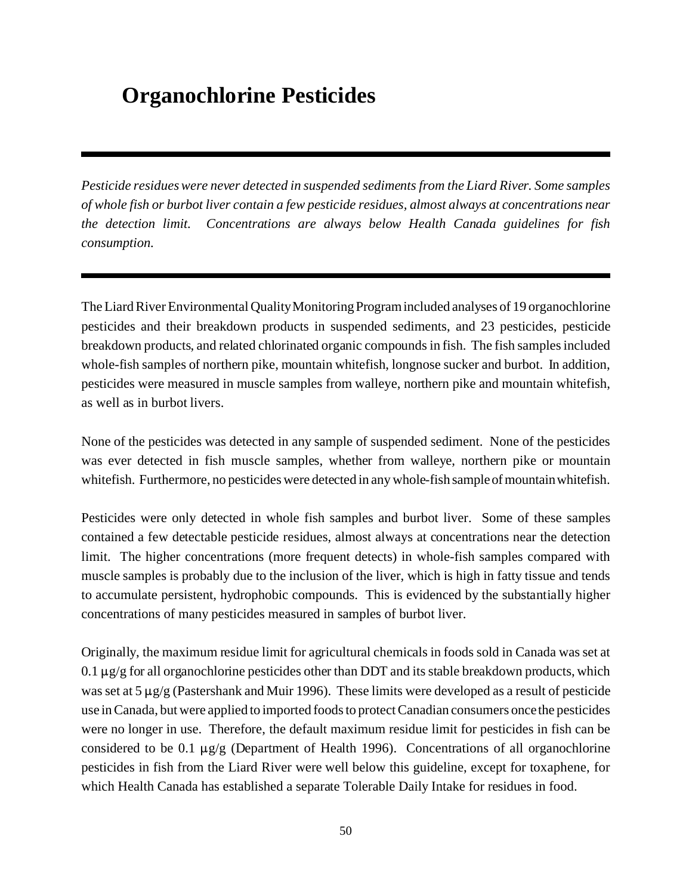# Organochlorine Pesticides

*Pesticide residues were never detected in suspended sediments from the Liard River. Some samples of whole fish or burbot liver contain a few pesticide residues, almost always at concentrations near the detection limit. Concentrations are always below Health Canada guidelines for fish consumption.*

The Liard River Environmental Quality Monitoring Program included analyses of 19 organochlorine pesticides and their breakdown products in suspended sediments, and 23 pesticides, pesticide breakdown products, and related chlorinated organic compounds in fish. The fish samples included whole-fish samples of northern pike, mountain whitefish, longnose sucker and burbot. In addition, pesticides were measured in muscle samples from walleye, northern pike and mountain whitefish, as well as in burbot livers.

None of the pesticides was detected in any sample of suspended sediment. None of the pesticides was ever detected in fish muscle samples, whether from walleye, northern pike or mountain whitefish. Furthermore, no pesticides were detected in any whole-fish sample of mountain whitefish.

Pesticides were only detected in whole fish samples and burbot liver. Some of these samples contained a few detectable pesticide residues, almost always at concentrations near the detection limit. The higher concentrations (more frequent detects) in whole-fish samples compared with muscle samples is probably due to the inclusion of the liver, which is high in fatty tissue and tends to accumulate persistent, hydrophobic compounds. This is evidenced by the substantially higher concentrations of many pesticides measured in samples of burbot liver.

Originally, the maximum residue limit for agricultural chemicals in foods sold in Canada was set at 0.1 μg/g for all organochlorine pesticides other than DDT and its stable breakdown products, which was set at 5 μg/g (Pastershank and Muir 1996). These limits were developed as a result of pesticide use in Canada, but were applied to imported foods to protect Canadian consumers once the pesticides were no longer in use. Therefore, the default maximum residue limit for pesticides in fish can be considered to be 0.1 μg/g (Department of Health 1996). Concentrations of all organochlorine pesticides in fish from the Liard River were well below this guideline, except for toxaphene, for which Health Canada has established a separate Tolerable Daily Intake for residues in food.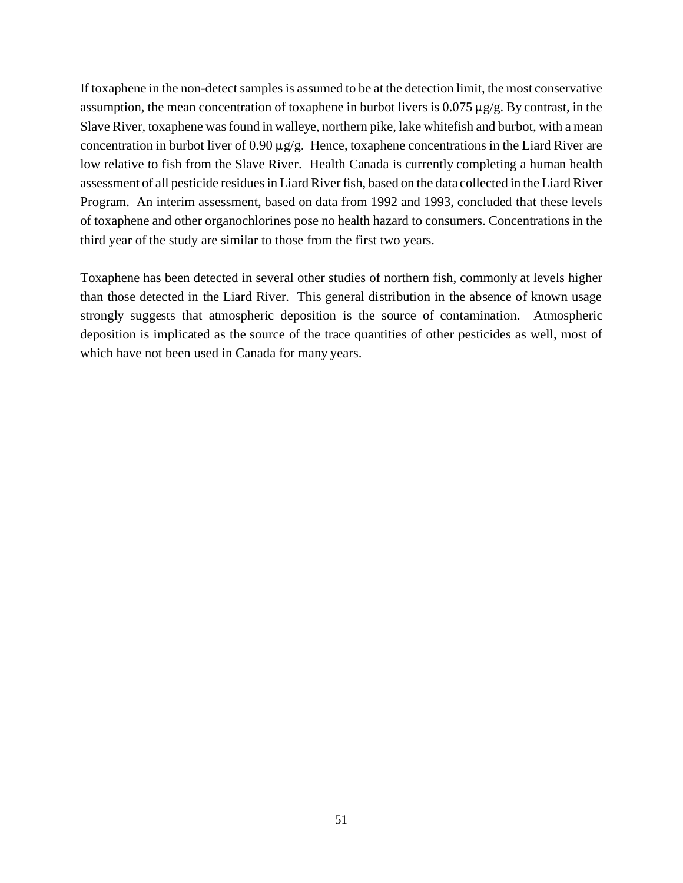If toxaphene in the non-detect samples is assumed to be at the detection limit, the most conservative assumption, the mean concentration of toxaphene in burbot livers is 0.075 µg/g. By contrast, in the Slave River, toxaphene was found in walleye, northern pike, lake whitefish and burbot, with a mean concentration in burbot liver of 0.90 µg/g. Hence, toxaphene concentrations in the Liard River are low relative to fish from the Slave River. Health Canada is currently completing a human health assessment of all pesticide residues in Liard River fish, based on the data collected in the Liard River Program. An interim assessment, based on data from 1992 and 1993, concluded that these levels of toxaphene and other organochlorines pose no health hazard to consumers. Concentrations in the third year of the study are similar to those from the first two years.

Toxaphene has been detected in several other studies of northern fish, commonly at levels higher than those detected in the Liard River. This general distribution in the absence of known usage strongly suggests that atmospheric deposition is the source of contamination. Atmospheric deposition is implicated as the source of the trace quantities of other pesticides as well, most of which have not been used in Canada for many years.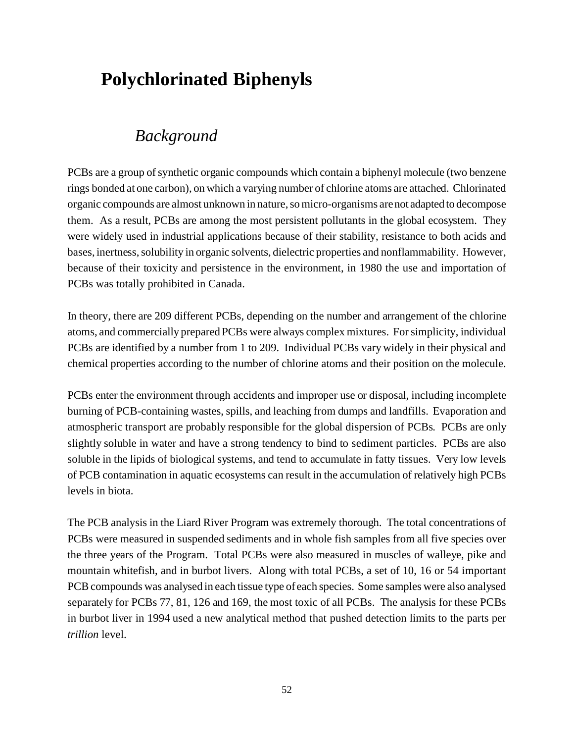# Polychlorinated Biphenyls

## *Background*

PCBs are a group of synthetic organic compounds which contain a biphenyl molecule (two benzene rings bonded at one carbon), on which a varying number of chlorine atoms are attached. Chlorinated organic compounds are almost unknown in nature, so micro-organisms are not adapted to decompose them. As a result, PCBs are among the most persistent pollutants in the global ecosystem. They were widely used in industrial applications because of their stability, resistance to both acids and bases, inertness, solubility in organic solvents, dielectric properties and nonflammability. However, because of their toxicity and persistence in the environment, in 1980 the use and importation of PCBs was totally prohibited in Canada.

In theory, there are 209 different PCBs, depending on the number and arrangement of the chlorine atoms, and commercially prepared PCBs were always complex mixtures. For simplicity, individual PCBs are identified by a number from 1 to 209. Individual PCBs vary widely in their physical and chemical properties according to the number of chlorine atoms and their position on the molecule.

PCBs enter the environment through accidents and improper use or disposal, including incomplete burning of PCB-containing wastes, spills, and leaching from dumps and landfills. Evaporation and atmospheric transport are probably responsible for the global dispersion of PCBs. PCBs are only slightly soluble in water and have a strong tendency to bind to sediment particles. PCBs are also soluble in the lipids of biological systems, and tend to accumulate in fatty tissues. Very low levels of PCB contamination in aquatic ecosystems can result in the accumulation of relatively high PCBs levels in biota.

The PCB analysis in the Liard River Program was extremely thorough. The total concentrations of PCBs were measured in suspended sediments and in whole fish samples from all five species over the three years of the Program. Total PCBs were also measured in muscles of walleye, pike and mountain whitefish, and in burbot livers. Along with total PCBs, a set of 10, 16 or 54 important PCB compounds was analysed in each tissue type of each species. Some samples were also analysed separately for PCBs 77, 81, 126 and 169, the most toxic of all PCBs. The analysis for these PCBs in burbot liver in 1994 used a new analytical method that pushed detection limits to the parts per *trillion* level.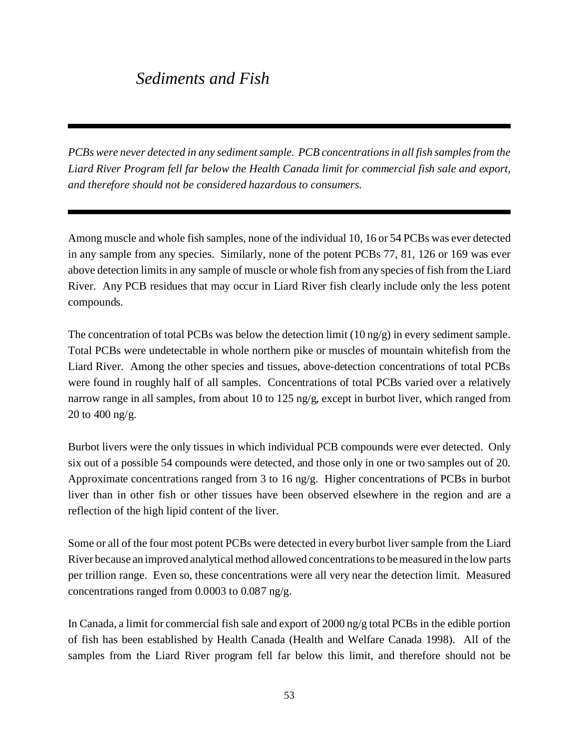## *Sediments and Fish*

---

*PCBs were never detected in any sediment sample. PCB concentrations in all fish samples from the Liard River Program fell far below the Health Canada limit for commercial fish sale and export, and therefore should not be considered hazardous to consumers.*

---

Among muscle and whole fish samples, none of the individual 10, 16 or 54 PCBs was ever detected in any sample from any species. Similarly, none of the potent PCBs 77, 81, 126 or 169 was ever above detection limits in any sample of muscle or whole fish from any species of fish from the Liard River. Any PCB residues that may occur in Liard River fish clearly include only the less potent compounds.

The concentration of total PCBs was below the detection limit (10 ng/g) in every sediment sample. Total PCBs were undetectable in whole northern pike or muscles of mountain whitefish from the Liard River. Among the other species and tissues, above-detection concentrations of total PCBs were found in roughly half of all samples. Concentrations of total PCBs varied over a relatively narrow range in all samples, from about 10 to 125 ng/g, except in burbot liver, which ranged from 20 to 400 ng/g.

Burbot livers were the only tissues in which individual PCB compounds were ever detected. Only six out of a possible 54 compounds were detected, and those only in one or two samples out of 20. Approximate concentrations ranged from 3 to 16 ng/g. Higher concentrations of PCBs in burbot liver than in other fish or other tissues have been observed elsewhere in the region and are a reflection of the high lipid content of the liver.

Some or all of the four most potent PCBs were detected in every burbot liver sample from the Liard River because an improved analytical method allowed concentrations to be measured in the low parts per trillion range. Even so, these concentrations were all very near the detection limit. Measured concentrations ranged from 0.0003 to 0.087 ng/g.

In Canada, a limit for commercial fish sale and export of 2000 ng/g total PCBs in the edible portion of fish has been established by Health Canada (Health and Welfare Canada 1998). All of the samples from the Liard River program fell far below this limit, and therefore should not be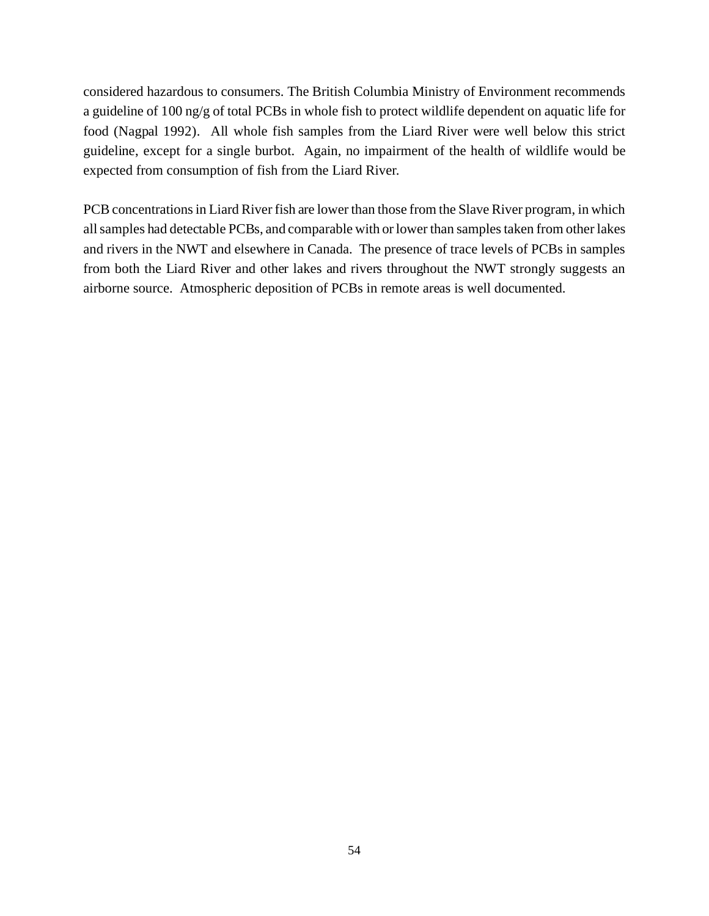considered hazardous to consumers. The British Columbia Ministry of Environment recommends a guideline of 100 ng/g of total PCBs in whole fish to protect wildlife dependent on aquatic life for food (Nagpal 1992). All whole fish samples from the Liard River were well below this strict guideline, except for a single burbot. Again, no impairment of the health of wildlife would be expected from consumption of fish from the Liard River.

PCB concentrations in Liard River fish are lower than those from the Slave River program, in which all samples had detectable PCBs, and comparable with or lower than samples taken from other lakes and rivers in the NWT and elsewhere in Canada. The presence of trace levels of PCBs in samples from both the Liard River and other lakes and rivers throughout the NWT strongly suggests an airborne source. Atmospheric deposition of PCBs in remote areas is well documented.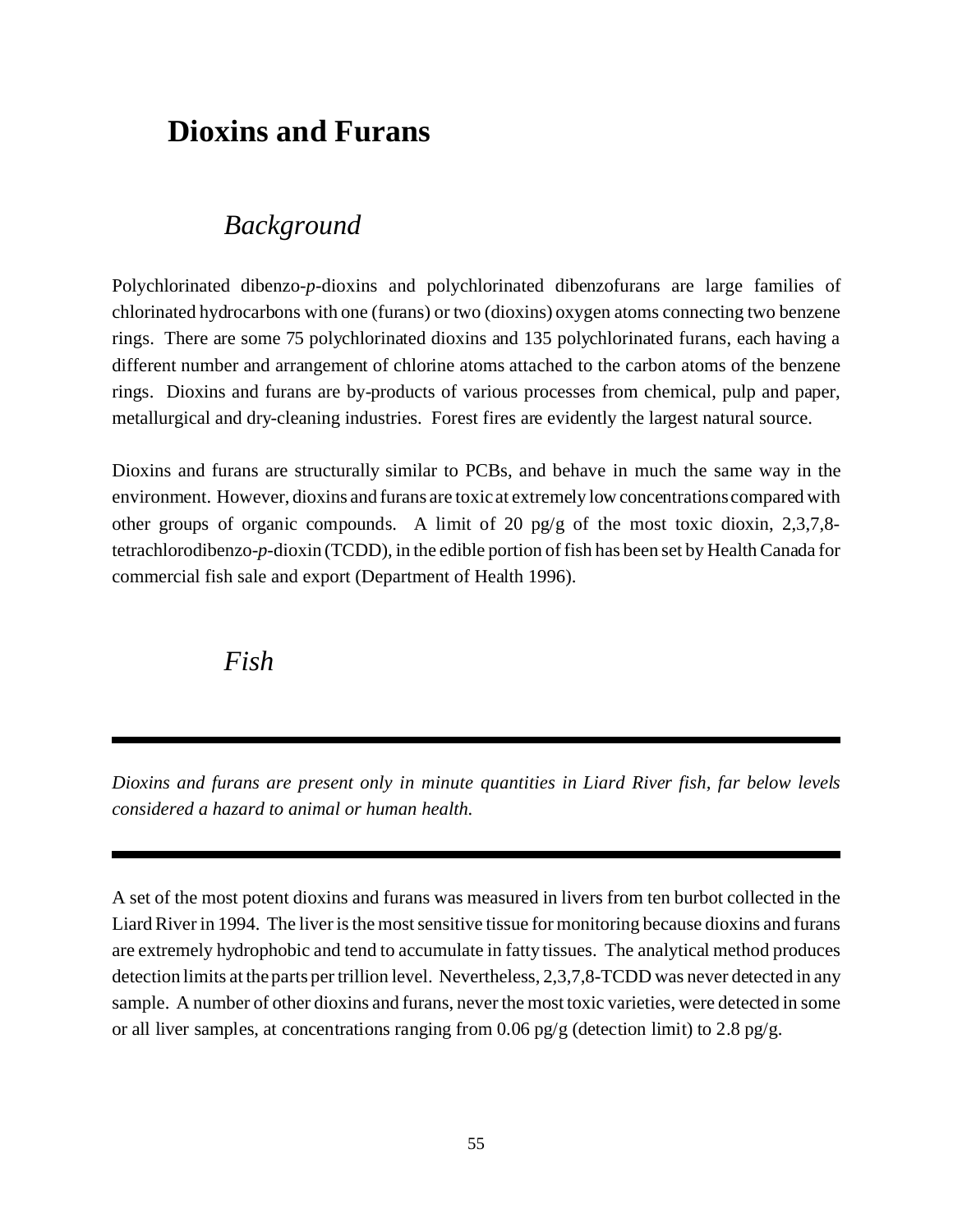# Dioxins and Furans

## *Background*

Polychlorinated dibenzo-*p*-dioxins and polychlorinated dibenzofurans are large families of chlorinated hydrocarbons with one (furans) or two (dioxins) oxygen atoms connecting two benzene rings. There are some 75 polychlorinated dioxins and 135 polychlorinated furans, each having a different number and arrangement of chlorine atoms attached to the carbon atoms of the benzene rings. Dioxins and furans are by-products of various processes from chemical, pulp and paper, metallurgical and dry-cleaning industries. Forest fires are evidently the largest natural source.

Dioxins and furans are structurally similar to PCBs, and behave in much the same way in the environment. However, dioxins and furans are toxic at extremely low concentrations compared with other groups of organic compounds. A limit of 20 pg/g of the most toxic dioxin, 2,3,7,8-tetrachlorodibenzo-*p*-dioxin (TCDD), in the edible portion of fish has been set by Health Canada for commercial fish sale and export (Department of Health 1996).

## *Fish*

---

*Dioxins and furans are present only in minute quantities in Liard River fish, far below levels considered a hazard to animal or human health.*

---

A set of the most potent dioxins and furans was measured in livers from ten burbot collected in the Liard River in 1994. The liver is the most sensitive tissue for monitoring because dioxins and furans are extremely hydrophobic and tend to accumulate in fatty tissues. The analytical method produces detection limits at the parts per trillion level. Nevertheless, 2,3,7,8-TCDD was never detected in any sample. A number of other dioxins and furans, never the most toxic varieties, were detected in some or all liver samples, at concentrations ranging from 0.06 pg/g (detection limit) to 2.8 pg/g.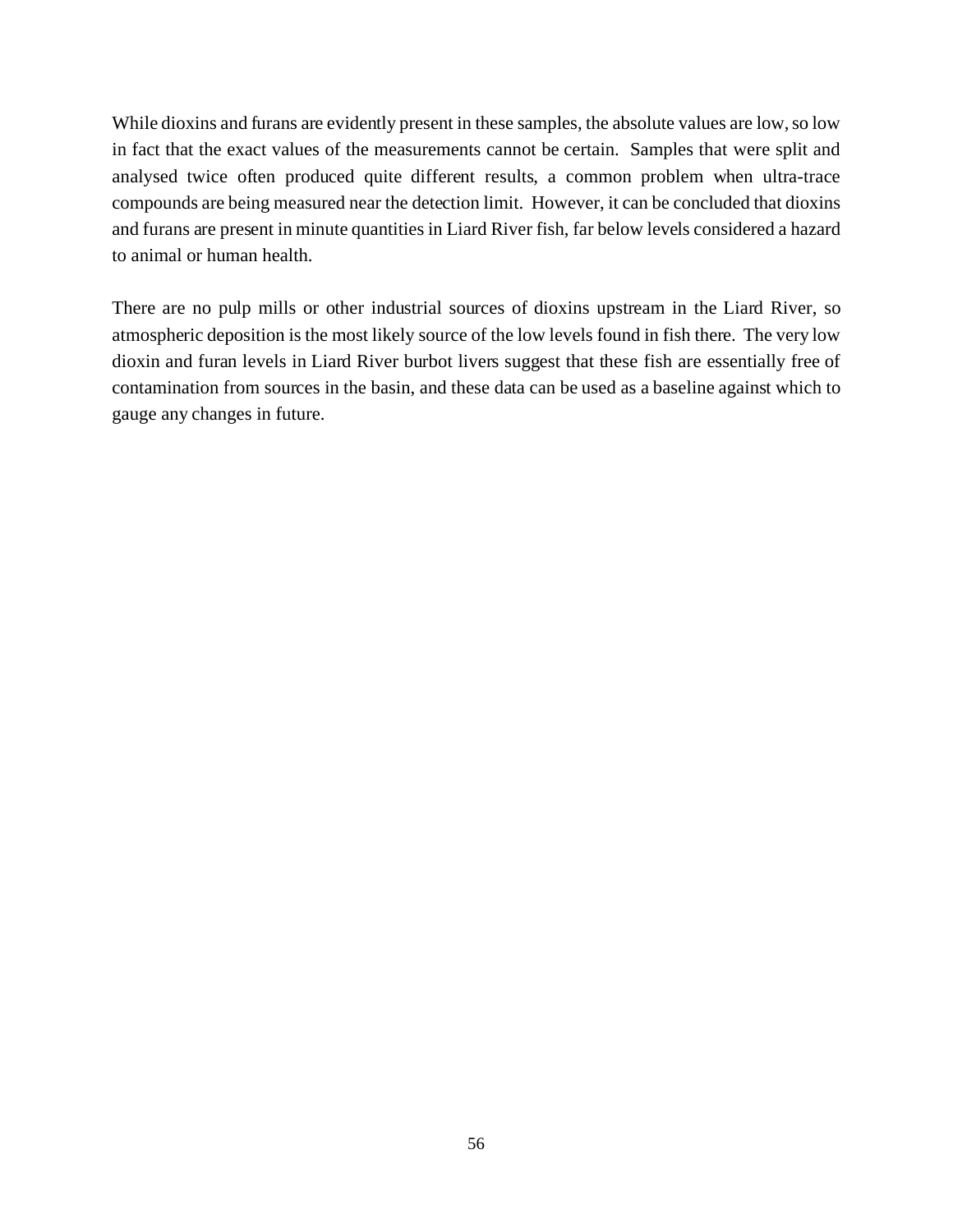While dioxins and furans are evidently present in these samples, the absolute values are low, so low in fact that the exact values of the measurements cannot be certain. Samples that were split and analysed twice often produced quite different results, a common problem when ultra-trace compounds are being measured near the detection limit. However, it can be concluded that dioxins and furans are present in minute quantities in Liard River fish, far below levels considered a hazard to animal or human health.

There are no pulp mills or other industrial sources of dioxins upstream in the Liard River, so atmospheric deposition is the most likely source of the low levels found in fish there. The very low dioxin and furan levels in Liard River burbot livers suggest that these fish are essentially free of contamination from sources in the basin, and these data can be used as a baseline against which to gauge any changes in future.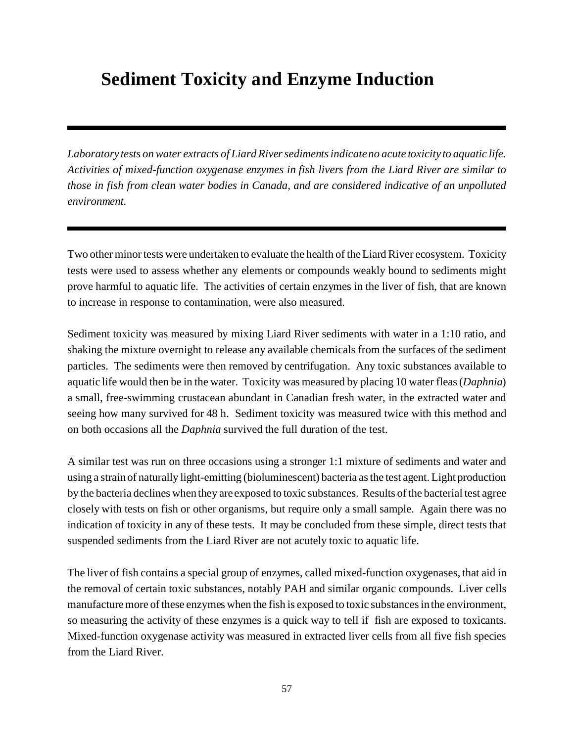# Sediment Toxicity and Enzyme Induction

---

*Laboratory tests on water extracts of Liard River sediments indicate no acute toxicity to aquatic life. Activities of mixed-function oxygenase enzymes in fish livers from the Liard River are similar to those in fish from clean water bodies in Canada, and are considered indicative of an unpolluted environment.*

---

Two other minor tests were undertaken to evaluate the health of the Liard River ecosystem. Toxicity tests were used to assess whether any elements or compounds weakly bound to sediments might prove harmful to aquatic life. The activities of certain enzymes in the liver of fish, that are known to increase in response to contamination, were also measured.

Sediment toxicity was measured by mixing Liard River sediments with water in a 1:10 ratio, and shaking the mixture overnight to release any available chemicals from the surfaces of the sediment particles. The sediments were then removed by centrifugation. Any toxic substances available to aquatic life would then be in the water. Toxicity was measured by placing 10 water fleas (*Daphnia*) a small, free-swimming crustacean abundant in Canadian fresh water, in the extracted water and seeing how many survived for 48 h. Sediment toxicity was measured twice with this method and on both occasions all the *Daphnia* survived the full duration of the test.

A similar test was run on three occasions using a stronger 1:1 mixture of sediments and water and using a strain of naturally light-emitting (bioluminescent) bacteria as the test agent. Light production by the bacteria declines when they are exposed to toxic substances. Results of the bacterial test agree closely with tests on fish or other organisms, but require only a small sample. Again there was no indication of toxicity in any of these tests. It may be concluded from these simple, direct tests that suspended sediments from the Liard River are not acutely toxic to aquatic life.

The liver of fish contains a special group of enzymes, called mixed-function oxygenases, that aid in the removal of certain toxic substances, notably PAH and similar organic compounds. Liver cells manufacture more of these enzymes when the fish is exposed to toxic substances in the environment, so measuring the activity of these enzymes is a quick way to tell if fish are exposed to toxicants. Mixed-function oxygenase activity was measured in extracted liver cells from all five fish species from the Liard River.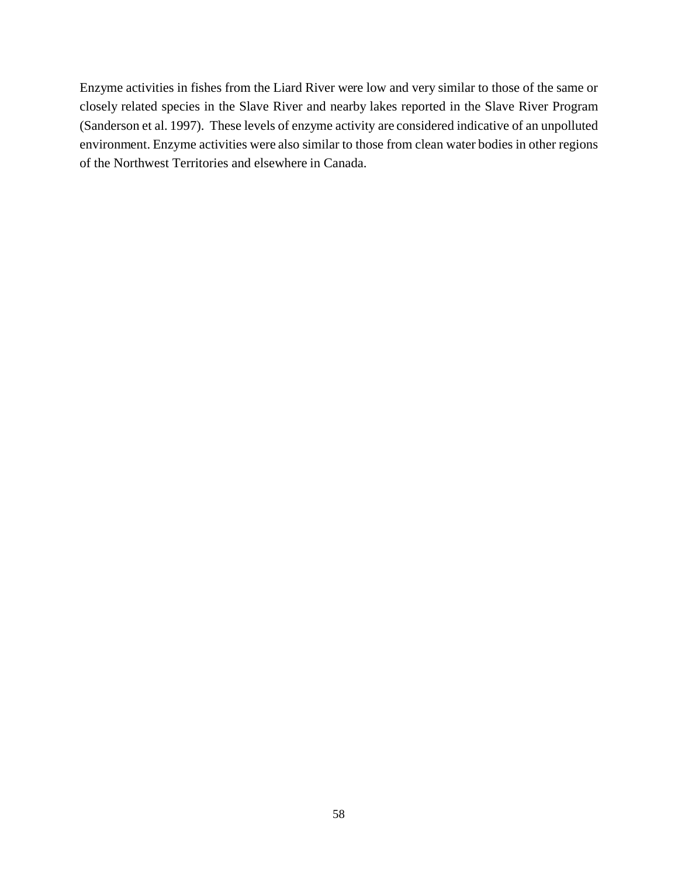Enzyme activities in fishes from the Liard River were low and very similar to those of the same or closely related species in the Slave River and nearby lakes reported in the Slave River Program (Sanderson et al. 1997). These levels of enzyme activity are considered indicative of an unpolluted environment. Enzyme activities were also similar to those from clean water bodies in other regions of the Northwest Territories and elsewhere in Canada.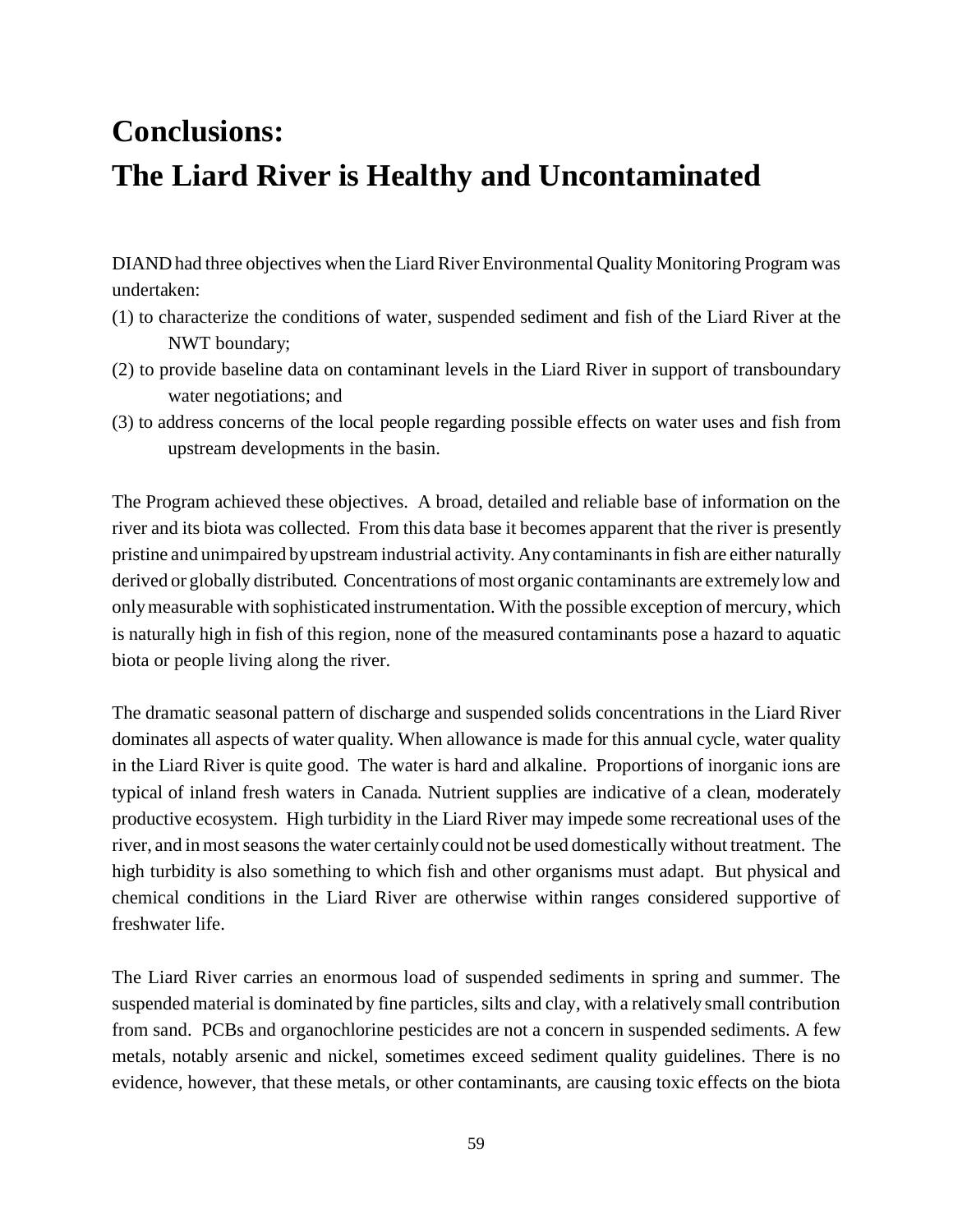# Conclusions: The Liard River is Healthy and Uncontaminated

DIAND had three objectives when the Liard River Environmental Quality Monitoring Program was undertaken:

(1) to characterize the conditions of water, suspended sediment and fish of the Liard River at the NWT boundary;

(2) to provide baseline data on contaminant levels in the Liard River in support of transboundary water negotiations; and

(3) to address concerns of the local people regarding possible effects on water uses and fish from upstream developments in the basin.

The Program achieved these objectives. A broad, detailed and reliable base of information on the river and its biota was collected. From this data base it becomes apparent that the river is presently pristine and unimpaired by upstream industrial activity. Any contaminants in fish are either naturally derived or globally distributed. Concentrations of most organic contaminants are extremely low and only measurable with sophisticated instrumentation. With the possible exception of mercury, which is naturally high in fish of this region, none of the measured contaminants pose a hazard to aquatic biota or people living along the river.

The dramatic seasonal pattern of discharge and suspended solids concentrations in the Liard River dominates all aspects of water quality. When allowance is made for this annual cycle, water quality in the Liard River is quite good. The water is hard and alkaline. Proportions of inorganic ions are typical of inland fresh waters in Canada. Nutrient supplies are indicative of a clean, moderately productive ecosystem. High turbidity in the Liard River may impede some recreational uses of the river, and in most seasons the water certainly could not be used domestically without treatment. The high turbidity is also something to which fish and other organisms must adapt. But physical and chemical conditions in the Liard River are otherwise within ranges considered supportive of freshwater life.

The Liard River carries an enormous load of suspended sediments in spring and summer. The suspended material is dominated by fine particles, silts and clay, with a relatively small contribution from sand. PCBs and organochlorine pesticides are not a concern in suspended sediments. A few metals, notably arsenic and nickel, sometimes exceed sediment quality guidelines. There is no evidence, however, that these metals, or other contaminants, are causing toxic effects on the biota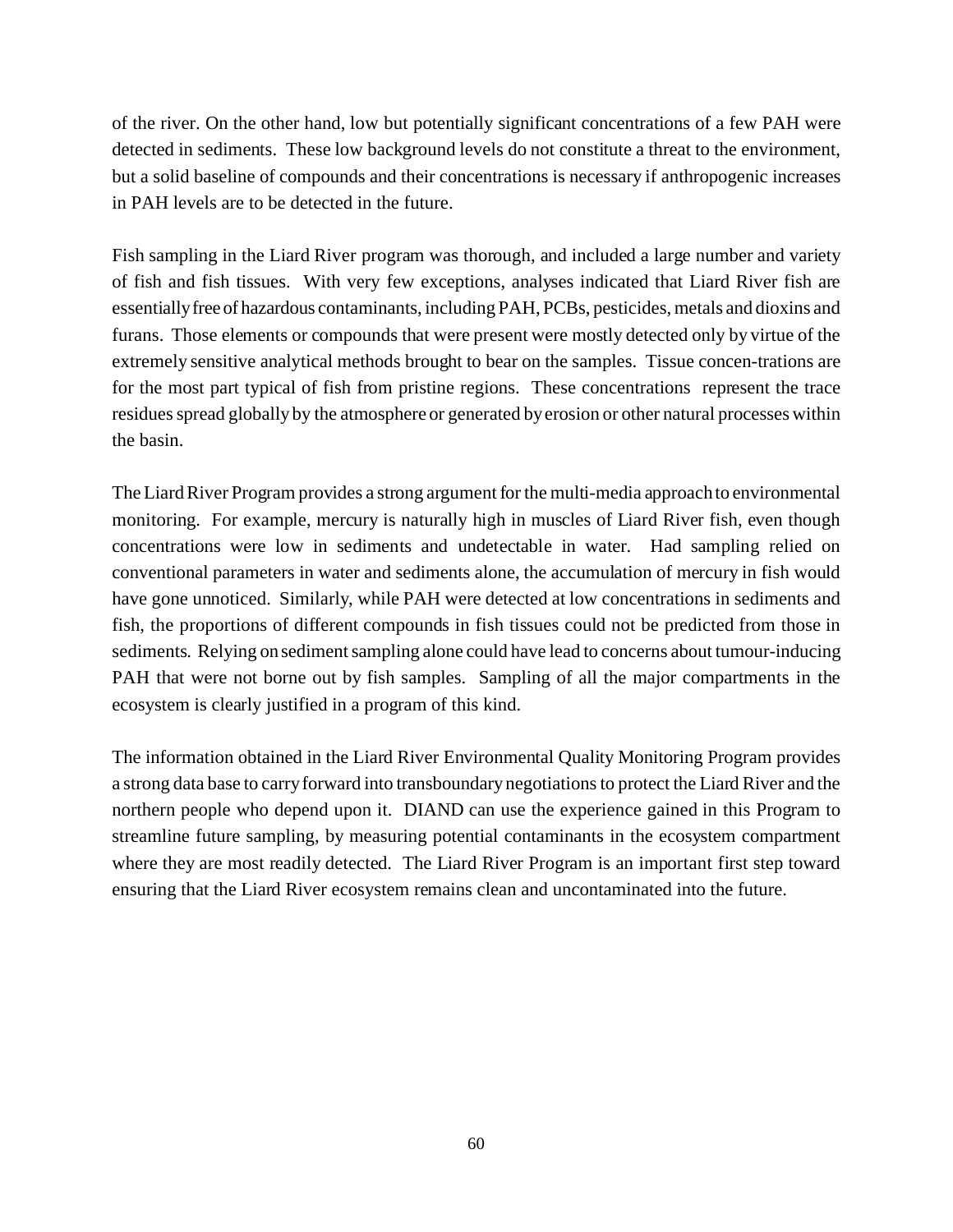of the river. On the other hand, low but potentially significant concentrations of a few PAH were detected in sediments. These low background levels do not constitute a threat to the environment, but a solid baseline of compounds and their concentrations is necessary if anthropogenic increases in PAH levels are to be detected in the future.

Fish sampling in the Liard River program was thorough, and included a large number and variety of fish and fish tissues. With very few exceptions, analyses indicated that Liard River fish are essentially free of hazardous contaminants, including PAH, PCBs, pesticides, metals and dioxins and furans. Those elements or compounds that were present were mostly detected only by virtue of the extremely sensitive analytical methods brought to bear on the samples. Tissue concen-trations are for the most part typical of fish from pristine regions. These concentrations represent the trace residues spread globally by the atmosphere or generated by erosion or other natural processes within the basin.

The Liard River Program provides a strong argument for the multi-media approach to environmental monitoring. For example, mercury is naturally high in muscles of Liard River fish, even though concentrations were low in sediments and undetectable in water. Had sampling relied on conventional parameters in water and sediments alone, the accumulation of mercury in fish would have gone unnoticed. Similarly, while PAH were detected at low concentrations in sediments and fish, the proportions of different compounds in fish tissues could not be predicted from those in sediments. Relying on sediment sampling alone could have lead to concerns about tumour-inducing PAH that were not borne out by fish samples. Sampling of all the major compartments in the ecosystem is clearly justified in a program of this kind.

The information obtained in the Liard River Environmental Quality Monitoring Program provides a strong data base to carry forward into transboundary negotiations to protect the Liard River and the northern people who depend upon it. DIAND can use the experience gained in this Program to streamline future sampling, by measuring potential contaminants in the ecosystem compartment where they are most readily detected. The Liard River Program is an important first step toward ensuring that the Liard River ecosystem remains clean and uncontaminated into the future.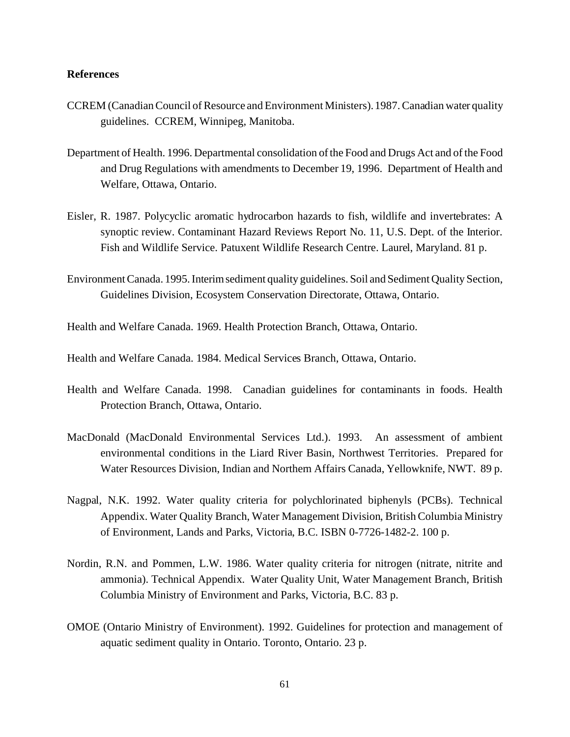**References**

CCREM (Canadian Council of Resource and Environment Ministers). 1987. Canadian water quality guidelines. CCREM, Winnipeg, Manitoba.

Department of Health. 1996. Departmental consolidation of the Food and Drugs Act and of the Food and Drug Regulations with amendments to December 19, 1996. Department of Health and Welfare, Ottawa, Ontario.

Eisler, R. 1987. Polycyclic aromatic hydrocarbon hazards to fish, wildlife and invertebrates: A synoptic review. Contaminant Hazard Reviews Report No. 11, U.S. Dept. of the Interior. Fish and Wildlife Service. Patuxent Wildlife Research Centre. Laurel, Maryland. 81 p.

Environment Canada. 1995. Interim sediment quality guidelines. Soil and Sediment Quality Section, Guidelines Division, Ecosystem Conservation Directorate, Ottawa, Ontario.

Health and Welfare Canada. 1969. Health Protection Branch, Ottawa, Ontario.

Health and Welfare Canada. 1984. Medical Services Branch, Ottawa, Ontario.

Health and Welfare Canada. 1998. Canadian guidelines for contaminants in foods. Health Protection Branch, Ottawa, Ontario.

MacDonald (MacDonald Environmental Services Ltd.). 1993. An assessment of ambient environmental conditions in the Liard River Basin, Northwest Territories. Prepared for Water Resources Division, Indian and Northern Affairs Canada, Yellowknife, NWT. 89 p.

Nagpal, N.K. 1992. Water quality criteria for polychlorinated biphenyls (PCBs). Technical Appendix. Water Quality Branch, Water Management Division, British Columbia Ministry of Environment, Lands and Parks, Victoria, B.C. ISBN 0-7726-1482-2. 100 p.

Nordin, R.N. and Pommen, L.W. 1986. Water quality criteria for nitrogen (nitrate, nitrite and ammonia). Technical Appendix. Water Quality Unit, Water Management Branch, British Columbia Ministry of Environment and Parks, Victoria, B.C. 83 p.

OMOE (Ontario Ministry of Environment). 1992. Guidelines for protection and management of aquatic sediment quality in Ontario. Toronto, Ontario. 23 p.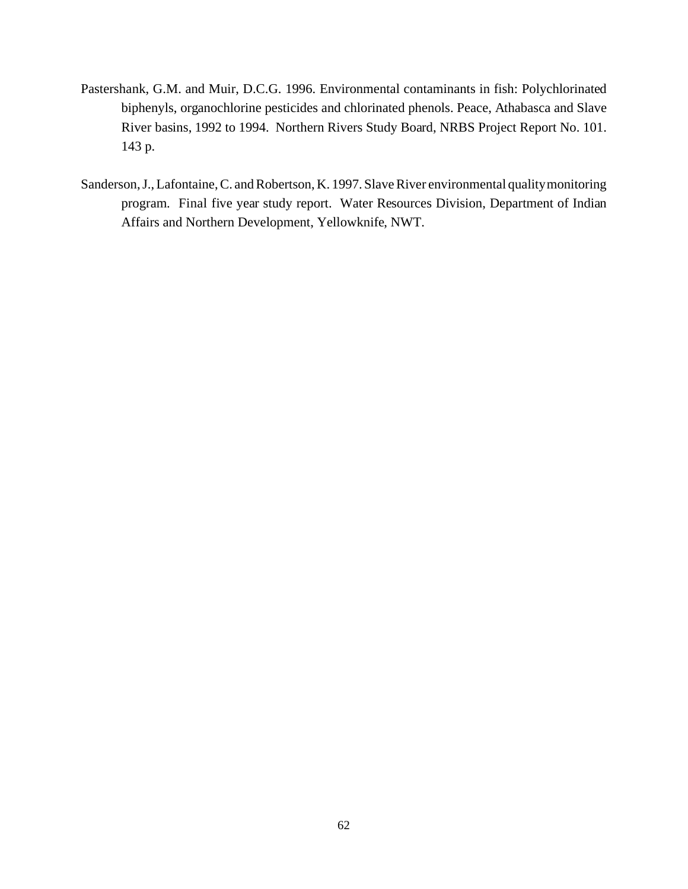Pastershank, G.M. and Muir, D.C.G. 1996. Environmental contaminants in fish: Polychlorinated biphenyls, organochlorine pesticides and chlorinated phenols. Peace, Athabasca and Slave River basins, 1992 to 1994. Northern Rivers Study Board, NRBS Project Report No. 101. 143 p.

Sanderson, J., Lafontaine, C. and Robertson, K. 1997. Slave River environmental quality monitoring program. Final five year study report. Water Resources Division, Department of Indian Affairs and Northern Development, Yellowknife, NWT.